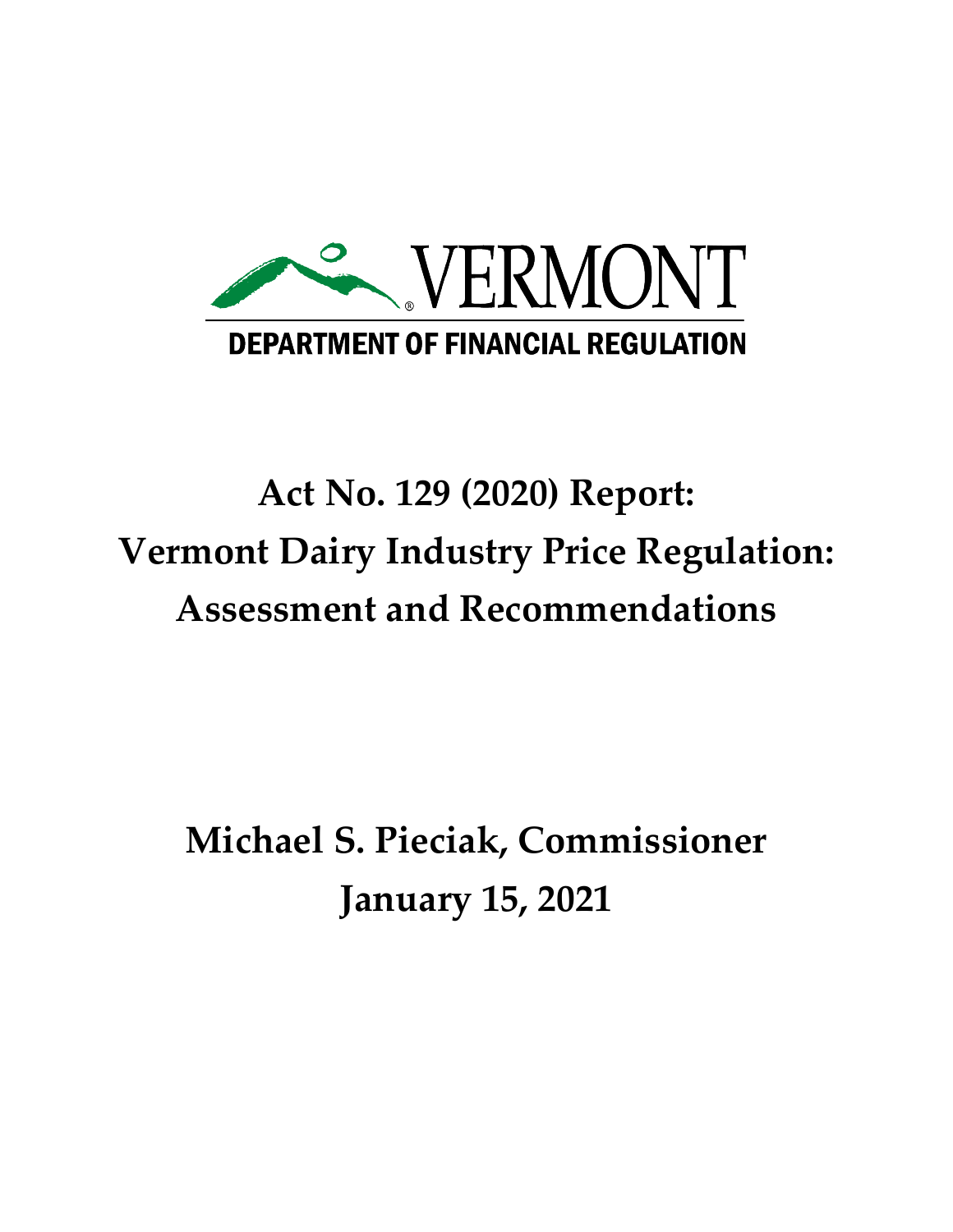VERMONT

DEPARTMENT OF FINANCIAL REGULATION

# Act No. 129 (2020) Report:
# Vermont Dairy Industry Price Regulation:
# Assessment and Recommendations

**Michael S. Pieciak, Commissioner**

**January 15, 2021**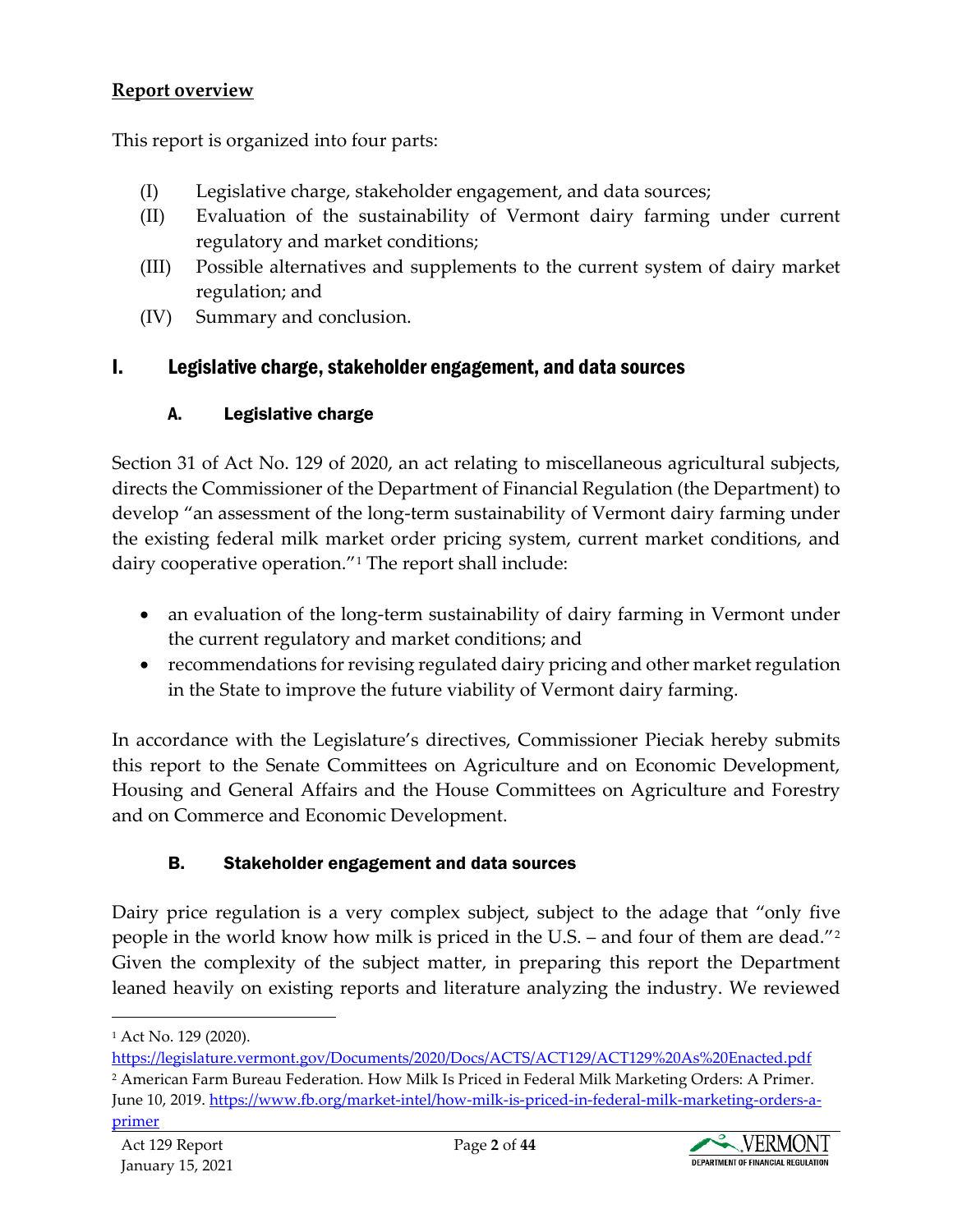## Report overview

This report is organized into four parts:

(I) Legislative charge, stakeholder engagement, and data sources;
(II) Evaluation of the sustainability of Vermont dairy farming under current regulatory and market conditions;
(III) Possible alternatives and supplements to the current system of dairy market regulation; and
(IV) Summary and conclusion.

# I. Legislative charge, stakeholder engagement, and data sources

## A. Legislative charge

Section 31 of Act No. 129 of 2020, an act relating to miscellaneous agricultural subjects, directs the Commissioner of the Department of Financial Regulation (the Department) to develop "an assessment of the long-term sustainability of Vermont dairy farming under the existing federal milk market order pricing system, current market conditions, and dairy cooperative operation."[1] The report shall include:

- an evaluation of the long-term sustainability of dairy farming in Vermont under the current regulatory and market conditions; and
- recommendations for revising regulated dairy pricing and other market regulation in the State to improve the future viability of Vermont dairy farming.

In accordance with the Legislature's directives, Commissioner Pieciak hereby submits this report to the Senate Committees on Agriculture and on Economic Development, Housing and General Affairs and the House Committees on Agriculture and Forestry and on Commerce and Economic Development.

## B. Stakeholder engagement and data sources

Dairy price regulation is a very complex subject, subject to the adage that "only five people in the world know how milk is priced in the U.S. – and four of them are dead."[2] Given the complexity of the subject matter, in preparing this report the Department leaned heavily on existing reports and literature analyzing the industry. We reviewed

---

[1] Act No. 129 (2020). https://legislature.vermont.gov/Documents/2020/Docs/ACTS/ACT129/ACT129%20As%20Enacted.pdf

[2] American Farm Bureau Federation. How Milk Is Priced in Federal Milk Marketing Orders: A Primer. June 10, 2019. https://www.fb.org/market-intel/how-milk-is-priced-in-federal-milk-marketing-orders-a-primer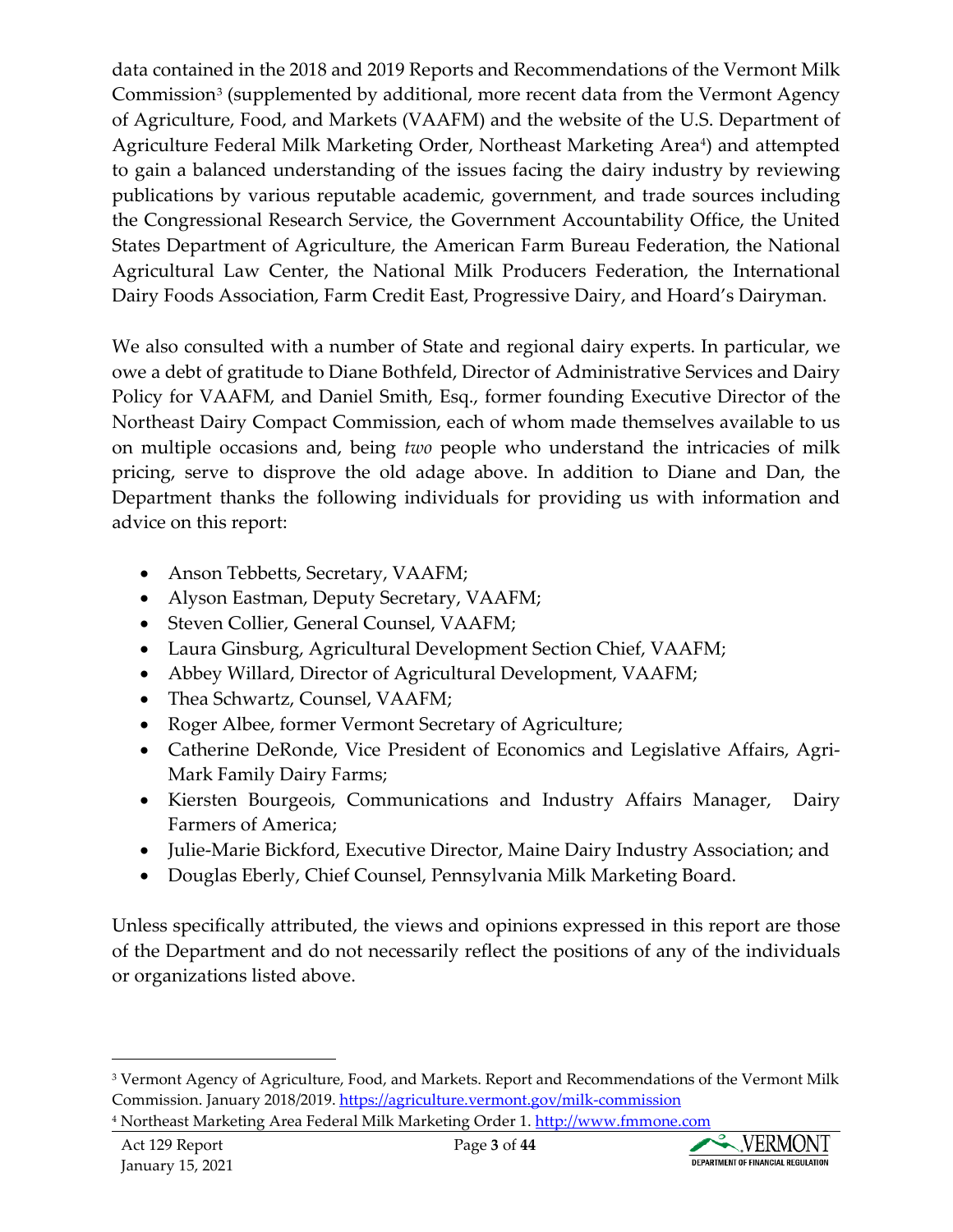data contained in the 2018 and 2019 Reports and Recommendations of the Vermont Milk Commission[3] (supplemented by additional, more recent data from the Vermont Agency of Agriculture, Food, and Markets (VAAFM) and the website of the U.S. Department of Agriculture Federal Milk Marketing Order, Northeast Marketing Area[4]) and attempted to gain a balanced understanding of the issues facing the dairy industry by reviewing publications by various reputable academic, government, and trade sources including the Congressional Research Service, the Government Accountability Office, the United States Department of Agriculture, the American Farm Bureau Federation, the National Agricultural Law Center, the National Milk Producers Federation, the International Dairy Foods Association, Farm Credit East, Progressive Dairy, and Hoard's Dairyman.

We also consulted with a number of State and regional dairy experts. In particular, we owe a debt of gratitude to Diane Bothfeld, Director of Administrative Services and Dairy Policy for VAAFM, and Daniel Smith, Esq., former founding Executive Director of the Northeast Dairy Compact Commission, each of whom made themselves available to us on multiple occasions and, being *two* people who understand the intricacies of milk pricing, serve to disprove the old adage above. In addition to Diane and Dan, the Department thanks the following individuals for providing us with information and advice on this report:

- Anson Tebbetts, Secretary, VAAFM;
- Alyson Eastman, Deputy Secretary, VAAFM;
- Steven Collier, General Counsel, VAAFM;
- Laura Ginsburg, Agricultural Development Section Chief, VAAFM;
- Abbey Willard, Director of Agricultural Development, VAAFM;
- Thea Schwartz, Counsel, VAAFM;
- Roger Albee, former Vermont Secretary of Agriculture;
- Catherine DeRonde, Vice President of Economics and Legislative Affairs, Agri-Mark Family Dairy Farms;
- Kiersten Bourgeois, Communications and Industry Affairs Manager, Dairy Farmers of America;
- Julie-Marie Bickford, Executive Director, Maine Dairy Industry Association; and
- Douglas Eberly, Chief Counsel, Pennsylvania Milk Marketing Board.

Unless specifically attributed, the views and opinions expressed in this report are those of the Department and do not necessarily reflect the positions of any of the individuals or organizations listed above.

---

[3] Vermont Agency of Agriculture, Food, and Markets. Report and Recommendations of the Vermont Milk Commission. January 2018/2019. https://agriculture.vermont.gov/milk-commission

[4] Northeast Marketing Area Federal Milk Marketing Order 1. http://www.fmmone.com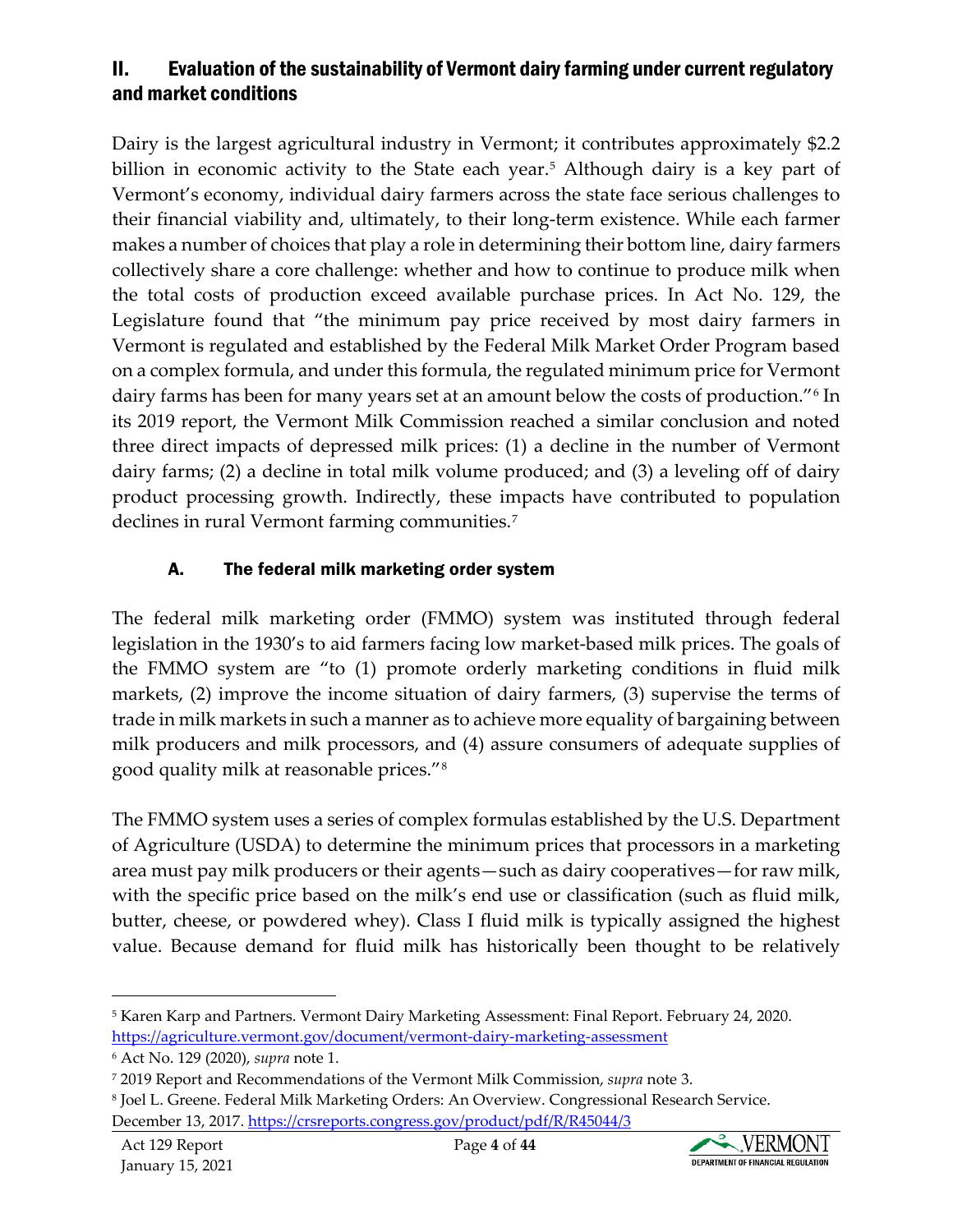## II. Evaluation of the sustainability of Vermont dairy farming under current regulatory and market conditions

Dairy is the largest agricultural industry in Vermont; it contributes approximately $2.2 billion in economic activity to the State each year.[5] Although dairy is a key part of Vermont's economy, individual dairy farmers across the state face serious challenges to their financial viability and, ultimately, to their long-term existence. While each farmer makes a number of choices that play a role in determining their bottom line, dairy farmers collectively share a core challenge: whether and how to continue to produce milk when the total costs of production exceed available purchase prices. In Act No. 129, the Legislature found that "the minimum pay price received by most dairy farmers in Vermont is regulated and established by the Federal Milk Market Order Program based on a complex formula, and under this formula, the regulated minimum price for Vermont dairy farms has been for many years set at an amount below the costs of production."[6] In its 2019 report, the Vermont Milk Commission reached a similar conclusion and noted three direct impacts of depressed milk prices: (1) a decline in the number of Vermont dairy farms; (2) a decline in total milk volume produced; and (3) a leveling off of dairy product processing growth. Indirectly, these impacts have contributed to population declines in rural Vermont farming communities.[7]

### A. The federal milk marketing order system

The federal milk marketing order (FMMO) system was instituted through federal legislation in the 1930's to aid farmers facing low market-based milk prices. The goals of the FMMO system are "to (1) promote orderly marketing conditions in fluid milk markets, (2) improve the income situation of dairy farmers, (3) supervise the terms of trade in milk markets in such a manner as to achieve more equality of bargaining between milk producers and milk processors, and (4) assure consumers of adequate supplies of good quality milk at reasonable prices."[8]

The FMMO system uses a series of complex formulas established by the U.S. Department of Agriculture (USDA) to determine the minimum prices that processors in a marketing area must pay milk producers or their agents—such as dairy cooperatives—for raw milk, with the specific price based on the milk's end use or classification (such as fluid milk, butter, cheese, or powdered whey). Class I fluid milk is typically assigned the highest value. Because demand for fluid milk has historically been thought to be relatively

---

[5] Karen Karp and Partners. Vermont Dairy Marketing Assessment: Final Report. February 24, 2020. https://agriculture.vermont.gov/document/vermont-dairy-marketing-assessment

[6] Act No. 129 (2020), *supra* note 1.

[7] 2019 Report and Recommendations of the Vermont Milk Commission, *supra* note 3.

[8] Joel L. Greene. Federal Milk Marketing Orders: An Overview. Congressional Research Service. December 13, 2017. https://crsreports.congress.gov/product/pdf/R/R45044/3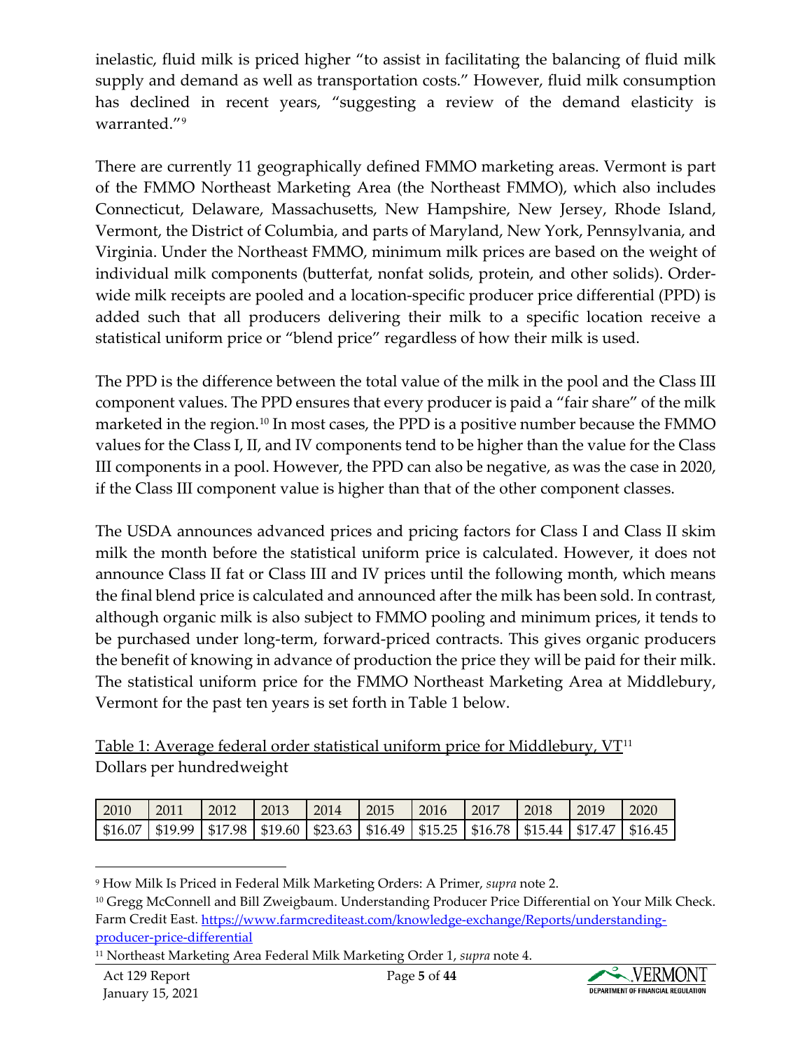inelastic, fluid milk is priced higher "to assist in facilitating the balancing of fluid milk supply and demand as well as transportation costs." However, fluid milk consumption has declined in recent years, "suggesting a review of the demand elasticity is warranted."[9]

There are currently 11 geographically defined FMMO marketing areas. Vermont is part of the FMMO Northeast Marketing Area (the Northeast FMMO), which also includes Connecticut, Delaware, Massachusetts, New Hampshire, New Jersey, Rhode Island, Vermont, the District of Columbia, and parts of Maryland, New York, Pennsylvania, and Virginia. Under the Northeast FMMO, minimum milk prices are based on the weight of individual milk components (butterfat, nonfat solids, protein, and other solids). Order-wide milk receipts are pooled and a location-specific producer price differential (PPD) is added such that all producers delivering their milk to a specific location receive a statistical uniform price or "blend price" regardless of how their milk is used.

The PPD is the difference between the total value of the milk in the pool and the Class III component values. The PPD ensures that every producer is paid a "fair share" of the milk marketed in the region.[10] In most cases, the PPD is a positive number because the FMMO values for the Class I, II, and IV components tend to be higher than the value for the Class III components in a pool. However, the PPD can also be negative, as was the case in 2020, if the Class III component value is higher than that of the other component classes.

The USDA announces advanced prices and pricing factors for Class I and Class II skim milk the month before the statistical uniform price is calculated. However, it does not announce Class II fat or Class III and IV prices until the following month, which means the final blend price is calculated and announced after the milk has been sold. In contrast, although organic milk is also subject to FMMO pooling and minimum prices, it tends to be purchased under long-term, forward-priced contracts. This gives organic producers the benefit of knowing in advance of production the price they will be paid for their milk. The statistical uniform price for the FMMO Northeast Marketing Area at Middlebury, Vermont for the past ten years is set forth in Table 1 below.

Table 1: Average federal order statistical uniform price for Middlebury, VT[11]
Dollars per hundredweight

| 2010 | 2011 | 2012 | 2013 | 2014 | 2015 | 2016 | 2017 | 2018 | 2019 | 2020 |
|---|---|---|---|---|---|---|---|---|---|---|
| $16.07 | $19.99 | $17.98 | $19.60 | $23.63 | $16.49 | $15.25 | $16.78 | $15.44 | $17.47 | $16.45 |

---

[9] How Milk Is Priced in Federal Milk Marketing Orders: A Primer, *supra* note 2.

[10] Gregg McConnell and Bill Zweigbaum. Understanding Producer Price Differential on Your Milk Check. Farm Credit East. https://www.farmcrediteast.com/knowledge-exchange/Reports/understanding-producer-price-differential

[11] Northeast Marketing Area Federal Milk Marketing Order 1, *supra* note 4.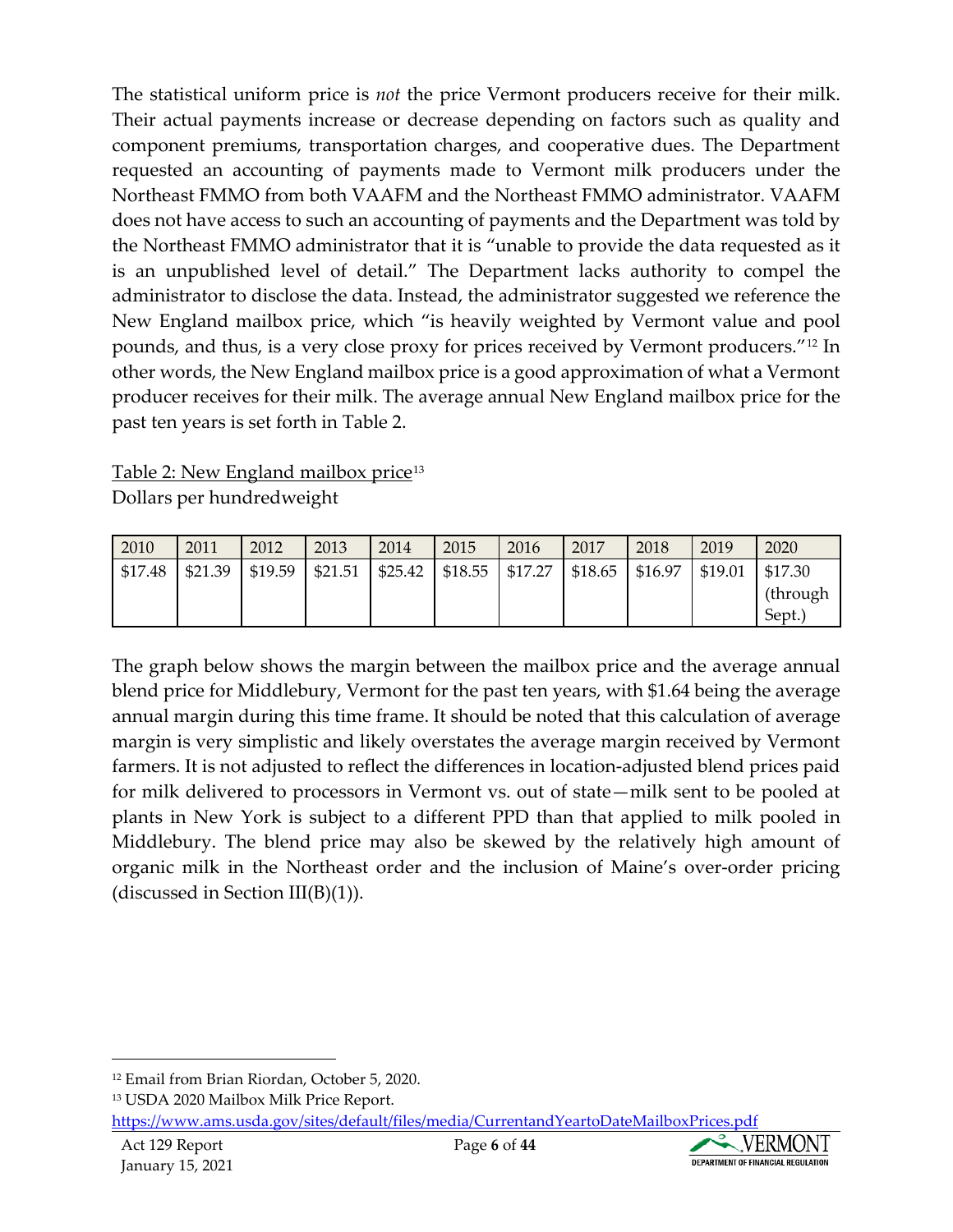The statistical uniform price is *not* the price Vermont producers receive for their milk. Their actual payments increase or decrease depending on factors such as quality and component premiums, transportation charges, and cooperative dues. The Department requested an accounting of payments made to Vermont milk producers under the Northeast FMMO from both VAAFM and the Northeast FMMO administrator. VAAFM does not have access to such an accounting of payments and the Department was told by the Northeast FMMO administrator that it is "unable to provide the data requested as it is an unpublished level of detail." The Department lacks authority to compel the administrator to disclose the data. Instead, the administrator suggested we reference the New England mailbox price, which "is heavily weighted by Vermont value and pool pounds, and thus, is a very close proxy for prices received by Vermont producers."[12] In other words, the New England mailbox price is a good approximation of what a Vermont producer receives for their milk. The average annual New England mailbox price for the past ten years is set forth in Table 2.

Table 2: New England mailbox price[13]
Dollars per hundredweight

| 2010 | 2011 | 2012 | 2013 | 2014 | 2015 | 2016 | 2017 | 2018 | 2019 | 2020 |
|---|---|---|---|---|---|---|---|---|---|---|
| $17.48 | $21.39 | $19.59 | $21.51 | $25.42 | $18.55 | $17.27 | $18.65 | $16.97 | $19.01 | $17.30 (through Sept.) |

The graph below shows the margin between the mailbox price and the average annual blend price for Middlebury, Vermont for the past ten years, with $1.64 being the average annual margin during this time frame. It should be noted that this calculation of average margin is very simplistic and likely overstates the average margin received by Vermont farmers. It is not adjusted to reflect the differences in location-adjusted blend prices paid for milk delivered to processors in Vermont vs. out of state—milk sent to be pooled at plants in New York is subject to a different PPD than that applied to milk pooled in Middlebury. The blend price may also be skewed by the relatively high amount of organic milk in the Northeast order and the inclusion of Maine's over-order pricing (discussed in Section III(B)(1)).

---

[12] Email from Brian Riordan, October 5, 2020.

[13] USDA 2020 Mailbox Milk Price Report. https://www.ams.usda.gov/sites/default/files/media/CurrentandYeartoDateMailboxPrices.pdf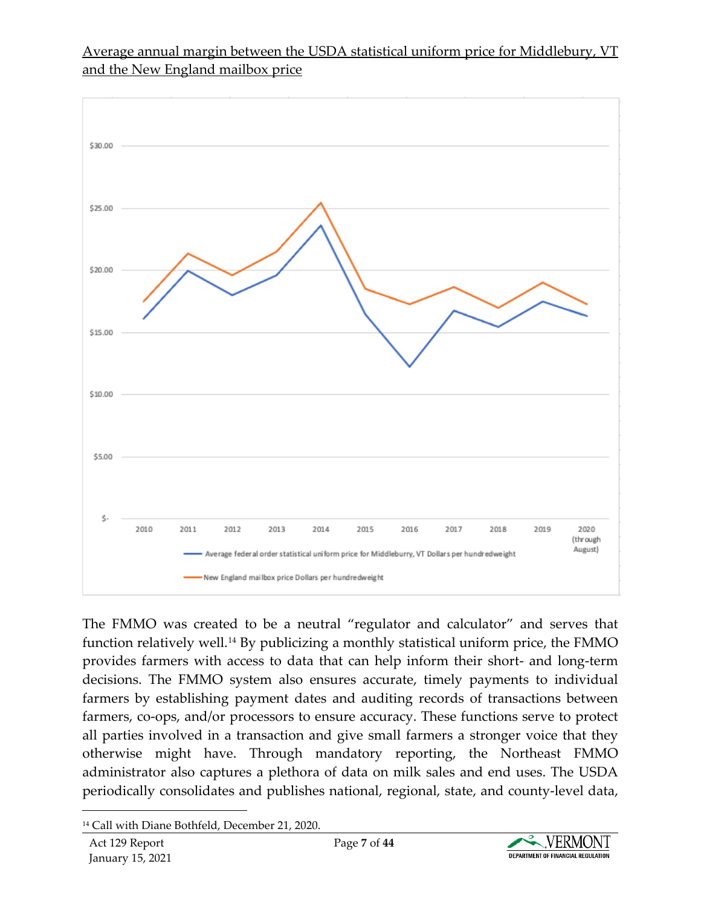Average annual margin between the USDA statistical uniform price for Middlebury, VT and the New England mailbox price

The FMMO was created to be a neutral "regulator and calculator" and serves that function relatively well.[14] By publicizing a monthly statistical uniform price, the FMMO provides farmers with access to data that can help inform their short- and long-term decisions. The FMMO system also ensures accurate, timely payments to individual farmers by establishing payment dates and auditing records of transactions between farmers, co-ops, and/or processors to ensure accuracy. These functions serve to protect all parties involved in a transaction and give small farmers a stronger voice that they otherwise might have. Through mandatory reporting, the Northeast FMMO administrator also captures a plethora of data on milk sales and end uses. The USDA periodically consolidates and publishes national, regional, state, and county-level data,

[14] Call with Diane Bothfeld, December 21, 2020.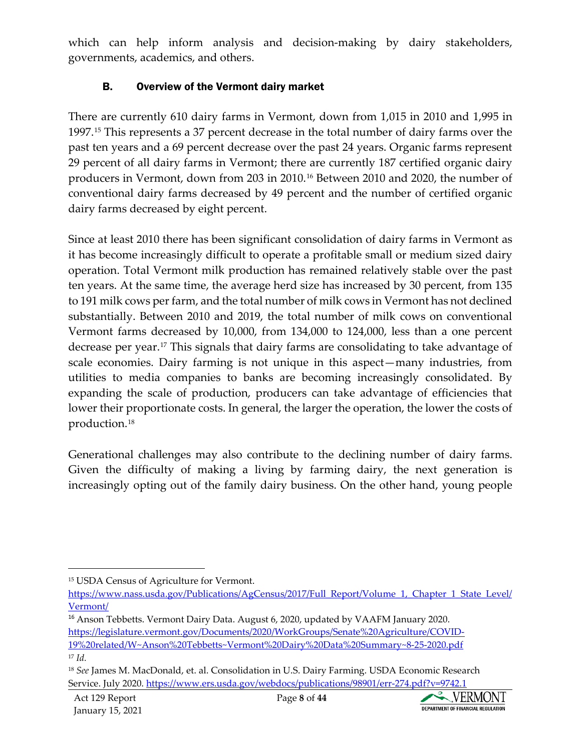which can help inform analysis and decision-making by dairy stakeholders, governments, academics, and others.

### B. Overview of the Vermont dairy market

There are currently 610 dairy farms in Vermont, down from 1,015 in 2010 and 1,995 in 1997.[15] This represents a 37 percent decrease in the total number of dairy farms over the past ten years and a 69 percent decrease over the past 24 years. Organic farms represent 29 percent of all dairy farms in Vermont; there are currently 187 certified organic dairy producers in Vermont, down from 203 in 2010.[16] Between 2010 and 2020, the number of conventional dairy farms decreased by 49 percent and the number of certified organic dairy farms decreased by eight percent.

Since at least 2010 there has been significant consolidation of dairy farms in Vermont as it has become increasingly difficult to operate a profitable small or medium sized dairy operation. Total Vermont milk production has remained relatively stable over the past ten years. At the same time, the average herd size has increased by 30 percent, from 135 to 191 milk cows per farm, and the total number of milk cows in Vermont has not declined substantially. Between 2010 and 2019, the total number of milk cows on conventional Vermont farms decreased by 10,000, from 134,000 to 124,000, less than a one percent decrease per year.[17] This signals that dairy farms are consolidating to take advantage of scale economies. Dairy farming is not unique in this aspect—many industries, from utilities to media companies to banks are becoming increasingly consolidated. By expanding the scale of production, producers can take advantage of efficiencies that lower their proportionate costs. In general, the larger the operation, the lower the costs of production.[18]

Generational challenges may also contribute to the declining number of dairy farms. Given the difficulty of making a living by farming dairy, the next generation is increasingly opting out of the family dairy business. On the other hand, young people

---

[15] USDA Census of Agriculture for Vermont. https://www.nass.usda.gov/Publications/AgCensus/2017/Full_Report/Volume_1,_Chapter_1_State_Level/Vermont/

[16] Anson Tebbetts. Vermont Dairy Data. August 6, 2020, updated by VAAFM January 2020. https://legislature.vermont.gov/Documents/2020/WorkGroups/Senate%20Agriculture/COVID-19%20related/W~Anson%20Tebbetts~Vermont%20Dairy%20Data%20Summary~8-25-2020.pdf

[17] *Id.*

[18] *See* James M. MacDonald, et. al. Consolidation in U.S. Dairy Farming. USDA Economic Research Service. July 2020. https://www.ers.usda.gov/webdocs/publications/98901/err-274.pdf?v=9742.1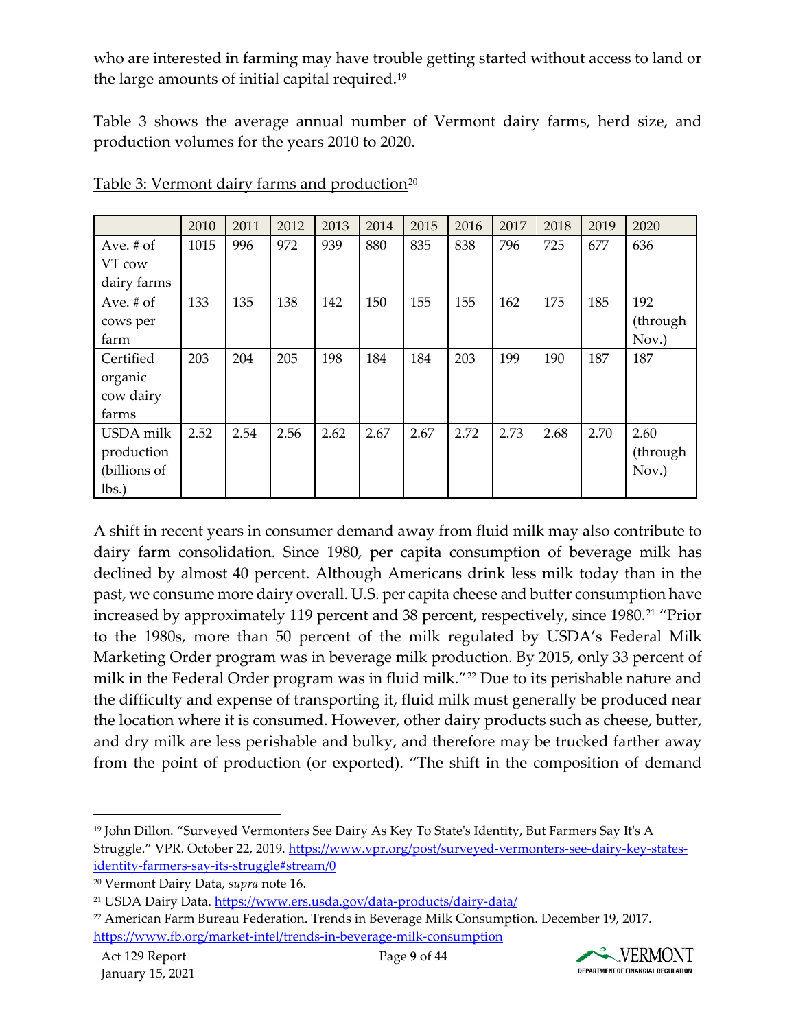who are interested in farming may have trouble getting started without access to land or the large amounts of initial capital required.[19]

Table 3 shows the average annual number of Vermont dairy farms, herd size, and production volumes for the years 2010 to 2020.

Table 3: Vermont dairy farms and production[20]

| | 2010 | 2011 | 2012 | 2013 | 2014 | 2015 | 2016 | 2017 | 2018 | 2019 | 2020 |
|---|---|---|---|---|---|---|---|---|---|---|---|
| Ave. # of VT cow dairy farms | 1015 | 996 | 972 | 939 | 880 | 835 | 838 | 796 | 725 | 677 | 636 |
| Ave. # of cows per farm | 133 | 135 | 138 | 142 | 150 | 155 | 155 | 162 | 175 | 185 | 192 (through Nov.) |
| Certified organic cow dairy farms | 203 | 204 | 205 | 198 | 184 | 184 | 203 | 199 | 190 | 187 | 187 |
| USDA milk production (billions of lbs.) | 2.52 | 2.54 | 2.56 | 2.62 | 2.67 | 2.67 | 2.72 | 2.73 | 2.68 | 2.70 | 2.60 (through Nov.) |

A shift in recent years in consumer demand away from fluid milk may also contribute to dairy farm consolidation. Since 1980, per capita consumption of beverage milk has declined by almost 40 percent. Although Americans drink less milk today than in the past, we consume more dairy overall. U.S. per capita cheese and butter consumption have increased by approximately 119 percent and 38 percent, respectively, since 1980.[21] "Prior to the 1980s, more than 50 percent of the milk regulated by USDA's Federal Milk Marketing Order program was in beverage milk production. By 2015, only 33 percent of milk in the Federal Order program was in fluid milk."[22] Due to its perishable nature and the difficulty and expense of transporting it, fluid milk must generally be produced near the location where it is consumed. However, other dairy products such as cheese, butter, and dry milk are less perishable and bulky, and therefore may be trucked farther away from the point of production (or exported). "The shift in the composition of demand

[19] John Dillon. "Surveyed Vermonters See Dairy As Key To State's Identity, But Farmers Say It's A Struggle." VPR. October 22, 2019. https://www.vpr.org/post/surveyed-vermonters-see-dairy-key-states-identity-farmers-say-its-struggle#stream/0

[20] Vermont Dairy Data, *supra* note 16.

[21] USDA Dairy Data. https://www.ers.usda.gov/data-products/dairy-data/

[22] American Farm Bureau Federation. Trends in Beverage Milk Consumption. December 19, 2017. https://www.fb.org/market-intel/trends-in-beverage-milk-consumption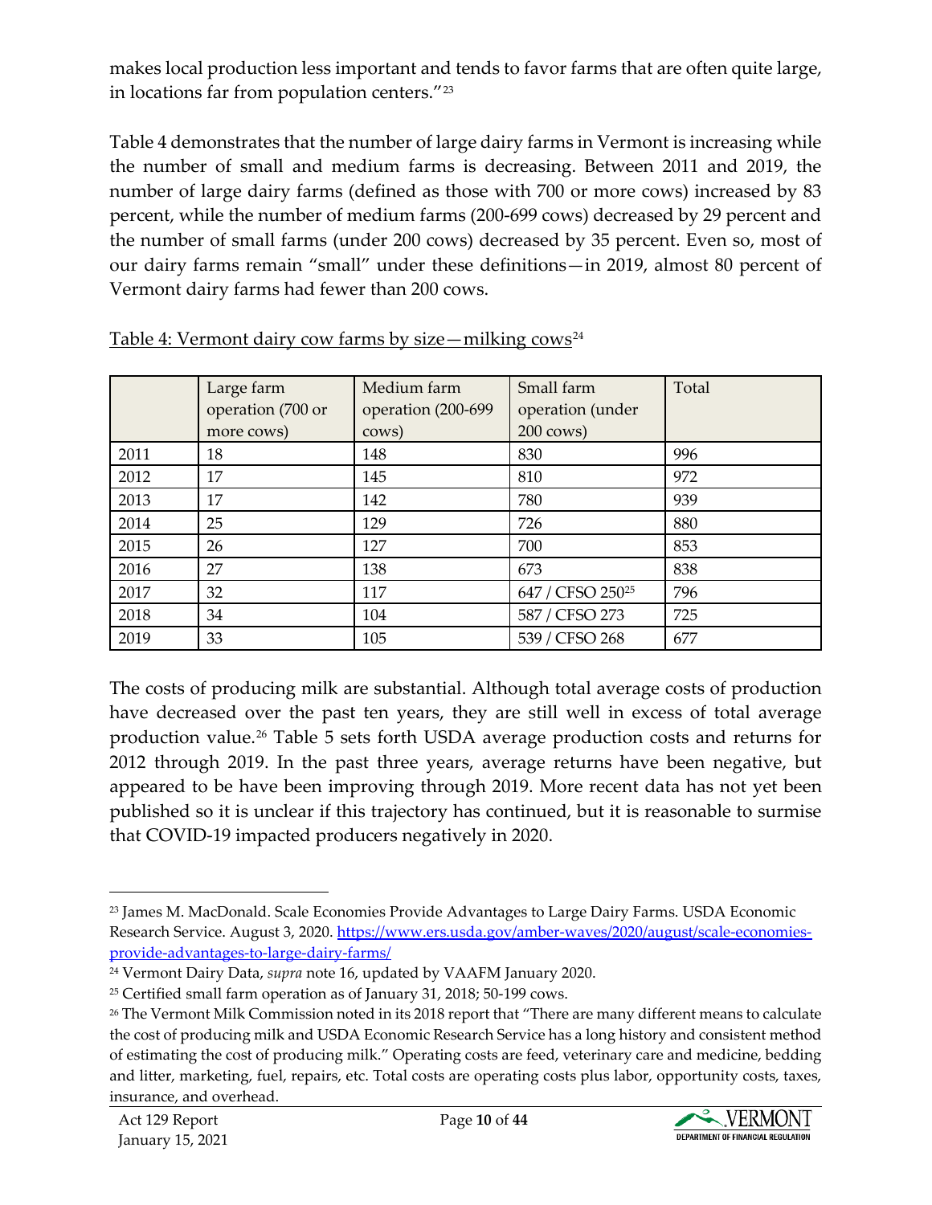makes local production less important and tends to favor farms that are often quite large, in locations far from population centers."[23]

Table 4 demonstrates that the number of large dairy farms in Vermont is increasing while the number of small and medium farms is decreasing. Between 2011 and 2019, the number of large dairy farms (defined as those with 700 or more cows) increased by 83 percent, while the number of medium farms (200-699 cows) decreased by 29 percent and the number of small farms (under 200 cows) decreased by 35 percent. Even so, most of our dairy farms remain "small" under these definitions—in 2019, almost 80 percent of Vermont dairy farms had fewer than 200 cows.

Table 4: Vermont dairy cow farms by size—milking cows[24]

| | Large farm operation (700 or more cows) | Medium farm operation (200-699 cows) | Small farm operation (under 200 cows) | Total |
|---|---|---|---|---|
| 2011 | 18 | 148 | 830 | 996 |
| 2012 | 17 | 145 | 810 | 972 |
| 2013 | 17 | 142 | 780 | 939 |
| 2014 | 25 | 129 | 726 | 880 |
| 2015 | 26 | 127 | 700 | 853 |
| 2016 | 27 | 138 | 673 | 838 |
| 2017 | 32 | 117 | 647 / CFSO 250[25] | 796 |
| 2018 | 34 | 104 | 587 / CFSO 273 | 725 |
| 2019 | 33 | 105 | 539 / CFSO 268 | 677 |

The costs of producing milk are substantial. Although total average costs of production have decreased over the past ten years, they are still well in excess of total average production value.[26] Table 5 sets forth USDA average production costs and returns for 2012 through 2019. In the past three years, average returns have been negative, but appeared to be have been improving through 2019. More recent data has not yet been published so it is unclear if this trajectory has continued, but it is reasonable to surmise that COVID-19 impacted producers negatively in 2020.

---

[23] James M. MacDonald. Scale Economies Provide Advantages to Large Dairy Farms. USDA Economic Research Service. August 3, 2020. https://www.ers.usda.gov/amber-waves/2020/august/scale-economies-provide-advantages-to-large-dairy-farms/

[24] Vermont Dairy Data, *supra* note 16, updated by VAAFM January 2020.

[25] Certified small farm operation as of January 31, 2018; 50-199 cows.

[26] The Vermont Milk Commission noted in its 2018 report that "There are many different means to calculate the cost of producing milk and USDA Economic Research Service has a long history and consistent method of estimating the cost of producing milk." Operating costs are feed, veterinary care and medicine, bedding and litter, marketing, fuel, repairs, etc. Total costs are operating costs plus labor, opportunity costs, taxes, insurance, and overhead.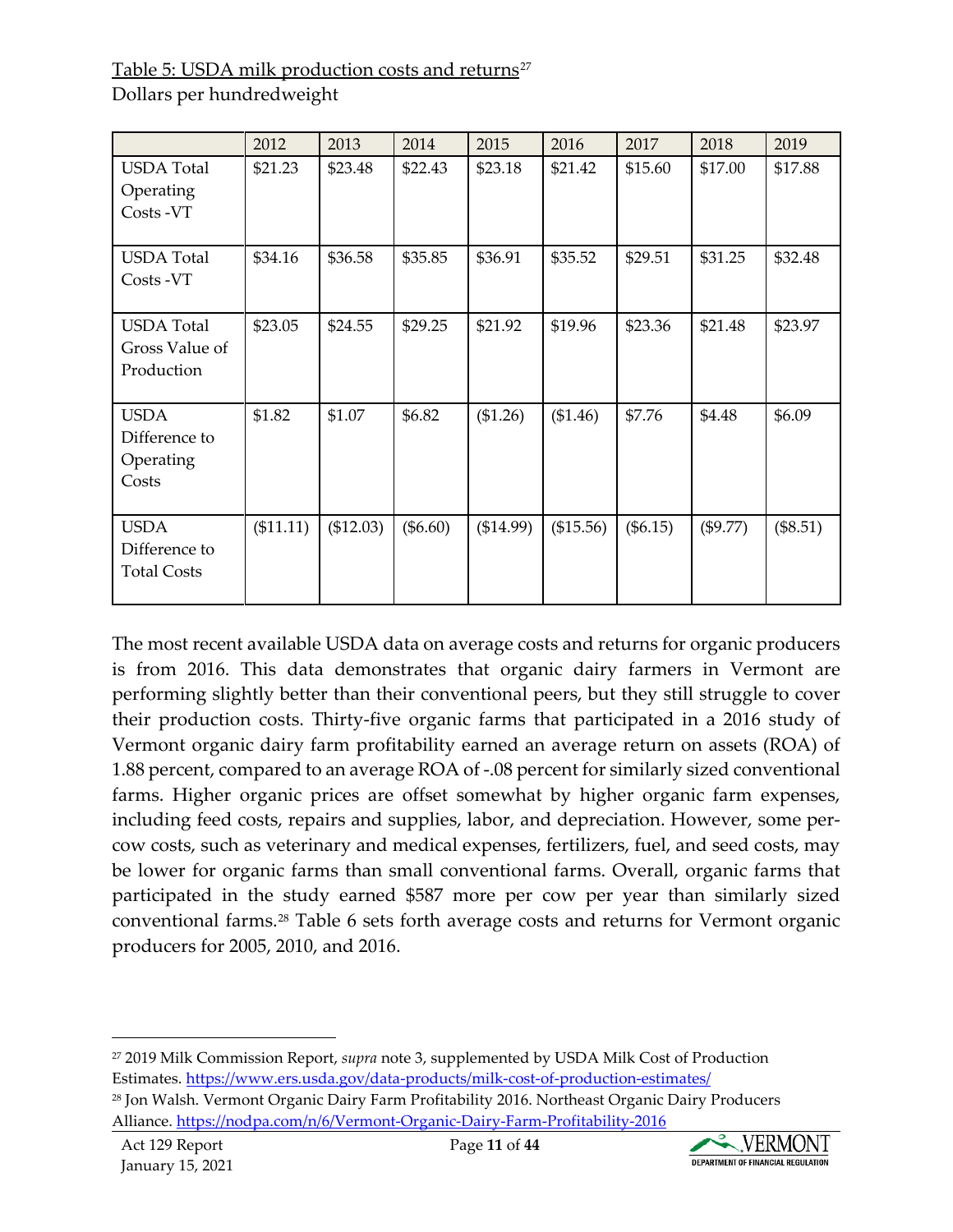Table 5: USDA milk production costs and returns[27]
Dollars per hundredweight

| | 2012 | 2013 | 2014 | 2015 | 2016 | 2017 | 2018 | 2019 |
|---|---|---|---|---|---|---|---|---|
| USDA Total Operating Costs -VT | $21.23 | $23.48 | $22.43 | $23.18 | $21.42 | $15.60 | $17.00 | $17.88 |
| USDA Total Costs -VT | $34.16 | $36.58 | $35.85 | $36.91 | $35.52 | $29.51 | $31.25 | $32.48 |
| USDA Total Gross Value of Production | $23.05 | $24.55 | $29.25 | $21.92 | $19.96 | $23.36 | $21.48 | $23.97 |
| USDA Difference to Operating Costs | $1.82 | $1.07 | $6.82 | ($1.26) | ($1.46) | $7.76 | $4.48 | $6.09 |
| USDA Difference to Total Costs | ($11.11) | ($12.03) | ($6.60) | ($14.99) | ($15.56) | ($6.15) | ($9.77) | ($8.51) |

The most recent available USDA data on average costs and returns for organic producers is from 2016. This data demonstrates that organic dairy farmers in Vermont are performing slightly better than their conventional peers, but they still struggle to cover their production costs. Thirty-five organic farms that participated in a 2016 study of Vermont organic dairy farm profitability earned an average return on assets (ROA) of 1.88 percent, compared to an average ROA of -.08 percent for similarly sized conventional farms. Higher organic prices are offset somewhat by higher organic farm expenses, including feed costs, repairs and supplies, labor, and depreciation. However, some per-cow costs, such as veterinary and medical expenses, fertilizers, fuel, and seed costs, may be lower for organic farms than small conventional farms. Overall, organic farms that participated in the study earned $587 more per cow per year than similarly sized conventional farms.[28] Table 6 sets forth average costs and returns for Vermont organic producers for 2005, 2010, and 2016.

[27] 2019 Milk Commission Report, *supra* note 3, supplemented by USDA Milk Cost of Production Estimates. https://www.ers.usda.gov/data-products/milk-cost-of-production-estimates/

[28] Jon Walsh. Vermont Organic Dairy Farm Profitability 2016. Northeast Organic Dairy Producers Alliance. https://nodpa.com/n/6/Vermont-Organic-Dairy-Farm-Profitability-2016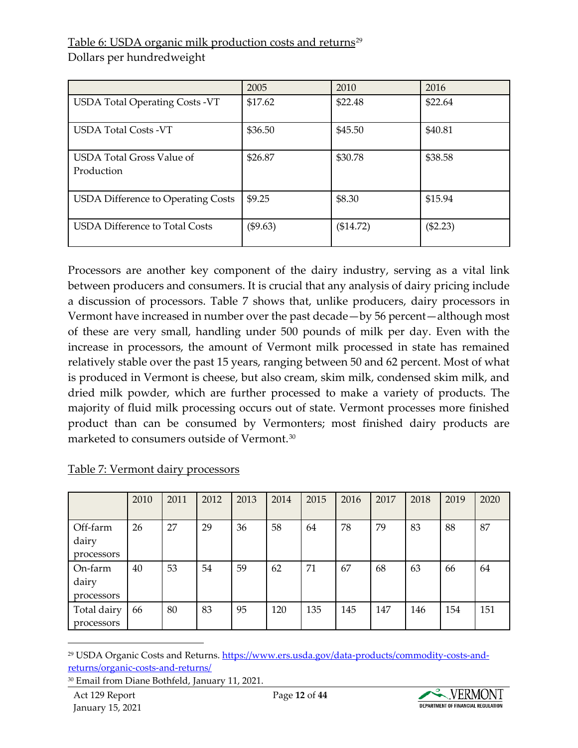Table 6: USDA organic milk production costs and returns[29]

Dollars per hundredweight

| | 2005 | 2010 | 2016 |
|---|---|---|---|
| USDA Total Operating Costs -VT | $17.62 | $22.48 | $22.64 |
| USDA Total Costs -VT | $36.50 | $45.50 | $40.81 |
| USDA Total Gross Value of Production | $26.87 | $30.78 | $38.58 |
| USDA Difference to Operating Costs | $9.25 | $8.30 | $15.94 |
| USDA Difference to Total Costs | ($9.63) | ($14.72) | ($2.23) |

Processors are another key component of the dairy industry, serving as a vital link between producers and consumers. It is crucial that any analysis of dairy pricing include a discussion of processors. Table 7 shows that, unlike producers, dairy processors in Vermont have increased in number over the past decade—by 56 percent—although most of these are very small, handling under 500 pounds of milk per day. Even with the increase in processors, the amount of Vermont milk processed in state has remained relatively stable over the past 15 years, ranging between 50 and 62 percent. Most of what is produced in Vermont is cheese, but also cream, skim milk, condensed skim milk, and dried milk powder, which are further processed to make a variety of products. The majority of fluid milk processing occurs out of state. Vermont processes more finished product than can be consumed by Vermonters; most finished dairy products are marketed to consumers outside of Vermont.[30]

Table 7: Vermont dairy processors

| | 2010 | 2011 | 2012 | 2013 | 2014 | 2015 | 2016 | 2017 | 2018 | 2019 | 2020 |
|---|---|---|---|---|---|---|---|---|---|---|---|
| Off-farm dairy processors | 26 | 27 | 29 | 36 | 58 | 64 | 78 | 79 | 83 | 88 | 87 |
| On-farm dairy processors | 40 | 53 | 54 | 59 | 62 | 71 | 67 | 68 | 63 | 66 | 64 |
| Total dairy processors | 66 | 80 | 83 | 95 | 120 | 135 | 145 | 147 | 146 | 154 | 151 |

[29] USDA Organic Costs and Returns. https://www.ers.usda.gov/data-products/commodity-costs-and-returns/organic-costs-and-returns/

[30] Email from Diane Bothfeld, January 11, 2021.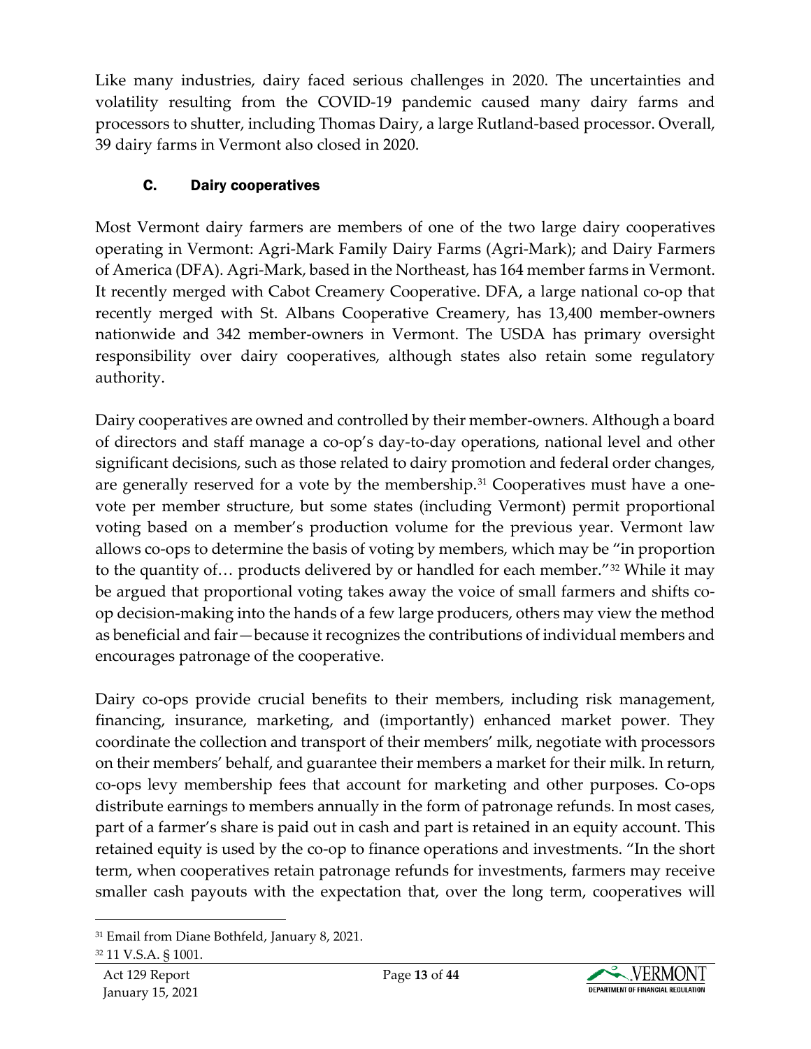Like many industries, dairy faced serious challenges in 2020. The uncertainties and volatility resulting from the COVID-19 pandemic caused many dairy farms and processors to shutter, including Thomas Dairy, a large Rutland-based processor. Overall, 39 dairy farms in Vermont also closed in 2020.

### C. Dairy cooperatives

Most Vermont dairy farmers are members of one of the two large dairy cooperatives operating in Vermont: Agri-Mark Family Dairy Farms (Agri-Mark); and Dairy Farmers of America (DFA). Agri-Mark, based in the Northeast, has 164 member farms in Vermont. It recently merged with Cabot Creamery Cooperative. DFA, a large national co-op that recently merged with St. Albans Cooperative Creamery, has 13,400 member-owners nationwide and 342 member-owners in Vermont. The USDA has primary oversight responsibility over dairy cooperatives, although states also retain some regulatory authority.

Dairy cooperatives are owned and controlled by their member-owners. Although a board of directors and staff manage a co-op's day-to-day operations, national level and other significant decisions, such as those related to dairy promotion and federal order changes, are generally reserved for a vote by the membership.[31] Cooperatives must have a one-vote per member structure, but some states (including Vermont) permit proportional voting based on a member's production volume for the previous year. Vermont law allows co-ops to determine the basis of voting by members, which may be "in proportion to the quantity of… products delivered by or handled for each member."[32] While it may be argued that proportional voting takes away the voice of small farmers and shifts co-op decision-making into the hands of a few large producers, others may view the method as beneficial and fair—because it recognizes the contributions of individual members and encourages patronage of the cooperative.

Dairy co-ops provide crucial benefits to their members, including risk management, financing, insurance, marketing, and (importantly) enhanced market power. They coordinate the collection and transport of their members' milk, negotiate with processors on their members' behalf, and guarantee their members a market for their milk. In return, co-ops levy membership fees that account for marketing and other purposes. Co-ops distribute earnings to members annually in the form of patronage refunds. In most cases, part of a farmer's share is paid out in cash and part is retained in an equity account. This retained equity is used by the co-op to finance operations and investments. "In the short term, when cooperatives retain patronage refunds for investments, farmers may receive smaller cash payouts with the expectation that, over the long term, cooperatives will

[31] Email from Diane Bothfeld, January 8, 2021.

[32] 11 V.S.A. § 1001.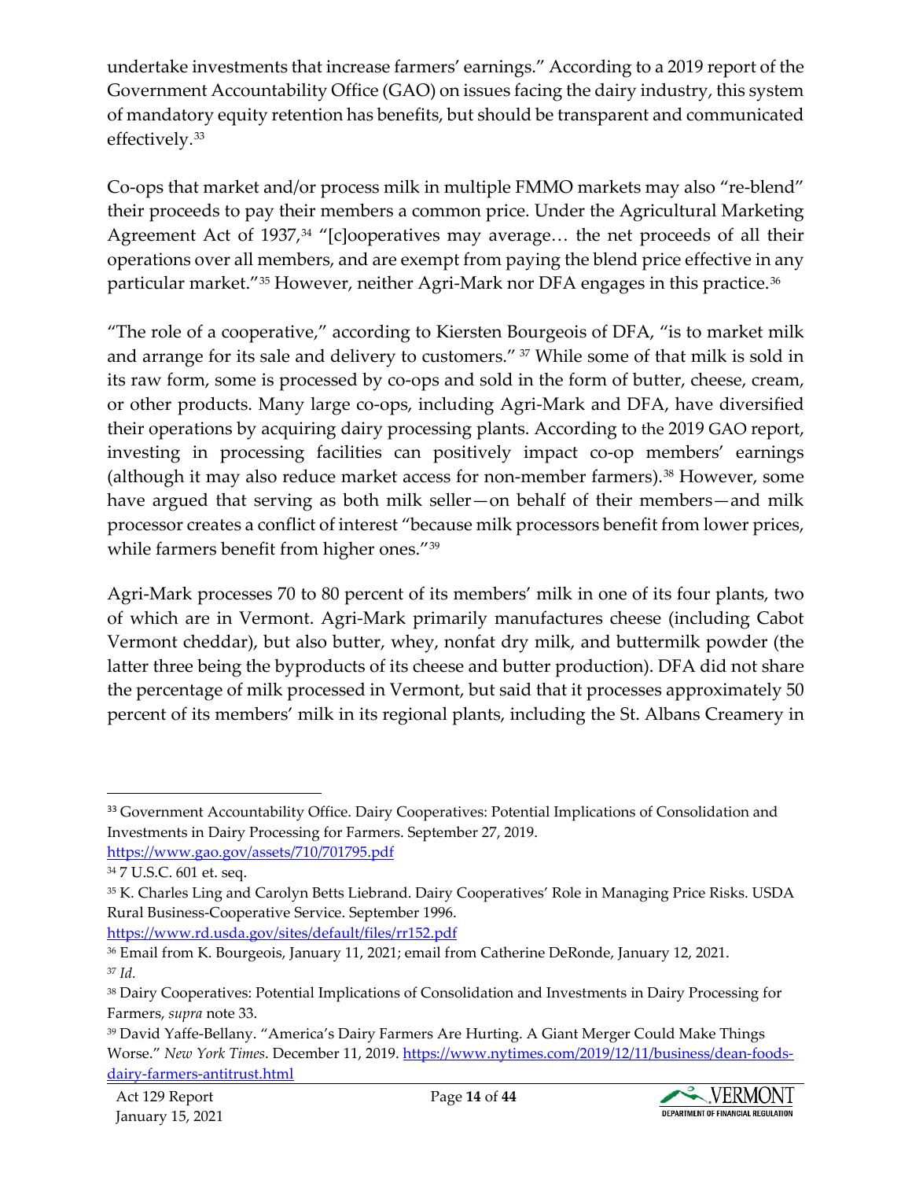undertake investments that increase farmers' earnings." According to a 2019 report of the Government Accountability Office (GAO) on issues facing the dairy industry, this system of mandatory equity retention has benefits, but should be transparent and communicated effectively.[33]

Co-ops that market and/or process milk in multiple FMMO markets may also "re-blend" their proceeds to pay their members a common price. Under the Agricultural Marketing Agreement Act of 1937,[34] "[c]ooperatives may average… the net proceeds of all their operations over all members, and are exempt from paying the blend price effective in any particular market."[35] However, neither Agri-Mark nor DFA engages in this practice.[36]

"The role of a cooperative," according to Kiersten Bourgeois of DFA, "is to market milk and arrange for its sale and delivery to customers." [37] While some of that milk is sold in its raw form, some is processed by co-ops and sold in the form of butter, cheese, cream, or other products. Many large co-ops, including Agri-Mark and DFA, have diversified their operations by acquiring dairy processing plants. According to the 2019 GAO report, investing in processing facilities can positively impact co-op members' earnings (although it may also reduce market access for non-member farmers).[38] However, some have argued that serving as both milk seller—on behalf of their members—and milk processor creates a conflict of interest "because milk processors benefit from lower prices, while farmers benefit from higher ones."[39]

Agri-Mark processes 70 to 80 percent of its members' milk in one of its four plants, two of which are in Vermont. Agri-Mark primarily manufactures cheese (including Cabot Vermont cheddar), but also butter, whey, nonfat dry milk, and buttermilk powder (the latter three being the byproducts of its cheese and butter production). DFA did not share the percentage of milk processed in Vermont, but said that it processes approximately 50 percent of its members' milk in its regional plants, including the St. Albans Creamery in

---

[33] Government Accountability Office. Dairy Cooperatives: Potential Implications of Consolidation and Investments in Dairy Processing for Farmers. September 27, 2019. https://www.gao.gov/assets/710/701795.pdf

[34] 7 U.S.C. 601 et. seq.

[35] K. Charles Ling and Carolyn Betts Liebrand. Dairy Cooperatives' Role in Managing Price Risks. USDA Rural Business-Cooperative Service. September 1996. https://www.rd.usda.gov/sites/default/files/rr152.pdf

[36] Email from K. Bourgeois, January 11, 2021; email from Catherine DeRonde, January 12, 2021.

[37] *Id.*

[38] Dairy Cooperatives: Potential Implications of Consolidation and Investments in Dairy Processing for Farmers, *supra* note 33.

[39] David Yaffe-Bellany. "America's Dairy Farmers Are Hurting. A Giant Merger Could Make Things Worse." *New York Times*. December 11, 2019. https://www.nytimes.com/2019/12/11/business/dean-foods-dairy-farmers-antitrust.html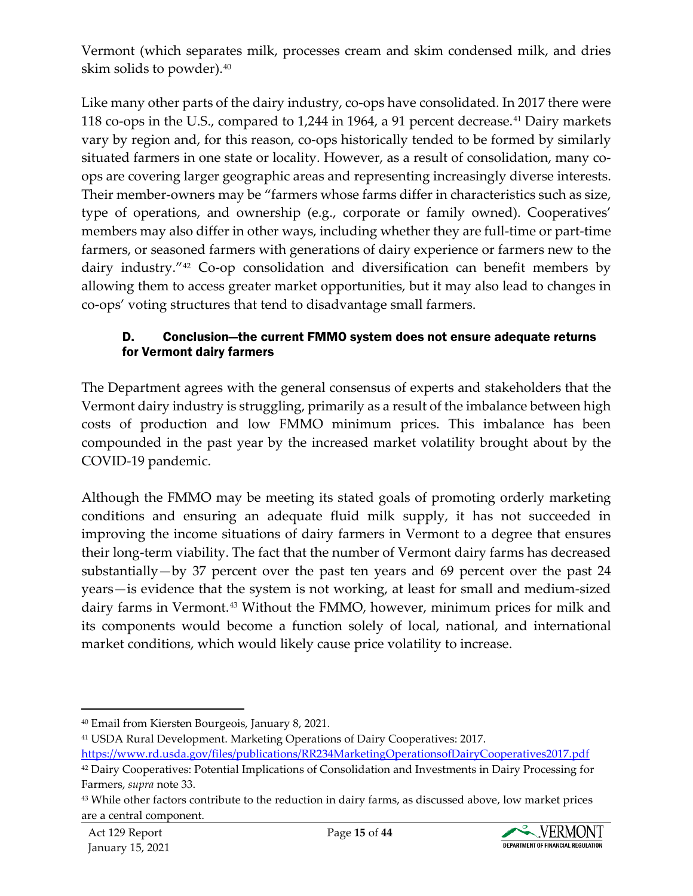Vermont (which separates milk, processes cream and skim condensed milk, and dries skim solids to powder).[40]

Like many other parts of the dairy industry, co-ops have consolidated. In 2017 there were 118 co-ops in the U.S., compared to 1,244 in 1964, a 91 percent decrease.[41] Dairy markets vary by region and, for this reason, co-ops historically tended to be formed by similarly situated farmers in one state or locality. However, as a result of consolidation, many co-ops are covering larger geographic areas and representing increasingly diverse interests. Their member-owners may be "farmers whose farms differ in characteristics such as size, type of operations, and ownership (e.g., corporate or family owned). Cooperatives' members may also differ in other ways, including whether they are full-time or part-time farmers, or seasoned farmers with generations of dairy experience or farmers new to the dairy industry."[42] Co-op consolidation and diversification can benefit members by allowing them to access greater market opportunities, but it may also lead to changes in co-ops' voting structures that tend to disadvantage small farmers.

### D. Conclusion—the current FMMO system does not ensure adequate returns for Vermont dairy farmers

The Department agrees with the general consensus of experts and stakeholders that the Vermont dairy industry is struggling, primarily as a result of the imbalance between high costs of production and low FMMO minimum prices. This imbalance has been compounded in the past year by the increased market volatility brought about by the COVID-19 pandemic.

Although the FMMO may be meeting its stated goals of promoting orderly marketing conditions and ensuring an adequate fluid milk supply, it has not succeeded in improving the income situations of dairy farmers in Vermont to a degree that ensures their long-term viability. The fact that the number of Vermont dairy farms has decreased substantially—by 37 percent over the past ten years and 69 percent over the past 24 years—is evidence that the system is not working, at least for small and medium-sized dairy farms in Vermont.[43] Without the FMMO, however, minimum prices for milk and its components would become a function solely of local, national, and international market conditions, which would likely cause price volatility to increase.

---

[40] Email from Kiersten Bourgeois, January 8, 2021.

[41] USDA Rural Development. Marketing Operations of Dairy Cooperatives: 2017. https://www.rd.usda.gov/files/publications/RR234MarketingOperationsofDairyCooperatives2017.pdf

[42] Dairy Cooperatives: Potential Implications of Consolidation and Investments in Dairy Processing for Farmers, *supra* note 33.

[43] While other factors contribute to the reduction in dairy farms, as discussed above, low market prices are a central component.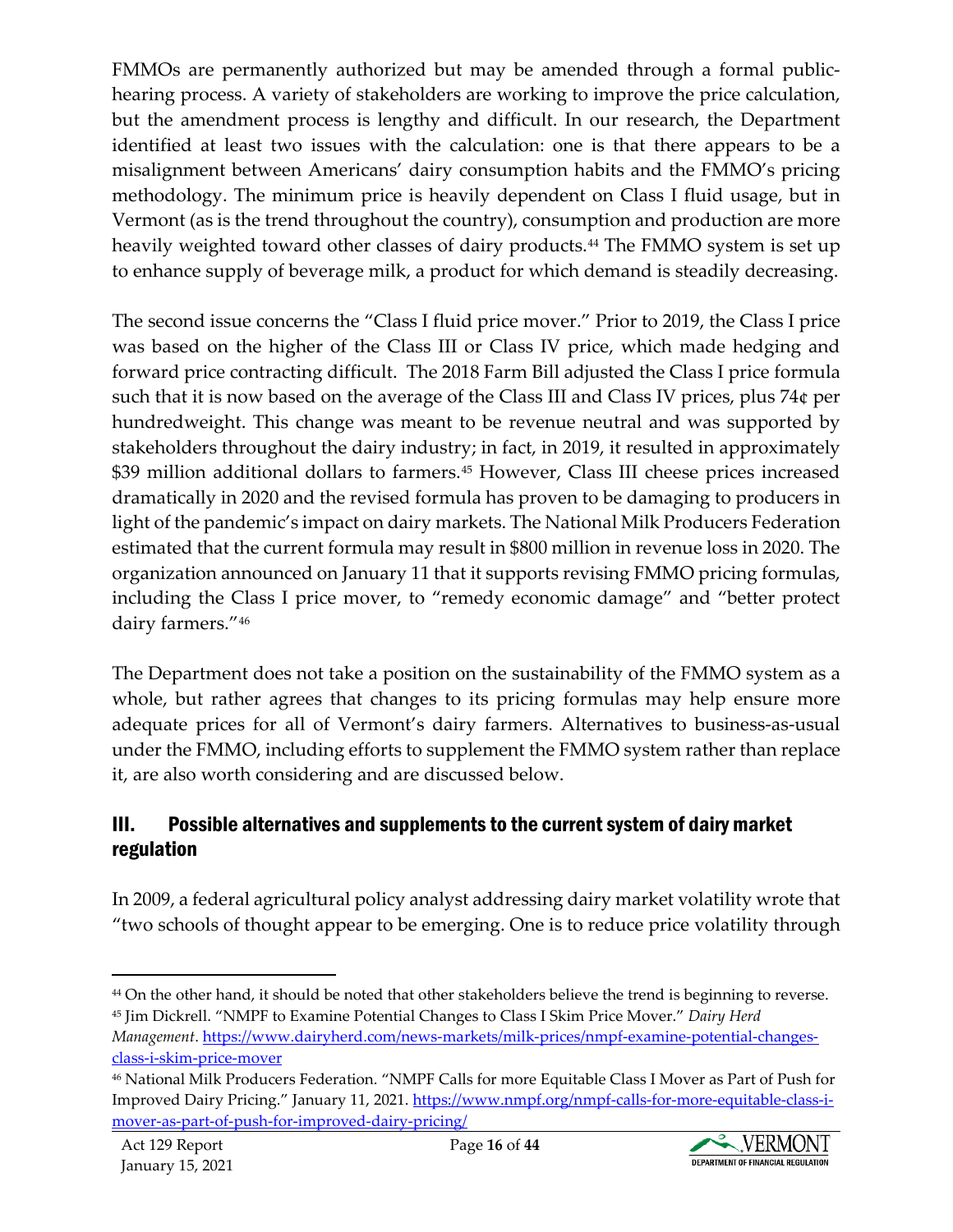FMMOs are permanently authorized but may be amended through a formal public-hearing process. A variety of stakeholders are working to improve the price calculation, but the amendment process is lengthy and difficult. In our research, the Department identified at least two issues with the calculation: one is that there appears to be a misalignment between Americans' dairy consumption habits and the FMMO's pricing methodology. The minimum price is heavily dependent on Class I fluid usage, but in Vermont (as is the trend throughout the country), consumption and production are more heavily weighted toward other classes of dairy products.[44] The FMMO system is set up to enhance supply of beverage milk, a product for which demand is steadily decreasing.

The second issue concerns the "Class I fluid price mover." Prior to 2019, the Class I price was based on the higher of the Class III or Class IV price, which made hedging and forward price contracting difficult. The 2018 Farm Bill adjusted the Class I price formula such that it is now based on the average of the Class III and Class IV prices, plus 74¢ per hundredweight. This change was meant to be revenue neutral and was supported by stakeholders throughout the dairy industry; in fact, in 2019, it resulted in approximately $39 million additional dollars to farmers.[45] However, Class III cheese prices increased dramatically in 2020 and the revised formula has proven to be damaging to producers in light of the pandemic's impact on dairy markets. The National Milk Producers Federation estimated that the current formula may result in $800 million in revenue loss in 2020. The organization announced on January 11 that it supports revising FMMO pricing formulas, including the Class I price mover, to "remedy economic damage" and "better protect dairy farmers."[46]

The Department does not take a position on the sustainability of the FMMO system as a whole, but rather agrees that changes to its pricing formulas may help ensure more adequate prices for all of Vermont's dairy farmers. Alternatives to business-as-usual under the FMMO, including efforts to supplement the FMMO system rather than replace it, are also worth considering and are discussed below.

## III. Possible alternatives and supplements to the current system of dairy market regulation

In 2009, a federal agricultural policy analyst addressing dairy market volatility wrote that "two schools of thought appear to be emerging. One is to reduce price volatility through

---

[44] On the other hand, it should be noted that other stakeholders believe the trend is beginning to reverse.

[45] Jim Dickrell. "NMPF to Examine Potential Changes to Class I Skim Price Mover." *Dairy Herd Management*. https://www.dairyherd.com/news-markets/milk-prices/nmpf-examine-potential-changes-class-i-skim-price-mover

[46] National Milk Producers Federation. "NMPF Calls for more Equitable Class I Mover as Part of Push for Improved Dairy Pricing." January 11, 2021. https://www.nmpf.org/nmpf-calls-for-more-equitable-class-i-mover-as-part-of-push-for-improved-dairy-pricing/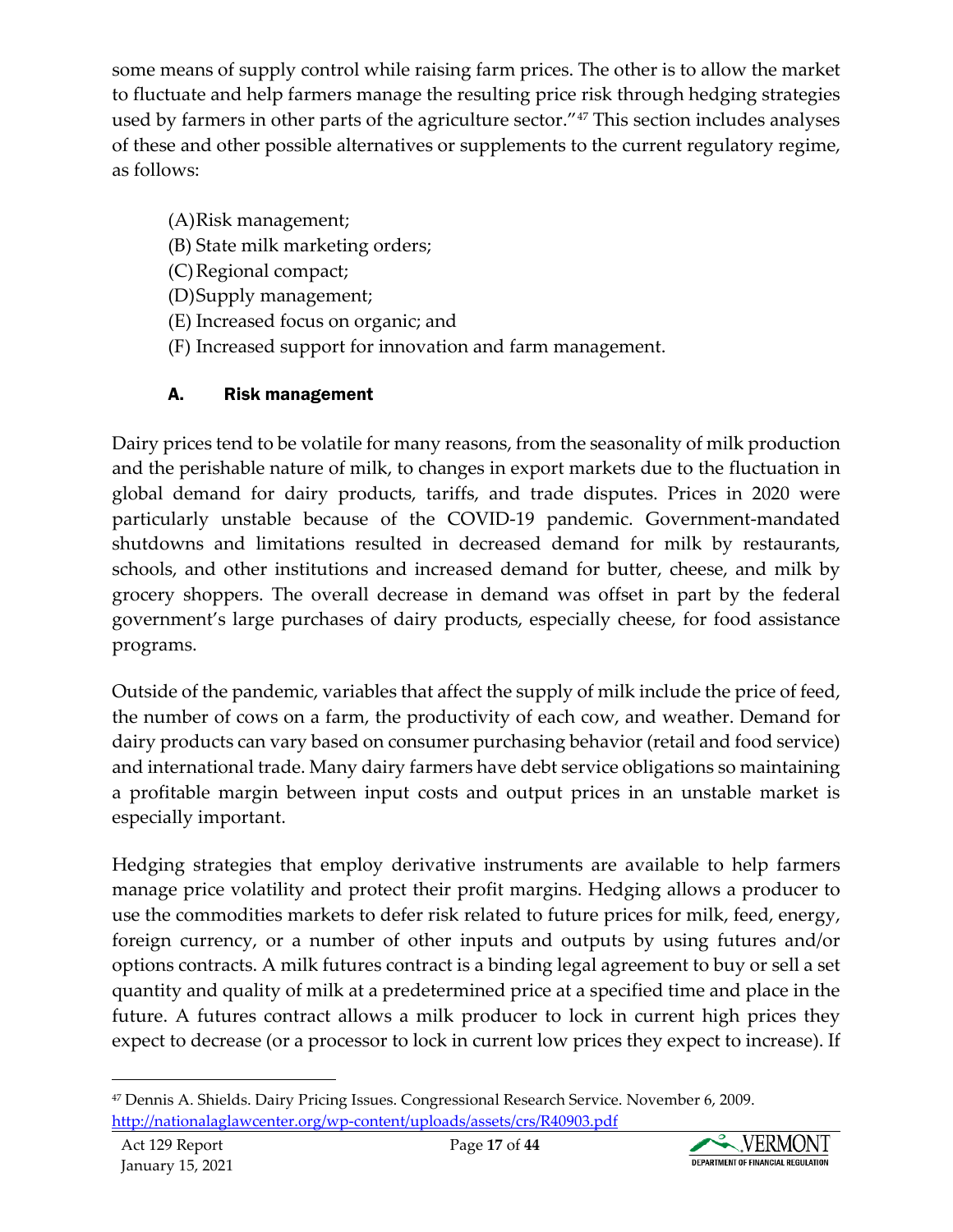some means of supply control while raising farm prices. The other is to allow the market to fluctuate and help farmers manage the resulting price risk through hedging strategies used by farmers in other parts of the agriculture sector."[47] This section includes analyses of these and other possible alternatives or supplements to the current regulatory regime, as follows:

(A) Risk management;
(B) State milk marketing orders;
(C) Regional compact;
(D) Supply management;
(E) Increased focus on organic; and
(F) Increased support for innovation and farm management.

### A. Risk management

Dairy prices tend to be volatile for many reasons, from the seasonality of milk production and the perishable nature of milk, to changes in export markets due to the fluctuation in global demand for dairy products, tariffs, and trade disputes. Prices in 2020 were particularly unstable because of the COVID-19 pandemic. Government-mandated shutdowns and limitations resulted in decreased demand for milk by restaurants, schools, and other institutions and increased demand for butter, cheese, and milk by grocery shoppers. The overall decrease in demand was offset in part by the federal government's large purchases of dairy products, especially cheese, for food assistance programs.

Outside of the pandemic, variables that affect the supply of milk include the price of feed, the number of cows on a farm, the productivity of each cow, and weather. Demand for dairy products can vary based on consumer purchasing behavior (retail and food service) and international trade. Many dairy farmers have debt service obligations so maintaining a profitable margin between input costs and output prices in an unstable market is especially important.

Hedging strategies that employ derivative instruments are available to help farmers manage price volatility and protect their profit margins. Hedging allows a producer to use the commodities markets to defer risk related to future prices for milk, feed, energy, foreign currency, or a number of other inputs and outputs by using futures and/or options contracts. A milk futures contract is a binding legal agreement to buy or sell a set quantity and quality of milk at a predetermined price at a specified time and place in the future. A futures contract allows a milk producer to lock in current high prices they expect to decrease (or a processor to lock in current low prices they expect to increase). If

[47] Dennis A. Shields. Dairy Pricing Issues. Congressional Research Service. November 6, 2009. http://nationalaglawcenter.org/wp-content/uploads/assets/crs/R40903.pdf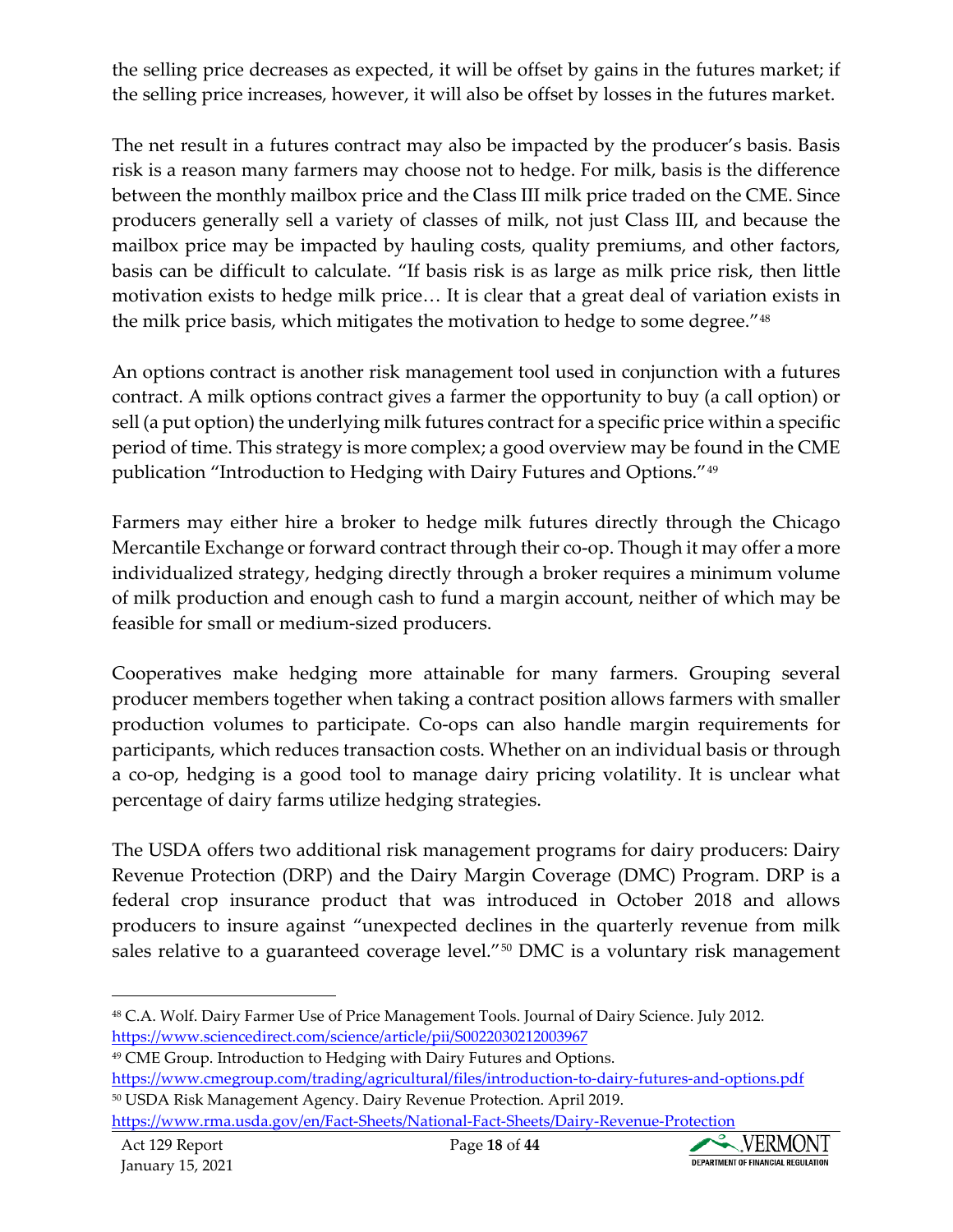the selling price decreases as expected, it will be offset by gains in the futures market; if the selling price increases, however, it will also be offset by losses in the futures market.

The net result in a futures contract may also be impacted by the producer's basis. Basis risk is a reason many farmers may choose not to hedge. For milk, basis is the difference between the monthly mailbox price and the Class III milk price traded on the CME. Since producers generally sell a variety of classes of milk, not just Class III, and because the mailbox price may be impacted by hauling costs, quality premiums, and other factors, basis can be difficult to calculate. "If basis risk is as large as milk price risk, then little motivation exists to hedge milk price… It is clear that a great deal of variation exists in the milk price basis, which mitigates the motivation to hedge to some degree."[48]

An options contract is another risk management tool used in conjunction with a futures contract. A milk options contract gives a farmer the opportunity to buy (a call option) or sell (a put option) the underlying milk futures contract for a specific price within a specific period of time. This strategy is more complex; a good overview may be found in the CME publication "Introduction to Hedging with Dairy Futures and Options."[49]

Farmers may either hire a broker to hedge milk futures directly through the Chicago Mercantile Exchange or forward contract through their co-op. Though it may offer a more individualized strategy, hedging directly through a broker requires a minimum volume of milk production and enough cash to fund a margin account, neither of which may be feasible for small or medium-sized producers.

Cooperatives make hedging more attainable for many farmers. Grouping several producer members together when taking a contract position allows farmers with smaller production volumes to participate. Co-ops can also handle margin requirements for participants, which reduces transaction costs. Whether on an individual basis or through a co-op, hedging is a good tool to manage dairy pricing volatility. It is unclear what percentage of dairy farms utilize hedging strategies.

The USDA offers two additional risk management programs for dairy producers: Dairy Revenue Protection (DRP) and the Dairy Margin Coverage (DMC) Program. DRP is a federal crop insurance product that was introduced in October 2018 and allows producers to insure against "unexpected declines in the quarterly revenue from milk sales relative to a guaranteed coverage level."[50] DMC is a voluntary risk management

---

[48] C.A. Wolf. Dairy Farmer Use of Price Management Tools. Journal of Dairy Science. July 2012. https://www.sciencedirect.com/science/article/pii/S0022030212003967

[49] CME Group. Introduction to Hedging with Dairy Futures and Options. https://www.cmegroup.com/trading/agricultural/files/introduction-to-dairy-futures-and-options.pdf

[50] USDA Risk Management Agency. Dairy Revenue Protection. April 2019. https://www.rma.usda.gov/en/Fact-Sheets/National-Fact-Sheets/Dairy-Revenue-Protection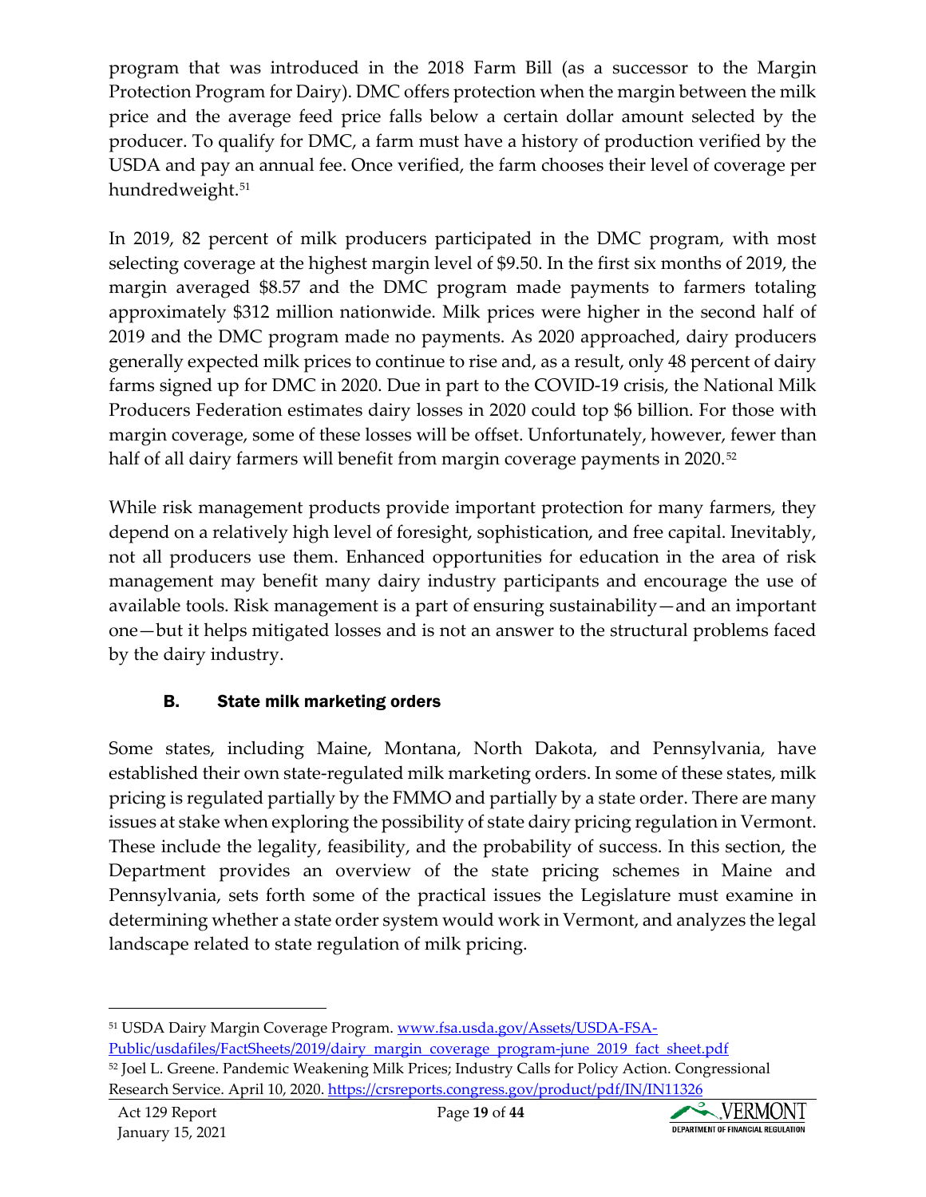program that was introduced in the 2018 Farm Bill (as a successor to the Margin Protection Program for Dairy). DMC offers protection when the margin between the milk price and the average feed price falls below a certain dollar amount selected by the producer. To qualify for DMC, a farm must have a history of production verified by the USDA and pay an annual fee. Once verified, the farm chooses their level of coverage per hundredweight.[51]

In 2019, 82 percent of milk producers participated in the DMC program, with most selecting coverage at the highest margin level of $9.50. In the first six months of 2019, the margin averaged $8.57 and the DMC program made payments to farmers totaling approximately $312 million nationwide. Milk prices were higher in the second half of 2019 and the DMC program made no payments. As 2020 approached, dairy producers generally expected milk prices to continue to rise and, as a result, only 48 percent of dairy farms signed up for DMC in 2020. Due in part to the COVID-19 crisis, the National Milk Producers Federation estimates dairy losses in 2020 could top $6 billion. For those with margin coverage, some of these losses will be offset. Unfortunately, however, fewer than half of all dairy farmers will benefit from margin coverage payments in 2020.[52]

While risk management products provide important protection for many farmers, they depend on a relatively high level of foresight, sophistication, and free capital. Inevitably, not all producers use them. Enhanced opportunities for education in the area of risk management may benefit many dairy industry participants and encourage the use of available tools. Risk management is a part of ensuring sustainability—and an important one—but it helps mitigated losses and is not an answer to the structural problems faced by the dairy industry.

### B. State milk marketing orders

Some states, including Maine, Montana, North Dakota, and Pennsylvania, have established their own state-regulated milk marketing orders. In some of these states, milk pricing is regulated partially by the FMMO and partially by a state order. There are many issues at stake when exploring the possibility of state dairy pricing regulation in Vermont. These include the legality, feasibility, and the probability of success. In this section, the Department provides an overview of the state pricing schemes in Maine and Pennsylvania, sets forth some of the practical issues the Legislature must examine in determining whether a state order system would work in Vermont, and analyzes the legal landscape related to state regulation of milk pricing.

---

[51] USDA Dairy Margin Coverage Program. www.fsa.usda.gov/Assets/USDA-FSA-Public/usdafiles/FactSheets/2019/dairy_margin_coverage_program-june_2019_fact_sheet.pdf

[52] Joel L. Greene. Pandemic Weakening Milk Prices; Industry Calls for Policy Action. Congressional Research Service. April 10, 2020. https://crsreports.congress.gov/product/pdf/IN/IN11326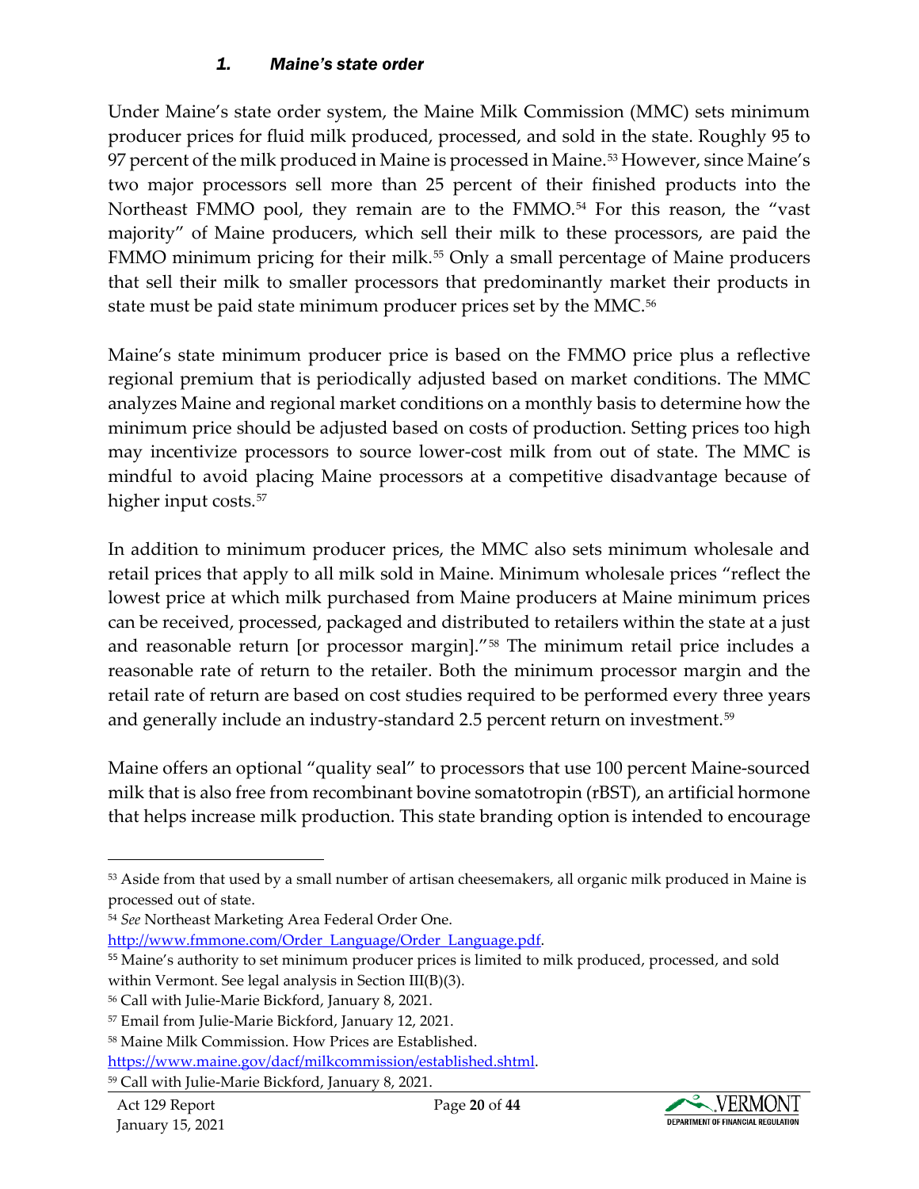### *1. Maine's state order*

Under Maine's state order system, the Maine Milk Commission (MMC) sets minimum producer prices for fluid milk produced, processed, and sold in the state. Roughly 95 to 97 percent of the milk produced in Maine is processed in Maine.[53] However, since Maine's two major processors sell more than 25 percent of their finished products into the Northeast FMMO pool, they remain are to the FMMO.[54] For this reason, the "vast majority" of Maine producers, which sell their milk to these processors, are paid the FMMO minimum pricing for their milk.[55] Only a small percentage of Maine producers that sell their milk to smaller processors that predominantly market their products in state must be paid state minimum producer prices set by the MMC.[56]

Maine's state minimum producer price is based on the FMMO price plus a reflective regional premium that is periodically adjusted based on market conditions. The MMC analyzes Maine and regional market conditions on a monthly basis to determine how the minimum price should be adjusted based on costs of production. Setting prices too high may incentivize processors to source lower-cost milk from out of state. The MMC is mindful to avoid placing Maine processors at a competitive disadvantage because of higher input costs.[57]

In addition to minimum producer prices, the MMC also sets minimum wholesale and retail prices that apply to all milk sold in Maine. Minimum wholesale prices "reflect the lowest price at which milk purchased from Maine producers at Maine minimum prices can be received, processed, packaged and distributed to retailers within the state at a just and reasonable return [or processor margin]."[58] The minimum retail price includes a reasonable rate of return to the retailer. Both the minimum processor margin and the retail rate of return are based on cost studies required to be performed every three years and generally include an industry-standard 2.5 percent return on investment.[59]

Maine offers an optional "quality seal" to processors that use 100 percent Maine-sourced milk that is also free from recombinant bovine somatotropin (rBST), an artificial hormone that helps increase milk production. This state branding option is intended to encourage

---

[53] Aside from that used by a small number of artisan cheesemakers, all organic milk produced in Maine is processed out of state.

[54] *See* Northeast Marketing Area Federal Order One. http://www.fmmone.com/Order_Language/Order_Language.pdf.

[55] Maine's authority to set minimum producer prices is limited to milk produced, processed, and sold within Vermont. See legal analysis in Section III(B)(3).

[56] Call with Julie-Marie Bickford, January 8, 2021.

[57] Email from Julie-Marie Bickford, January 12, 2021.

[58] Maine Milk Commission. How Prices are Established. https://www.maine.gov/dacf/milkcommission/established.shtml.

[59] Call with Julie-Marie Bickford, January 8, 2021.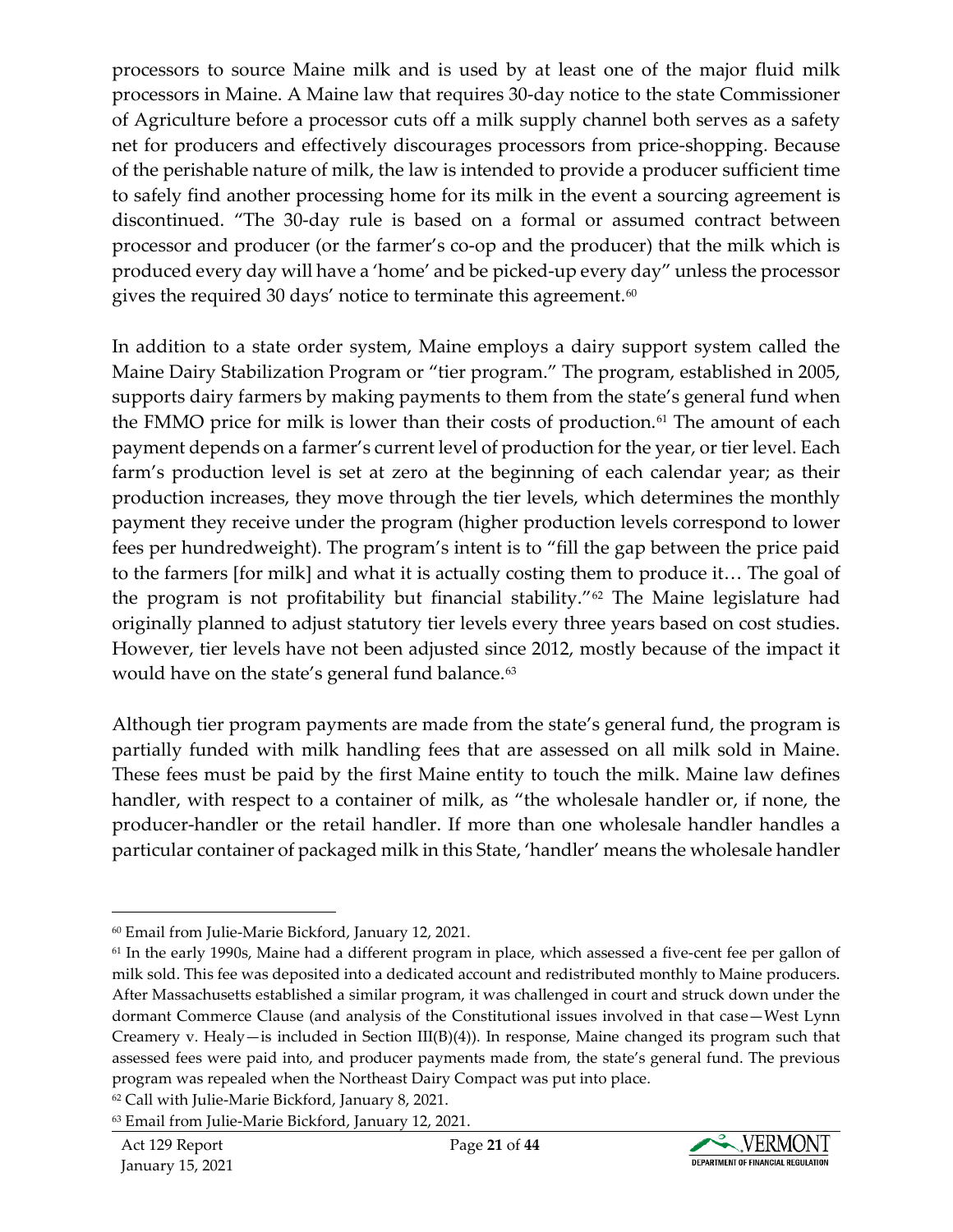processors to source Maine milk and is used by at least one of the major fluid milk processors in Maine. A Maine law that requires 30-day notice to the state Commissioner of Agriculture before a processor cuts off a milk supply channel both serves as a safety net for producers and effectively discourages processors from price-shopping. Because of the perishable nature of milk, the law is intended to provide a producer sufficient time to safely find another processing home for its milk in the event a sourcing agreement is discontinued. "The 30-day rule is based on a formal or assumed contract between processor and producer (or the farmer's co-op and the producer) that the milk which is produced every day will have a 'home' and be picked-up every day" unless the processor gives the required 30 days' notice to terminate this agreement.[60]

In addition to a state order system, Maine employs a dairy support system called the Maine Dairy Stabilization Program or "tier program." The program, established in 2005, supports dairy farmers by making payments to them from the state's general fund when the FMMO price for milk is lower than their costs of production.[61] The amount of each payment depends on a farmer's current level of production for the year, or tier level. Each farm's production level is set at zero at the beginning of each calendar year; as their production increases, they move through the tier levels, which determines the monthly payment they receive under the program (higher production levels correspond to lower fees per hundredweight). The program's intent is to "fill the gap between the price paid to the farmers [for milk] and what it is actually costing them to produce it… The goal of the program is not profitability but financial stability."[62] The Maine legislature had originally planned to adjust statutory tier levels every three years based on cost studies. However, tier levels have not been adjusted since 2012, mostly because of the impact it would have on the state's general fund balance.[63]

Although tier program payments are made from the state's general fund, the program is partially funded with milk handling fees that are assessed on all milk sold in Maine. These fees must be paid by the first Maine entity to touch the milk. Maine law defines handler, with respect to a container of milk, as "the wholesale handler or, if none, the producer-handler or the retail handler. If more than one wholesale handler handles a particular container of packaged milk in this State, 'handler' means the wholesale handler

---

[60] Email from Julie-Marie Bickford, January 12, 2021.

[61] In the early 1990s, Maine had a different program in place, which assessed a five-cent fee per gallon of milk sold. This fee was deposited into a dedicated account and redistributed monthly to Maine producers. After Massachusetts established a similar program, it was challenged in court and struck down under the dormant Commerce Clause (and analysis of the Constitutional issues involved in that case—West Lynn Creamery v. Healy—is included in Section III(B)(4)). In response, Maine changed its program such that assessed fees were paid into, and producer payments made from, the state's general fund. The previous program was repealed when the Northeast Dairy Compact was put into place.

[62] Call with Julie-Marie Bickford, January 8, 2021.

[63] Email from Julie-Marie Bickford, January 12, 2021.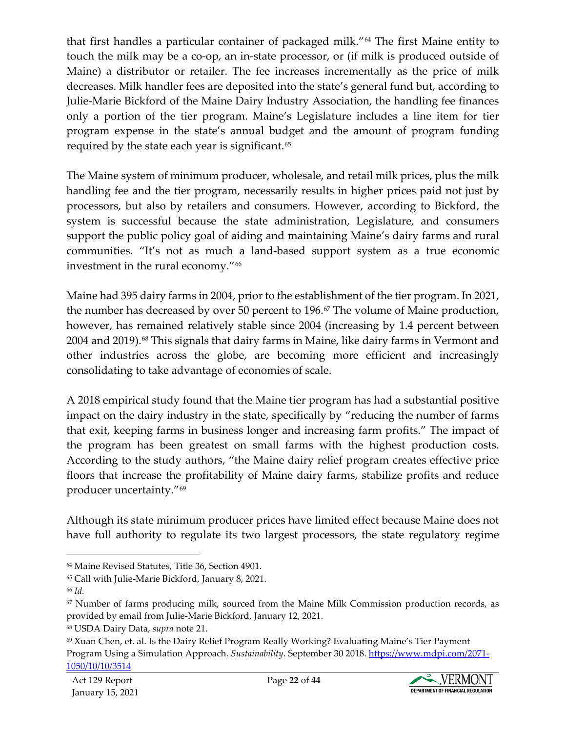that first handles a particular container of packaged milk."[64] The first Maine entity to touch the milk may be a co-op, an in-state processor, or (if milk is produced outside of Maine) a distributor or retailer. The fee increases incrementally as the price of milk decreases. Milk handler fees are deposited into the state's general fund but, according to Julie-Marie Bickford of the Maine Dairy Industry Association, the handling fee finances only a portion of the tier program. Maine's Legislature includes a line item for tier program expense in the state's annual budget and the amount of program funding required by the state each year is significant.[65]

The Maine system of minimum producer, wholesale, and retail milk prices, plus the milk handling fee and the tier program, necessarily results in higher prices paid not just by processors, but also by retailers and consumers. However, according to Bickford, the system is successful because the state administration, Legislature, and consumers support the public policy goal of aiding and maintaining Maine's dairy farms and rural communities. "It's not as much a land-based support system as a true economic investment in the rural economy."[66]

Maine had 395 dairy farms in 2004, prior to the establishment of the tier program. In 2021, the number has decreased by over 50 percent to 196.[67] The volume of Maine production, however, has remained relatively stable since 2004 (increasing by 1.4 percent between 2004 and 2019).[68] This signals that dairy farms in Maine, like dairy farms in Vermont and other industries across the globe, are becoming more efficient and increasingly consolidating to take advantage of economies of scale.

A 2018 empirical study found that the Maine tier program has had a substantial positive impact on the dairy industry in the state, specifically by "reducing the number of farms that exit, keeping farms in business longer and increasing farm profits." The impact of the program has been greatest on small farms with the highest production costs. According to the study authors, "the Maine dairy relief program creates effective price floors that increase the profitability of Maine dairy farms, stabilize profits and reduce producer uncertainty."[69]

Although its state minimum producer prices have limited effect because Maine does not have full authority to regulate its two largest processors, the state regulatory regime

---

[64] Maine Revised Statutes, Title 36, Section 4901.

[65] Call with Julie-Marie Bickford, January 8, 2021.

[66] *Id.*

[67] Number of farms producing milk, sourced from the Maine Milk Commission production records, as provided by email from Julie-Marie Bickford, January 12, 2021.

[68] USDA Dairy Data, *supra* note 21.

[69] Xuan Chen, et. al. Is the Dairy Relief Program Really Working? Evaluating Maine's Tier Payment Program Using a Simulation Approach. *Sustainability*. September 30 2018. https://www.mdpi.com/2071-1050/10/10/3514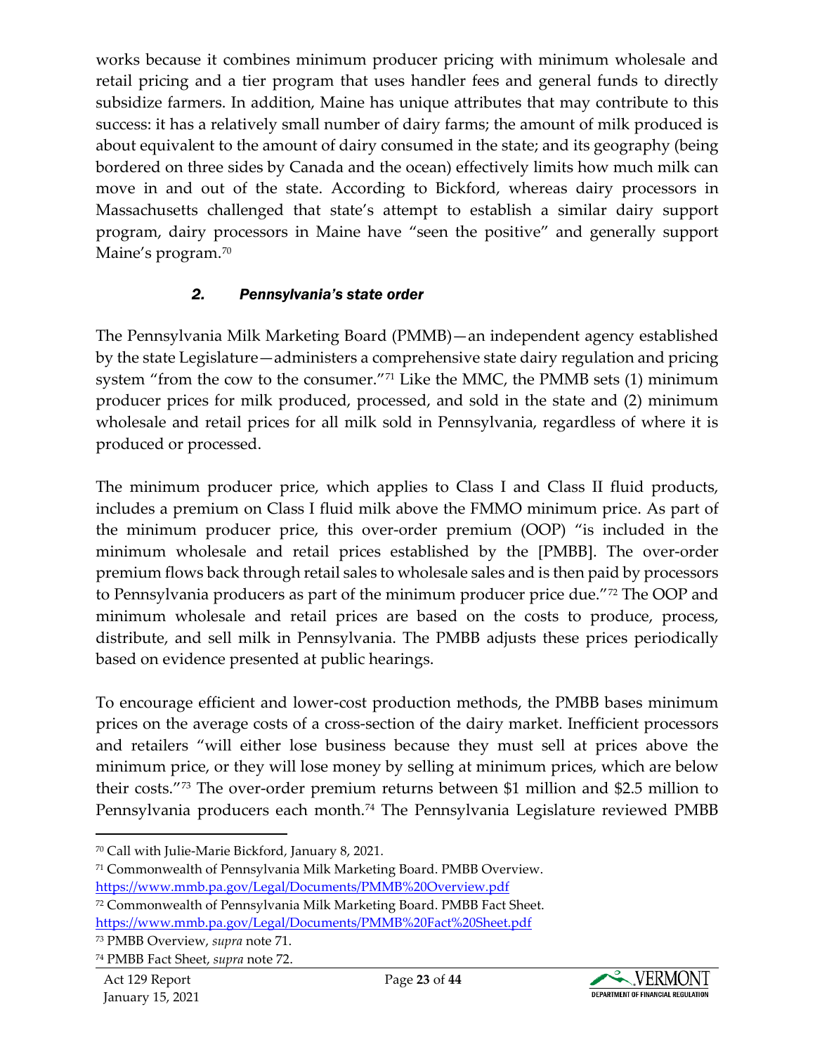works because it combines minimum producer pricing with minimum wholesale and retail pricing and a tier program that uses handler fees and general funds to directly subsidize farmers. In addition, Maine has unique attributes that may contribute to this success: it has a relatively small number of dairy farms; the amount of milk produced is about equivalent to the amount of dairy consumed in the state; and its geography (being bordered on three sides by Canada and the ocean) effectively limits how much milk can move in and out of the state. According to Bickford, whereas dairy processors in Massachusetts challenged that state's attempt to establish a similar dairy support program, dairy processors in Maine have "seen the positive" and generally support Maine's program.[70]

### *2. Pennsylvania's state order*

The Pennsylvania Milk Marketing Board (PMMB)—an independent agency established by the state Legislature—administers a comprehensive state dairy regulation and pricing system "from the cow to the consumer."[71] Like the MMC, the PMMB sets (1) minimum producer prices for milk produced, processed, and sold in the state and (2) minimum wholesale and retail prices for all milk sold in Pennsylvania, regardless of where it is produced or processed.

The minimum producer price, which applies to Class I and Class II fluid products, includes a premium on Class I fluid milk above the FMMO minimum price. As part of the minimum producer price, this over-order premium (OOP) "is included in the minimum wholesale and retail prices established by the [PMBB]. The over-order premium flows back through retail sales to wholesale sales and is then paid by processors to Pennsylvania producers as part of the minimum producer price due."[72] The OOP and minimum wholesale and retail prices are based on the costs to produce, process, distribute, and sell milk in Pennsylvania. The PMBB adjusts these prices periodically based on evidence presented at public hearings.

To encourage efficient and lower-cost production methods, the PMBB bases minimum prices on the average costs of a cross-section of the dairy market. Inefficient processors and retailers "will either lose business because they must sell at prices above the minimum price, or they will lose money by selling at minimum prices, which are below their costs."[73] The over-order premium returns between $1 million and $2.5 million to Pennsylvania producers each month.[74] The Pennsylvania Legislature reviewed PMBB

---

[70] Call with Julie-Marie Bickford, January 8, 2021.

[71] Commonwealth of Pennsylvania Milk Marketing Board. PMMB Overview. https://www.mmb.pa.gov/Legal/Documents/PMMB%20Overview.pdf

[72] Commonwealth of Pennsylvania Milk Marketing Board. PMBB Fact Sheet. https://www.mmb.pa.gov/Legal/Documents/PMMB%20Fact%20Sheet.pdf

[73] PMBB Overview, *supra* note 71.

[74] PMBB Fact Sheet, *supra* note 72.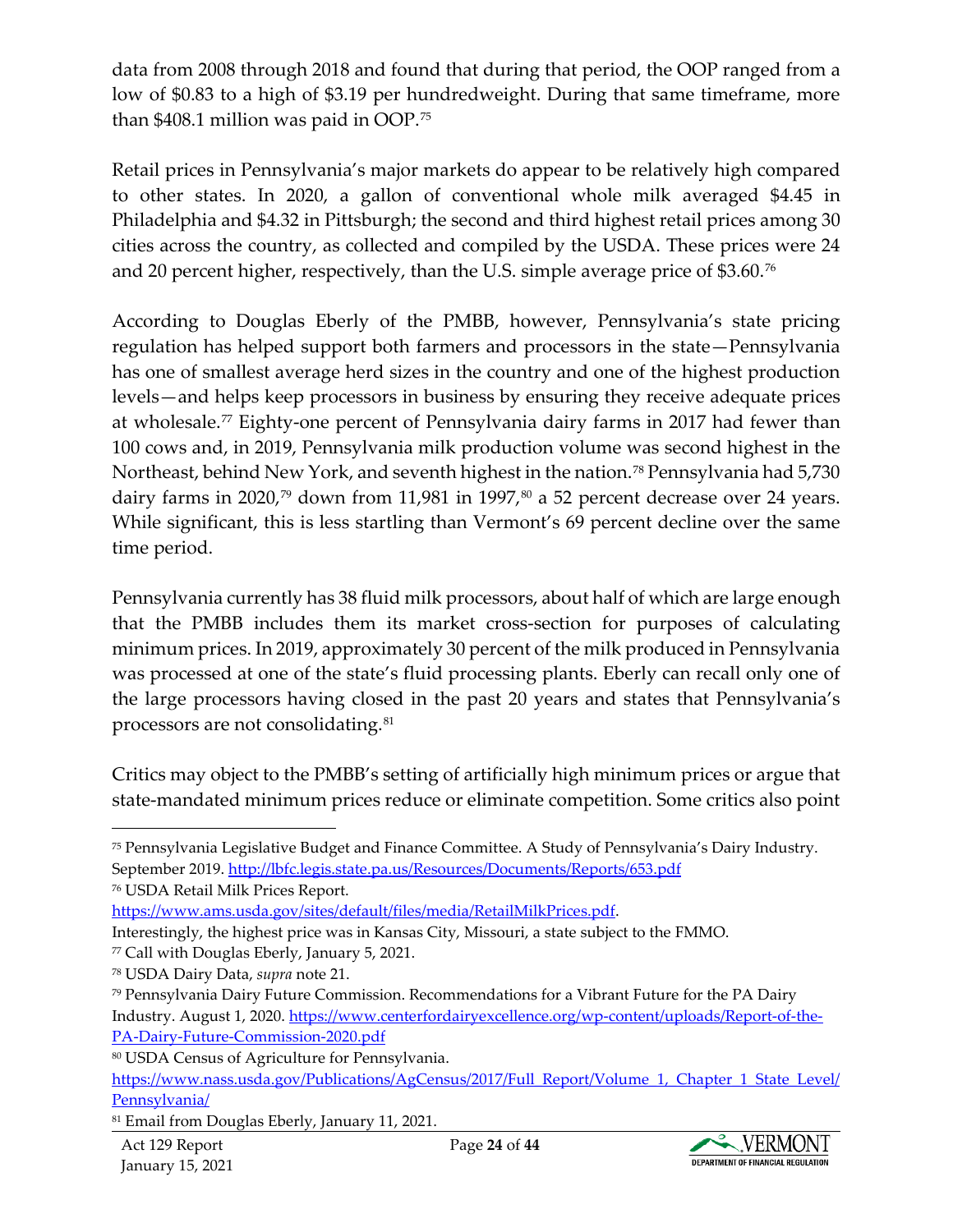data from 2008 through 2018 and found that during that period, the OOP ranged from a low of $0.83 to a high of $3.19 per hundredweight. During that same timeframe, more than $408.1 million was paid in OOP.[75]

Retail prices in Pennsylvania's major markets do appear to be relatively high compared to other states. In 2020, a gallon of conventional whole milk averaged $4.45 in Philadelphia and $4.32 in Pittsburgh; the second and third highest retail prices among 30 cities across the country, as collected and compiled by the USDA. These prices were 24 and 20 percent higher, respectively, than the U.S. simple average price of $3.60.[76]

According to Douglas Eberly of the PMBB, however, Pennsylvania's state pricing regulation has helped support both farmers and processors in the state—Pennsylvania has one of smallest average herd sizes in the country and one of the highest production levels—and helps keep processors in business by ensuring they receive adequate prices at wholesale.[77] Eighty-one percent of Pennsylvania dairy farms in 2017 had fewer than 100 cows and, in 2019, Pennsylvania milk production volume was second highest in the Northeast, behind New York, and seventh highest in the nation.[78] Pennsylvania had 5,730 dairy farms in 2020,[79] down from 11,981 in 1997,[80] a 52 percent decrease over 24 years. While significant, this is less startling than Vermont's 69 percent decline over the same time period.

Pennsylvania currently has 38 fluid milk processors, about half of which are large enough that the PMBB includes them its market cross-section for purposes of calculating minimum prices. In 2019, approximately 30 percent of the milk produced in Pennsylvania was processed at one of the state's fluid processing plants. Eberly can recall only one of the large processors having closed in the past 20 years and states that Pennsylvania's processors are not consolidating.[81]

Critics may object to the PMBB's setting of artificially high minimum prices or argue that state-mandated minimum prices reduce or eliminate competition. Some critics also point

---

[75] Pennsylvania Legislative Budget and Finance Committee. A Study of Pennsylvania's Dairy Industry. September 2019. http://lbfc.legis.state.pa.us/Resources/Documents/Reports/653.pdf

[76] USDA Retail Milk Prices Report. https://www.ams.usda.gov/sites/default/files/media/RetailMilkPrices.pdf. Interestingly, the highest price was in Kansas City, Missouri, a state subject to the FMMO.

[77] Call with Douglas Eberly, January 5, 2021.

[78] USDA Dairy Data, *supra* note 21.

[79] Pennsylvania Dairy Future Commission. Recommendations for a Vibrant Future for the PA Dairy Industry. August 1, 2020. https://www.centerfordairyexcellence.org/wp-content/uploads/Report-of-the-PA-Dairy-Future-Commission-2020.pdf

[80] USDA Census of Agriculture for Pennsylvania. https://www.nass.usda.gov/Publications/AgCensus/2017/Full_Report/Volume_1,_Chapter_1_State_Level/Pennsylvania/

[81] Email from Douglas Eberly, January 11, 2021.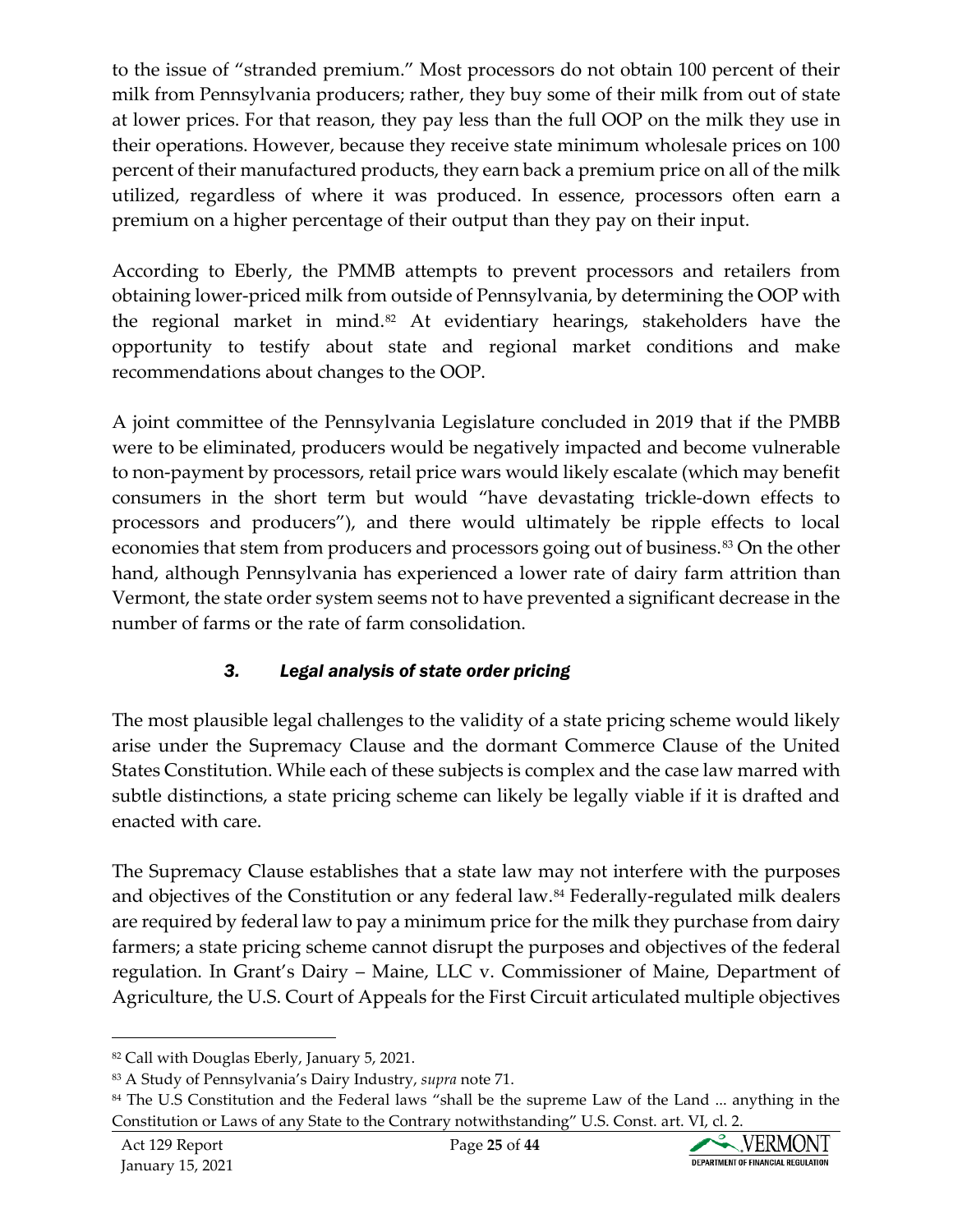to the issue of "stranded premium." Most processors do not obtain 100 percent of their milk from Pennsylvania producers; rather, they buy some of their milk from out of state at lower prices. For that reason, they pay less than the full OOP on the milk they use in their operations. However, because they receive state minimum wholesale prices on 100 percent of their manufactured products, they earn back a premium price on all of the milk utilized, regardless of where it was produced. In essence, processors often earn a premium on a higher percentage of their output than they pay on their input.

According to Eberly, the PMMB attempts to prevent processors and retailers from obtaining lower-priced milk from outside of Pennsylvania, by determining the OOP with the regional market in mind.[82] At evidentiary hearings, stakeholders have the opportunity to testify about state and regional market conditions and make recommendations about changes to the OOP.

A joint committee of the Pennsylvania Legislature concluded in 2019 that if the PMBB were to be eliminated, producers would be negatively impacted and become vulnerable to non-payment by processors, retail price wars would likely escalate (which may benefit consumers in the short term but would "have devastating trickle-down effects to processors and producers"), and there would ultimately be ripple effects to local economies that stem from producers and processors going out of business.[83] On the other hand, although Pennsylvania has experienced a lower rate of dairy farm attrition than Vermont, the state order system seems not to have prevented a significant decrease in the number of farms or the rate of farm consolidation.

### *3. Legal analysis of state order pricing*

The most plausible legal challenges to the validity of a state pricing scheme would likely arise under the Supremacy Clause and the dormant Commerce Clause of the United States Constitution. While each of these subjects is complex and the case law marred with subtle distinctions, a state pricing scheme can likely be legally viable if it is drafted and enacted with care.

The Supremacy Clause establishes that a state law may not interfere with the purposes and objectives of the Constitution or any federal law.[84] Federally-regulated milk dealers are required by federal law to pay a minimum price for the milk they purchase from dairy farmers; a state pricing scheme cannot disrupt the purposes and objectives of the federal regulation. In Grant's Dairy – Maine, LLC v. Commissioner of Maine, Department of Agriculture, the U.S. Court of Appeals for the First Circuit articulated multiple objectives

---

[82] Call with Douglas Eberly, January 5, 2021.

[83] A Study of Pennsylvania's Dairy Industry, *supra* note 71.

[84] The U.S Constitution and the Federal laws "shall be the supreme Law of the Land ... anything in the Constitution or Laws of any State to the Contrary notwithstanding" U.S. Const. art. VI, cl. 2.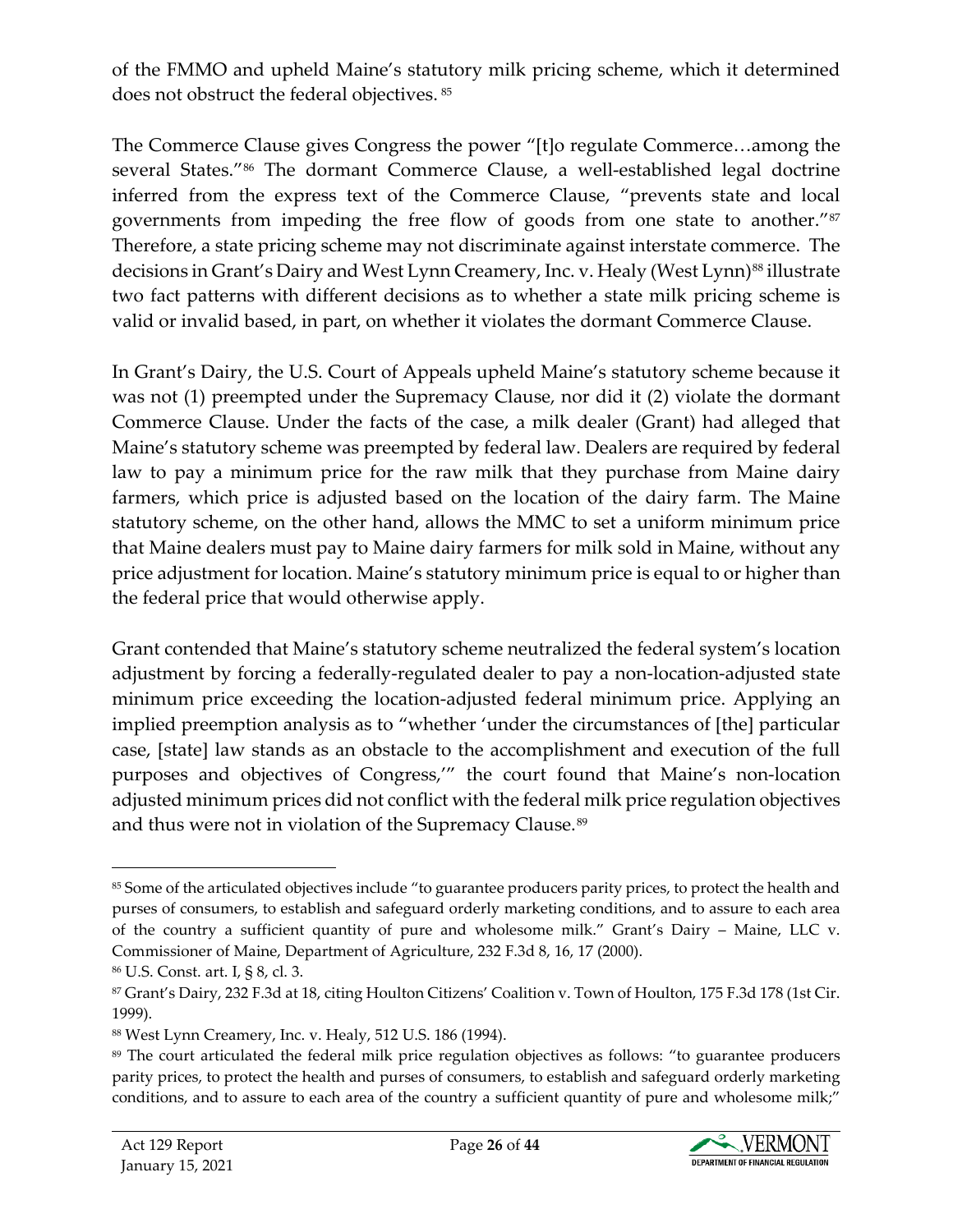of the FMMO and upheld Maine's statutory milk pricing scheme, which it determined does not obstruct the federal objectives. [85]

The Commerce Clause gives Congress the power "[t]o regulate Commerce…among the several States."[86] The dormant Commerce Clause, a well-established legal doctrine inferred from the express text of the Commerce Clause, "prevents state and local governments from impeding the free flow of goods from one state to another."[87] Therefore, a state pricing scheme may not discriminate against interstate commerce. The decisions in Grant's Dairy and West Lynn Creamery, Inc. v. Healy (West Lynn)[88] illustrate two fact patterns with different decisions as to whether a state milk pricing scheme is valid or invalid based, in part, on whether it violates the dormant Commerce Clause.

In Grant's Dairy, the U.S. Court of Appeals upheld Maine's statutory scheme because it was not (1) preempted under the Supremacy Clause, nor did it (2) violate the dormant Commerce Clause. Under the facts of the case, a milk dealer (Grant) had alleged that Maine's statutory scheme was preempted by federal law. Dealers are required by federal law to pay a minimum price for the raw milk that they purchase from Maine dairy farmers, which price is adjusted based on the location of the dairy farm. The Maine statutory scheme, on the other hand, allows the MMC to set a uniform minimum price that Maine dealers must pay to Maine dairy farmers for milk sold in Maine, without any price adjustment for location. Maine's statutory minimum price is equal to or higher than the federal price that would otherwise apply.

Grant contended that Maine's statutory scheme neutralized the federal system's location adjustment by forcing a federally-regulated dealer to pay a non-location-adjusted state minimum price exceeding the location-adjusted federal minimum price. Applying an implied preemption analysis as to "whether 'under the circumstances of [the] particular case, [state] law stands as an obstacle to the accomplishment and execution of the full purposes and objectives of Congress,'" the court found that Maine's non-location adjusted minimum prices did not conflict with the federal milk price regulation objectives and thus were not in violation of the Supremacy Clause.[89]

---

[85] Some of the articulated objectives include "to guarantee producers parity prices, to protect the health and purses of consumers, to establish and safeguard orderly marketing conditions, and to assure to each area of the country a sufficient quantity of pure and wholesome milk." Grant's Dairy – Maine, LLC v. Commissioner of Maine, Department of Agriculture, 232 F.3d 8, 16, 17 (2000).

[86] U.S. Const. art. I, § 8, cl. 3.

[87] Grant's Dairy, 232 F.3d at 18, citing Houlton Citizens' Coalition v. Town of Houlton, 175 F.3d 178 (1st Cir. 1999).

[88] West Lynn Creamery, Inc. v. Healy, 512 U.S. 186 (1994).

[89] The court articulated the federal milk price regulation objectives as follows: "to guarantee producers parity prices, to protect the health and purses of consumers, to establish and safeguard orderly marketing conditions, and to assure to each area of the country a sufficient quantity of pure and wholesome milk;"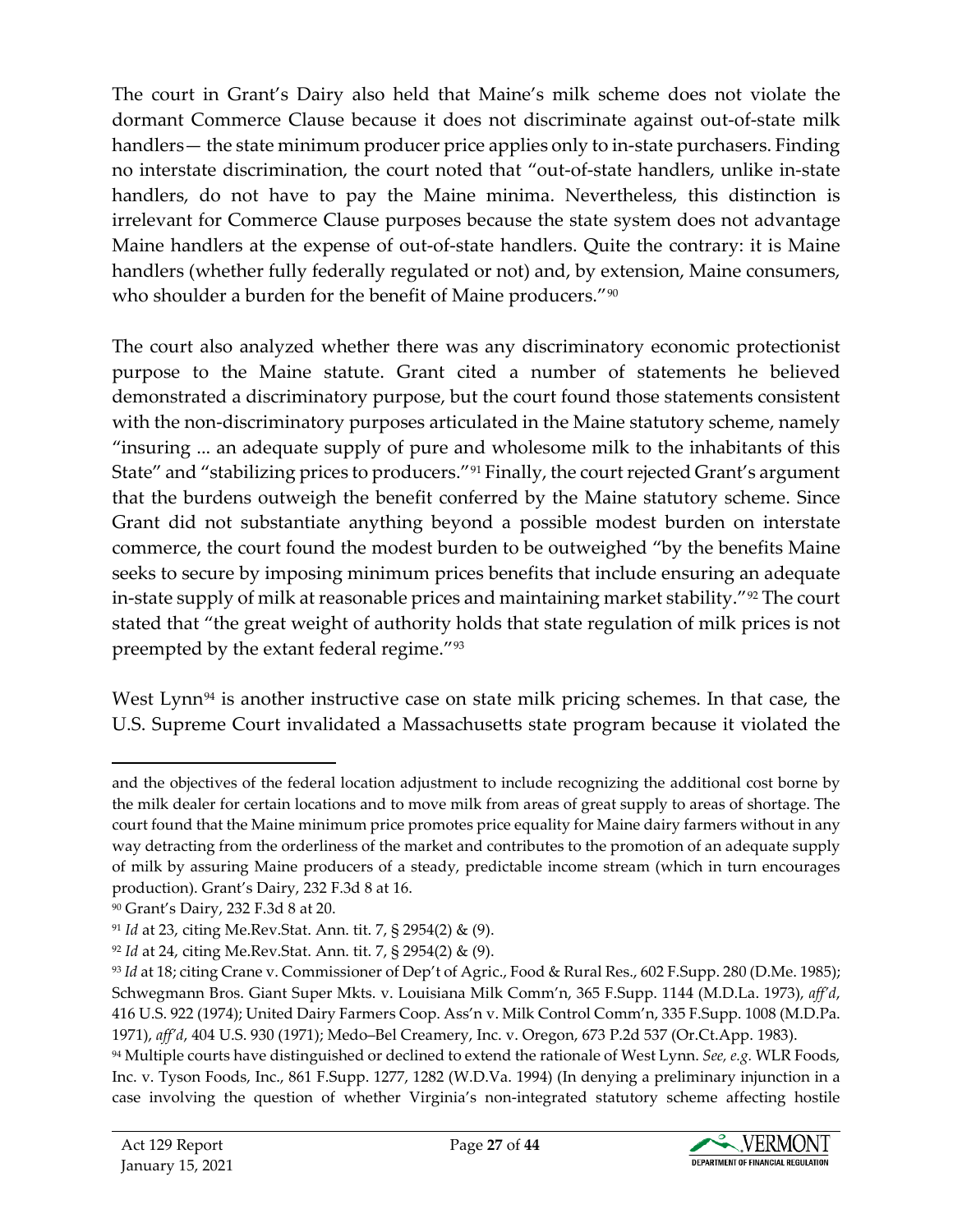The court in Grant's Dairy also held that Maine's milk scheme does not violate the dormant Commerce Clause because it does not discriminate against out-of-state milk handlers— the state minimum producer price applies only to in-state purchasers. Finding no interstate discrimination, the court noted that "out-of-state handlers, unlike in-state handlers, do not have to pay the Maine minima. Nevertheless, this distinction is irrelevant for Commerce Clause purposes because the state system does not advantage Maine handlers at the expense of out-of-state handlers. Quite the contrary: it is Maine handlers (whether fully federally regulated or not) and, by extension, Maine consumers, who shoulder a burden for the benefit of Maine producers."[90]

The court also analyzed whether there was any discriminatory economic protectionist purpose to the Maine statute. Grant cited a number of statements he believed demonstrated a discriminatory purpose, but the court found those statements consistent with the non-discriminatory purposes articulated in the Maine statutory scheme, namely "insuring ... an adequate supply of pure and wholesome milk to the inhabitants of this State" and "stabilizing prices to producers."[91] Finally, the court rejected Grant's argument that the burdens outweigh the benefit conferred by the Maine statutory scheme. Since Grant did not substantiate anything beyond a possible modest burden on interstate commerce, the court found the modest burden to be outweighed "by the benefits Maine seeks to secure by imposing minimum prices benefits that include ensuring an adequate in-state supply of milk at reasonable prices and maintaining market stability."[92] The court stated that "the great weight of authority holds that state regulation of milk prices is not preempted by the extant federal regime."[93]

West Lynn[94] is another instructive case on state milk pricing schemes. In that case, the U.S. Supreme Court invalidated a Massachusetts state program because it violated the

---

and the objectives of the federal location adjustment to include recognizing the additional cost borne by the milk dealer for certain locations and to move milk from areas of great supply to areas of shortage. The court found that the Maine minimum price promotes price equality for Maine dairy farmers without in any way detracting from the orderliness of the market and contributes to the promotion of an adequate supply of milk by assuring Maine producers of a steady, predictable income stream (which in turn encourages production). Grant's Dairy, 232 F.3d 8 at 16.

[90] Grant's Dairy, 232 F.3d 8 at 20.

[91] *Id* at 23, citing Me.Rev.Stat. Ann. tit. 7, § 2954(2) & (9).

[92] *Id* at 24, citing Me.Rev.Stat. Ann. tit. 7, § 2954(2) & (9).

[93] *Id* at 18; citing Crane v. Commissioner of Dep't of Agric., Food & Rural Res., 602 F.Supp. 280 (D.Me. 1985); Schwegmann Bros. Giant Super Mkts. v. Louisiana Milk Comm'n, 365 F.Supp. 1144 (M.D.La. 1973), *aff'd*, 416 U.S. 922 (1974); United Dairy Farmers Coop. Ass'n v. Milk Control Comm'n, 335 F.Supp. 1008 (M.D.Pa. 1971), *aff'd*, 404 U.S. 930 (1971); Medo–Bel Creamery, Inc. v. Oregon, 673 P.2d 537 (Or.Ct.App. 1983).

[94] Multiple courts have distinguished or declined to extend the rationale of West Lynn. *See, e.g.* WLR Foods, Inc. v. Tyson Foods, Inc., 861 F.Supp. 1277, 1282 (W.D.Va. 1994) (In denying a preliminary injunction in a case involving the question of whether Virginia's non-integrated statutory scheme affecting hostile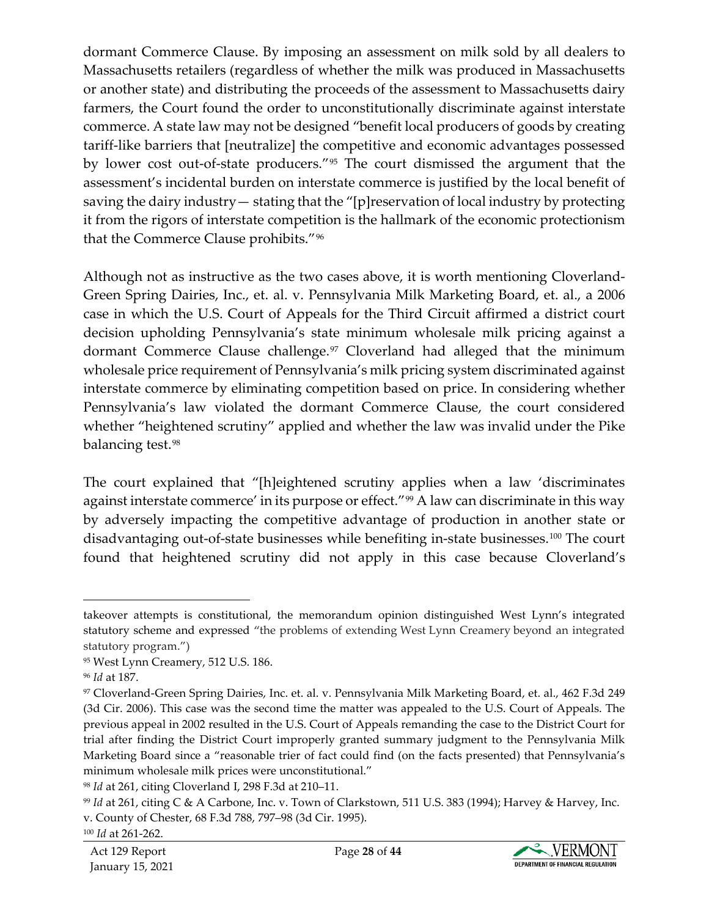dormant Commerce Clause. By imposing an assessment on milk sold by all dealers to Massachusetts retailers (regardless of whether the milk was produced in Massachusetts or another state) and distributing the proceeds of the assessment to Massachusetts dairy farmers, the Court found the order to unconstitutionally discriminate against interstate commerce. A state law may not be designed "benefit local producers of goods by creating tariff-like barriers that [neutralize] the competitive and economic advantages possessed by lower cost out-of-state producers."[95] The court dismissed the argument that the assessment's incidental burden on interstate commerce is justified by the local benefit of saving the dairy industry— stating that the "[p]reservation of local industry by protecting it from the rigors of interstate competition is the hallmark of the economic protectionism that the Commerce Clause prohibits."[96]

Although not as instructive as the two cases above, it is worth mentioning Cloverland-Green Spring Dairies, Inc., et. al. v. Pennsylvania Milk Marketing Board, et. al., a 2006 case in which the U.S. Court of Appeals for the Third Circuit affirmed a district court decision upholding Pennsylvania's state minimum wholesale milk pricing against a dormant Commerce Clause challenge.[97] Cloverland had alleged that the minimum wholesale price requirement of Pennsylvania's milk pricing system discriminated against interstate commerce by eliminating competition based on price. In considering whether Pennsylvania's law violated the dormant Commerce Clause, the court considered whether "heightened scrutiny" applied and whether the law was invalid under the Pike balancing test.[98]

The court explained that "[h]eightened scrutiny applies when a law 'discriminates against interstate commerce' in its purpose or effect."[99] A law can discriminate in this way by adversely impacting the competitive advantage of production in another state or disadvantaging out-of-state businesses while benefiting in-state businesses.[100] The court found that heightened scrutiny did not apply in this case because Cloverland's

---

takeover attempts is constitutional, the memorandum opinion distinguished West Lynn's integrated statutory scheme and expressed "the problems of extending West Lynn Creamery beyond an integrated statutory program.")

[95] West Lynn Creamery, 512 U.S. 186.

[96] *Id* at 187.

[97] Cloverland-Green Spring Dairies, Inc. et. al. v. Pennsylvania Milk Marketing Board, et. al., 462 F.3d 249 (3d Cir. 2006). This case was the second time the matter was appealed to the U.S. Court of Appeals. The previous appeal in 2002 resulted in the U.S. Court of Appeals remanding the case to the District Court for trial after finding the District Court improperly granted summary judgment to the Pennsylvania Milk Marketing Board since a "reasonable trier of fact could find (on the facts presented) that Pennsylvania's minimum wholesale milk prices were unconstitutional."

[98] *Id* at 261, citing Cloverland I, 298 F.3d at 210–11.

[99] *Id* at 261, citing C & A Carbone, Inc. v. Town of Clarkstown, 511 U.S. 383 (1994); Harvey & Harvey, Inc. v. County of Chester, 68 F.3d 788, 797–98 (3d Cir. 1995).

[100] *Id* at 261-262.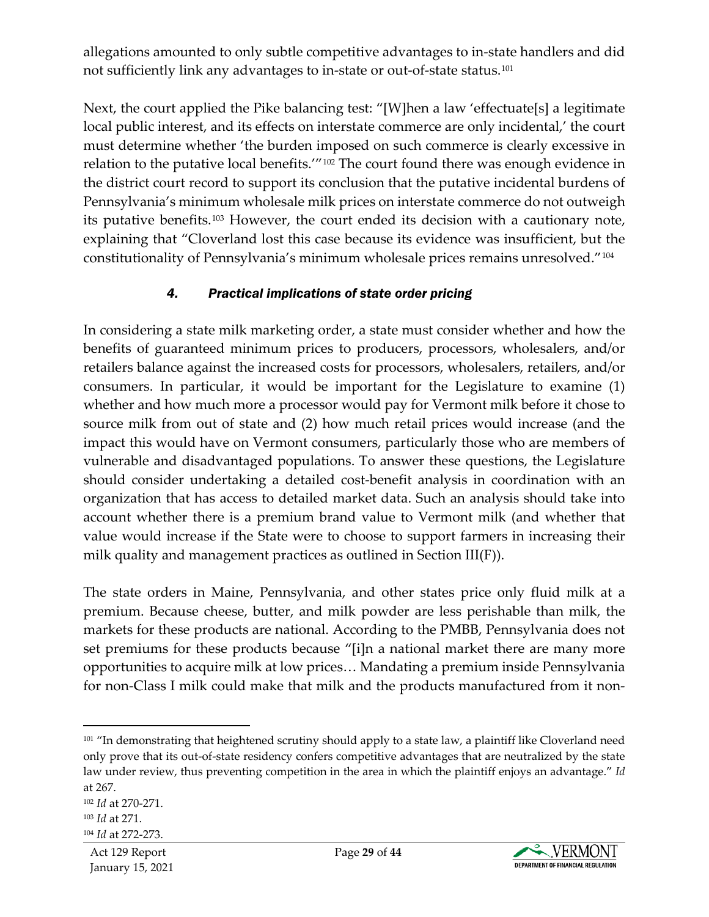allegations amounted to only subtle competitive advantages to in-state handlers and did not sufficiently link any advantages to in-state or out-of-state status.[101]

Next, the court applied the Pike balancing test: "[W]hen a law 'effectuate[s] a legitimate local public interest, and its effects on interstate commerce are only incidental,' the court must determine whether 'the burden imposed on such commerce is clearly excessive in relation to the putative local benefits.'"[102] The court found there was enough evidence in the district court record to support its conclusion that the putative incidental burdens of Pennsylvania's minimum wholesale milk prices on interstate commerce do not outweigh its putative benefits.[103] However, the court ended its decision with a cautionary note, explaining that "Cloverland lost this case because its evidence was insufficient, but the constitutionality of Pennsylvania's minimum wholesale prices remains unresolved."[104]

#### *4. Practical implications of state order pricing*

In considering a state milk marketing order, a state must consider whether and how the benefits of guaranteed minimum prices to producers, processors, wholesalers, and/or retailers balance against the increased costs for processors, wholesalers, retailers, and/or consumers. In particular, it would be important for the Legislature to examine (1) whether and how much more a processor would pay for Vermont milk before it chose to source milk from out of state and (2) how much retail prices would increase (and the impact this would have on Vermont consumers, particularly those who are members of vulnerable and disadvantaged populations. To answer these questions, the Legislature should consider undertaking a detailed cost-benefit analysis in coordination with an organization that has access to detailed market data. Such an analysis should take into account whether there is a premium brand value to Vermont milk (and whether that value would increase if the State were to choose to support farmers in increasing their milk quality and management practices as outlined in Section III(F)).

The state orders in Maine, Pennsylvania, and other states price only fluid milk at a premium. Because cheese, butter, and milk powder are less perishable than milk, the markets for these products are national. According to the PMBB, Pennsylvania does not set premiums for these products because "[i]n a national market there are many more opportunities to acquire milk at low prices… Mandating a premium inside Pennsylvania for non-Class I milk could make that milk and the products manufactured from it non-

---

[101] "In demonstrating that heightened scrutiny should apply to a state law, a plaintiff like Cloverland need only prove that its out-of-state residency confers competitive advantages that are neutralized by the state law under review, thus preventing competition in the area in which the plaintiff enjoys an advantage." *Id* at 267.

[102] *Id* at 270-271.

[103] *Id* at 271.

[104] *Id* at 272-273.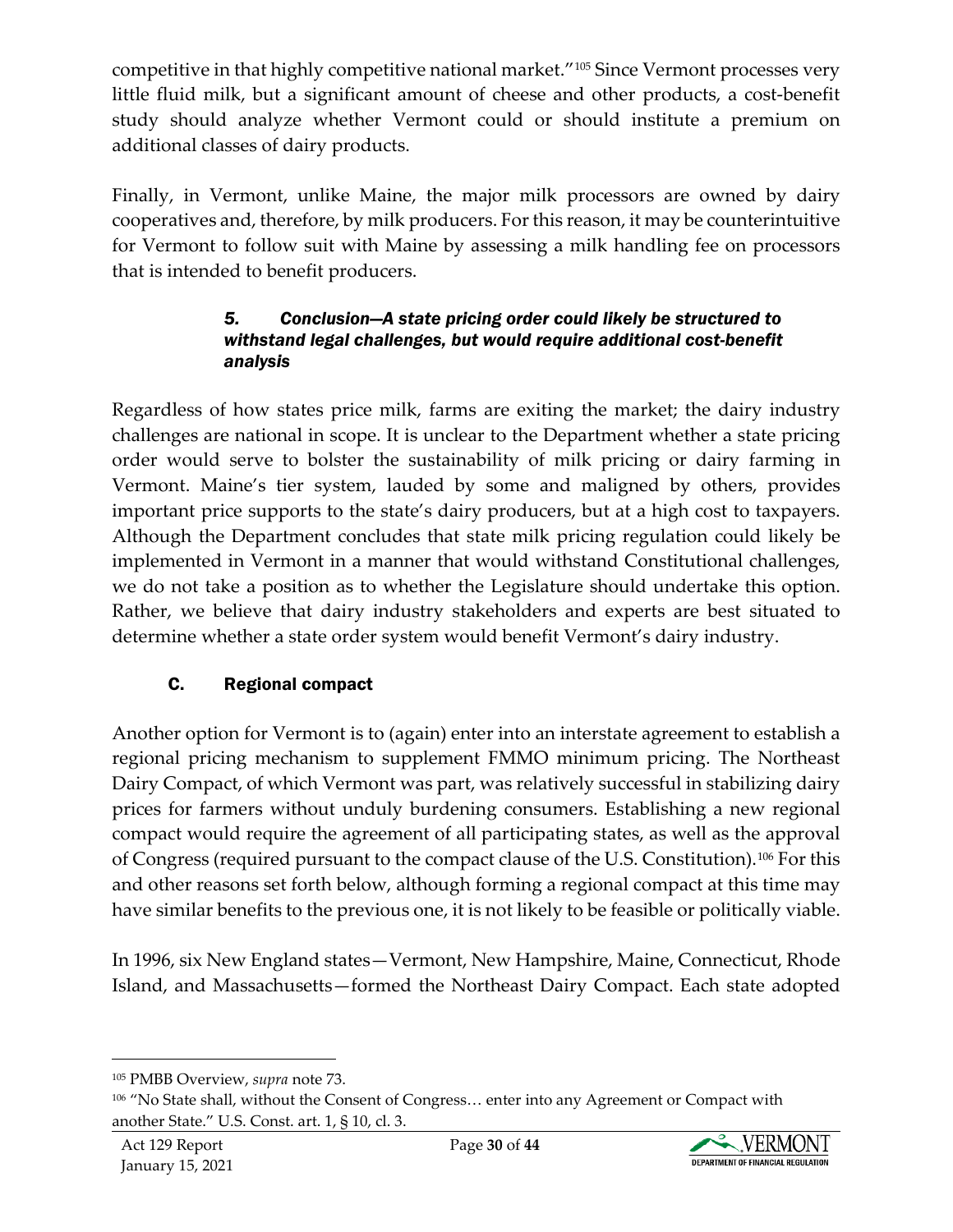competitive in that highly competitive national market."[105] Since Vermont processes very little fluid milk, but a significant amount of cheese and other products, a cost-benefit study should analyze whether Vermont could or should institute a premium on additional classes of dairy products.

Finally, in Vermont, unlike Maine, the major milk processors are owned by dairy cooperatives and, therefore, by milk producers. For this reason, it may be counterintuitive for Vermont to follow suit with Maine by assessing a milk handling fee on processors that is intended to benefit producers.

#### *5. Conclusion—A state pricing order could likely be structured to withstand legal challenges, but would require additional cost-benefit analysis*

Regardless of how states price milk, farms are exiting the market; the dairy industry challenges are national in scope. It is unclear to the Department whether a state pricing order would serve to bolster the sustainability of milk pricing or dairy farming in Vermont. Maine's tier system, lauded by some and maligned by others, provides important price supports to the state's dairy producers, but at a high cost to taxpayers. Although the Department concludes that state milk pricing regulation could likely be implemented in Vermont in a manner that would withstand Constitutional challenges, we do not take a position as to whether the Legislature should undertake this option. Rather, we believe that dairy industry stakeholders and experts are best situated to determine whether a state order system would benefit Vermont's dairy industry.

### C. Regional compact

Another option for Vermont is to (again) enter into an interstate agreement to establish a regional pricing mechanism to supplement FMMO minimum pricing. The Northeast Dairy Compact, of which Vermont was part, was relatively successful in stabilizing dairy prices for farmers without unduly burdening consumers. Establishing a new regional compact would require the agreement of all participating states, as well as the approval of Congress (required pursuant to the compact clause of the U.S. Constitution).[106] For this and other reasons set forth below, although forming a regional compact at this time may have similar benefits to the previous one, it is not likely to be feasible or politically viable.

In 1996, six New England states—Vermont, New Hampshire, Maine, Connecticut, Rhode Island, and Massachusetts—formed the Northeast Dairy Compact. Each state adopted

---

[105] PMBB Overview, *supra* note 73.

[106] "No State shall, without the Consent of Congress… enter into any Agreement or Compact with another State." U.S. Const. art. 1, § 10, cl. 3.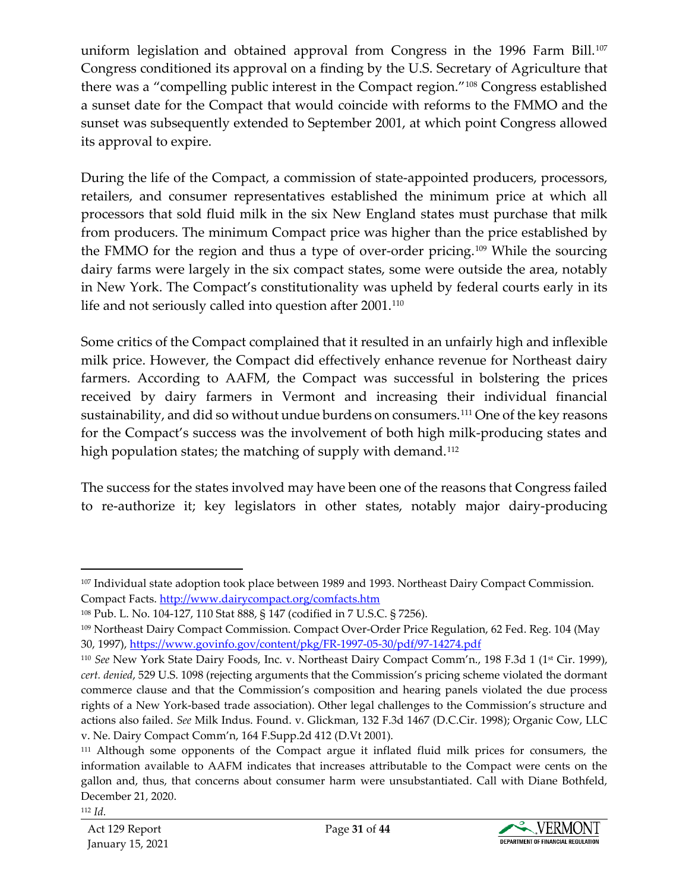uniform legislation and obtained approval from Congress in the 1996 Farm Bill.[107] Congress conditioned its approval on a finding by the U.S. Secretary of Agriculture that there was a "compelling public interest in the Compact region."[108] Congress established a sunset date for the Compact that would coincide with reforms to the FMMO and the sunset was subsequently extended to September 2001, at which point Congress allowed its approval to expire.

During the life of the Compact, a commission of state-appointed producers, processors, retailers, and consumer representatives established the minimum price at which all processors that sold fluid milk in the six New England states must purchase that milk from producers. The minimum Compact price was higher than the price established by the FMMO for the region and thus a type of over-order pricing.[109] While the sourcing dairy farms were largely in the six compact states, some were outside the area, notably in New York. The Compact's constitutionality was upheld by federal courts early in its life and not seriously called into question after 2001.[110]

Some critics of the Compact complained that it resulted in an unfairly high and inflexible milk price. However, the Compact did effectively enhance revenue for Northeast dairy farmers. According to AAFM, the Compact was successful in bolstering the prices received by dairy farmers in Vermont and increasing their individual financial sustainability, and did so without undue burdens on consumers.[111] One of the key reasons for the Compact's success was the involvement of both high milk-producing states and high population states; the matching of supply with demand.[112]

The success for the states involved may have been one of the reasons that Congress failed to re-authorize it; key legislators in other states, notably major dairy-producing

---

[107] Individual state adoption took place between 1989 and 1993. Northeast Dairy Compact Commission. Compact Facts. http://www.dairycompact.org/comfacts.htm

[108] Pub. L. No. 104-127, 110 Stat 888, § 147 (codified in 7 U.S.C. § 7256).

[109] Northeast Dairy Compact Commission. Compact Over-Order Price Regulation, 62 Fed. Reg. 104 (May 30, 1997), https://www.govinfo.gov/content/pkg/FR-1997-05-30/pdf/97-14274.pdf

[110] *See* New York State Dairy Foods, Inc. v. Northeast Dairy Compact Comm'n., 198 F.3d 1 (1st Cir. 1999), *cert. denied*, 529 U.S. 1098 (rejecting arguments that the Commission's pricing scheme violated the dormant commerce clause and that the Commission's composition and hearing panels violated the due process rights of a New York-based trade association). Other legal challenges to the Commission's structure and actions also failed. *See* Milk Indus. Found. v. Glickman, 132 F.3d 1467 (D.C.Cir. 1998); Organic Cow, LLC v. Ne. Dairy Compact Comm'n, 164 F.Supp.2d 412 (D.Vt 2001).

[111] Although some opponents of the Compact argue it inflated fluid milk prices for consumers, the information available to AAFM indicates that increases attributable to the Compact were cents on the gallon and, thus, that concerns about consumer harm were unsubstantiated. Call with Diane Bothfeld, December 21, 2020.

[112] *Id.*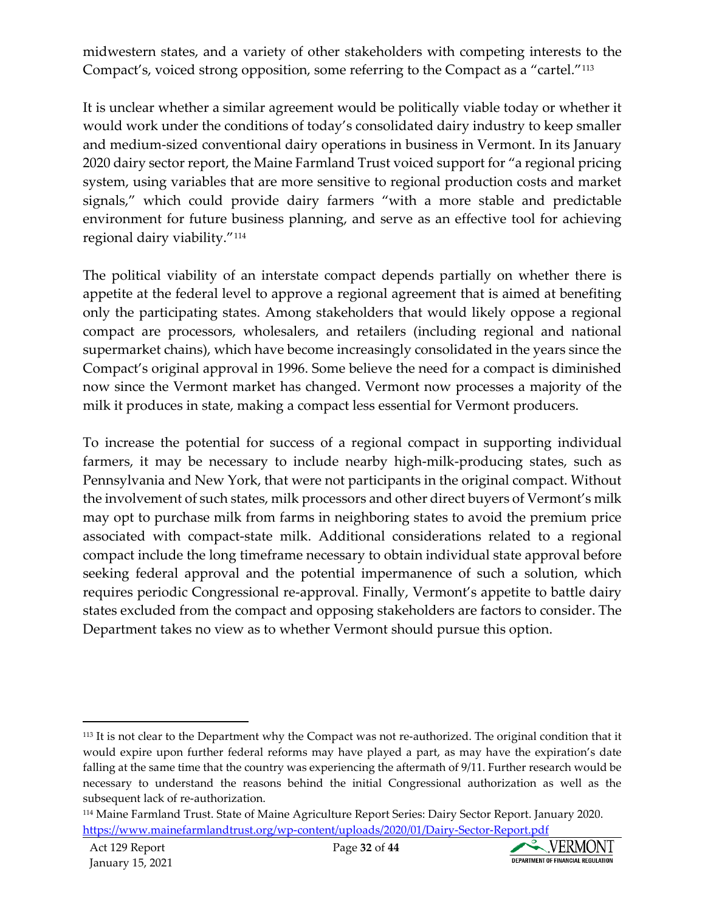midwestern states, and a variety of other stakeholders with competing interests to the Compact's, voiced strong opposition, some referring to the Compact as a "cartel."[113]

It is unclear whether a similar agreement would be politically viable today or whether it would work under the conditions of today's consolidated dairy industry to keep smaller and medium-sized conventional dairy operations in business in Vermont. In its January 2020 dairy sector report, the Maine Farmland Trust voiced support for "a regional pricing system, using variables that are more sensitive to regional production costs and market signals," which could provide dairy farmers "with a more stable and predictable environment for future business planning, and serve as an effective tool for achieving regional dairy viability."[114]

The political viability of an interstate compact depends partially on whether there is appetite at the federal level to approve a regional agreement that is aimed at benefiting only the participating states. Among stakeholders that would likely oppose a regional compact are processors, wholesalers, and retailers (including regional and national supermarket chains), which have become increasingly consolidated in the years since the Compact's original approval in 1996. Some believe the need for a compact is diminished now since the Vermont market has changed. Vermont now processes a majority of the milk it produces in state, making a compact less essential for Vermont producers.

To increase the potential for success of a regional compact in supporting individual farmers, it may be necessary to include nearby high-milk-producing states, such as Pennsylvania and New York, that were not participants in the original compact. Without the involvement of such states, milk processors and other direct buyers of Vermont's milk may opt to purchase milk from farms in neighboring states to avoid the premium price associated with compact-state milk. Additional considerations related to a regional compact include the long timeframe necessary to obtain individual state approval before seeking federal approval and the potential impermanence of such a solution, which requires periodic Congressional re-approval. Finally, Vermont's appetite to battle dairy states excluded from the compact and opposing stakeholders are factors to consider. The Department takes no view as to whether Vermont should pursue this option.

---

[113] It is not clear to the Department why the Compact was not re-authorized. The original condition that it would expire upon further federal reforms may have played a part, as may have the expiration's date falling at the same time that the country was experiencing the aftermath of 9/11. Further research would be necessary to understand the reasons behind the initial Congressional authorization as well as the subsequent lack of re-authorization.

[114] Maine Farmland Trust. State of Maine Agriculture Report Series: Dairy Sector Report. January 2020. https://www.mainefarmlandtrust.org/wp-content/uploads/2020/01/Dairy-Sector-Report.pdf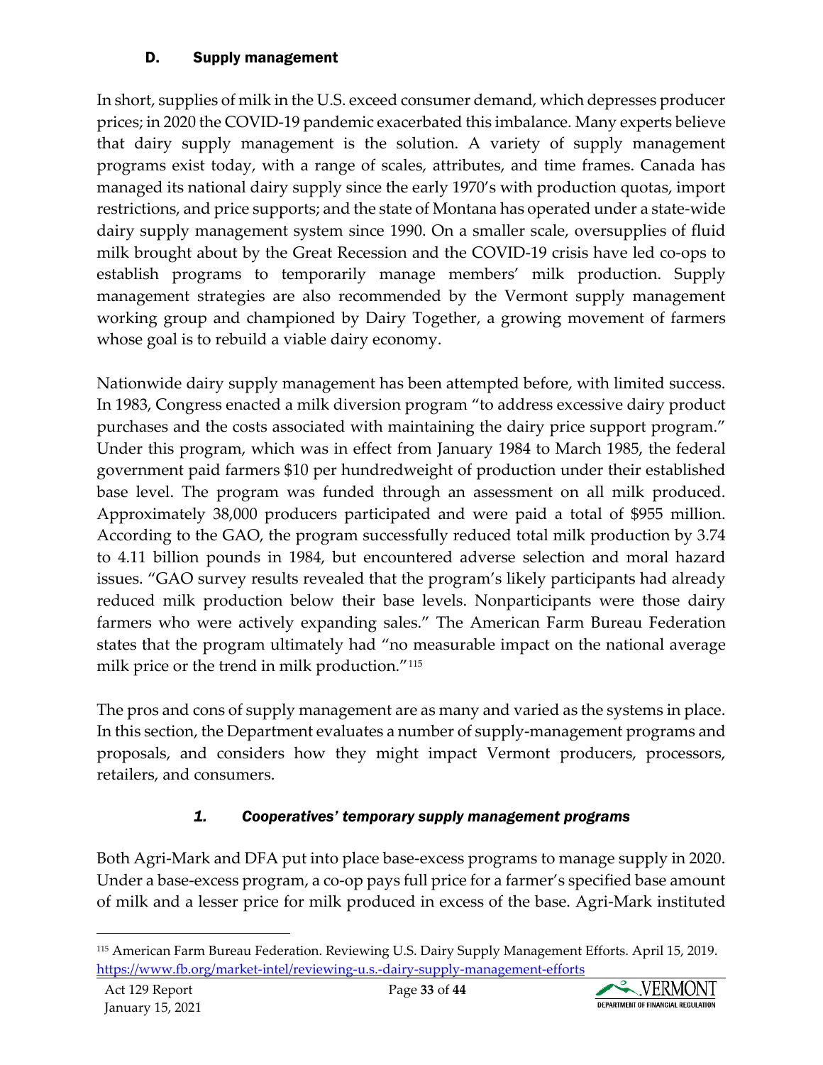### D. Supply management

In short, supplies of milk in the U.S. exceed consumer demand, which depresses producer prices; in 2020 the COVID-19 pandemic exacerbated this imbalance. Many experts believe that dairy supply management is the solution. A variety of supply management programs exist today, with a range of scales, attributes, and time frames. Canada has managed its national dairy supply since the early 1970's with production quotas, import restrictions, and price supports; and the state of Montana has operated under a state-wide dairy supply management system since 1990. On a smaller scale, oversupplies of fluid milk brought about by the Great Recession and the COVID-19 crisis have led co-ops to establish programs to temporarily manage members' milk production. Supply management strategies are also recommended by the Vermont supply management working group and championed by Dairy Together, a growing movement of farmers whose goal is to rebuild a viable dairy economy.

Nationwide dairy supply management has been attempted before, with limited success. In 1983, Congress enacted a milk diversion program "to address excessive dairy product purchases and the costs associated with maintaining the dairy price support program." Under this program, which was in effect from January 1984 to March 1985, the federal government paid farmers $10 per hundredweight of production under their established base level. The program was funded through an assessment on all milk produced. Approximately 38,000 producers participated and were paid a total of $955 million. According to the GAO, the program successfully reduced total milk production by 3.74 to 4.11 billion pounds in 1984, but encountered adverse selection and moral hazard issues. "GAO survey results revealed that the program's likely participants had already reduced milk production below their base levels. Nonparticipants were those dairy farmers who were actively expanding sales." The American Farm Bureau Federation states that the program ultimately had "no measurable impact on the national average milk price or the trend in milk production."[115]

The pros and cons of supply management are as many and varied as the systems in place. In this section, the Department evaluates a number of supply-management programs and proposals, and considers how they might impact Vermont producers, processors, retailers, and consumers.

#### *1. Cooperatives' temporary supply management programs*

Both Agri-Mark and DFA put into place base-excess programs to manage supply in 2020. Under a base-excess program, a co-op pays full price for a farmer's specified base amount of milk and a lesser price for milk produced in excess of the base. Agri-Mark instituted

---

[115] American Farm Bureau Federation. Reviewing U.S. Dairy Supply Management Efforts. April 15, 2019. https://www.fb.org/market-intel/reviewing-u.s.-dairy-supply-management-efforts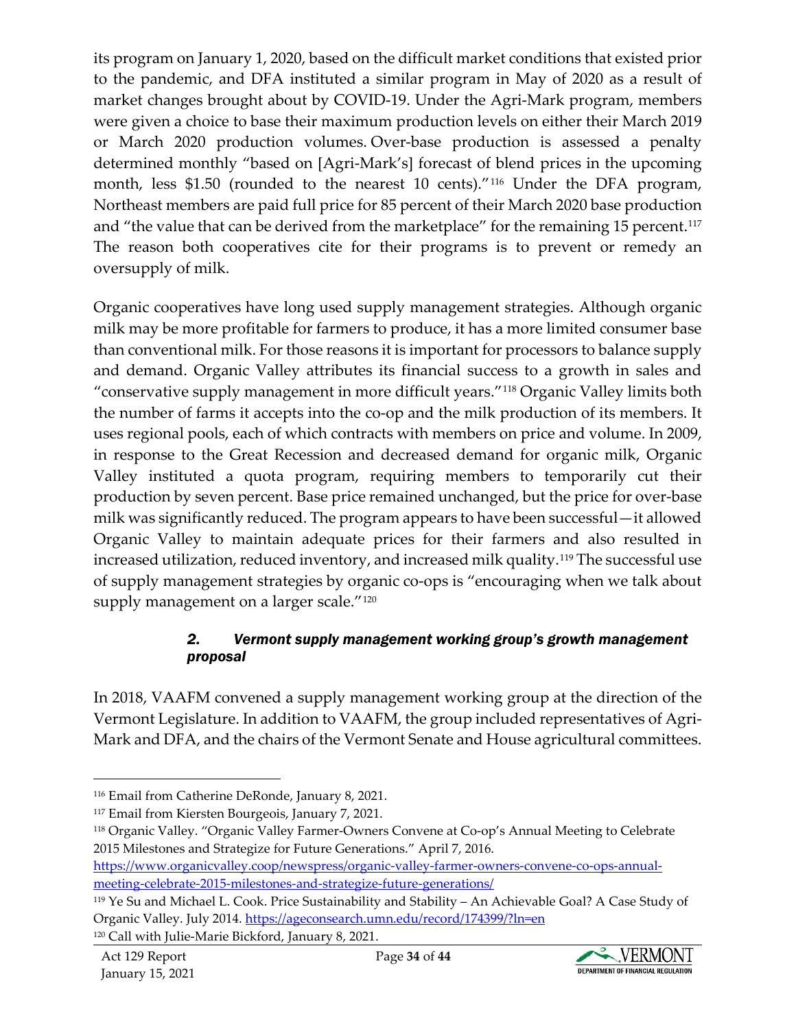its program on January 1, 2020, based on the difficult market conditions that existed prior to the pandemic, and DFA instituted a similar program in May of 2020 as a result of market changes brought about by COVID-19. Under the Agri-Mark program, members were given a choice to base their maximum production levels on either their March 2019 or March 2020 production volumes. Over-base production is assessed a penalty determined monthly "based on [Agri-Mark's] forecast of blend prices in the upcoming month, less $1.50 (rounded to the nearest 10 cents)."[116] Under the DFA program, Northeast members are paid full price for 85 percent of their March 2020 base production and "the value that can be derived from the marketplace" for the remaining 15 percent.[117] The reason both cooperatives cite for their programs is to prevent or remedy an oversupply of milk.

Organic cooperatives have long used supply management strategies. Although organic milk may be more profitable for farmers to produce, it has a more limited consumer base than conventional milk. For those reasons it is important for processors to balance supply and demand. Organic Valley attributes its financial success to a growth in sales and "conservative supply management in more difficult years."[118] Organic Valley limits both the number of farms it accepts into the co-op and the milk production of its members. It uses regional pools, each of which contracts with members on price and volume. In 2009, in response to the Great Recession and decreased demand for organic milk, Organic Valley instituted a quota program, requiring members to temporarily cut their production by seven percent. Base price remained unchanged, but the price for over-base milk was significantly reduced. The program appears to have been successful—it allowed Organic Valley to maintain adequate prices for their farmers and also resulted in increased utilization, reduced inventory, and increased milk quality.[119] The successful use of supply management strategies by organic co-ops is "encouraging when we talk about supply management on a larger scale."[120]

### *2. Vermont supply management working group's growth management proposal*

In 2018, VAAFM convened a supply management working group at the direction of the Vermont Legislature. In addition to VAAFM, the group included representatives of Agri-Mark and DFA, and the chairs of the Vermont Senate and House agricultural committees.

---

[116] Email from Catherine DeRonde, January 8, 2021.

[117] Email from Kiersten Bourgeois, January 7, 2021.

[118] Organic Valley. "Organic Valley Farmer-Owners Convene at Co-op's Annual Meeting to Celebrate 2015 Milestones and Strategize for Future Generations." April 7, 2016. https://www.organicvalley.coop/newspress/organic-valley-farmer-owners-convene-co-ops-annual-meeting-celebrate-2015-milestones-and-strategize-future-generations/

[119] Ye Su and Michael L. Cook. Price Sustainability and Stability – An Achievable Goal? A Case Study of Organic Valley. July 2014. https://ageconsearch.umn.edu/record/174399/?ln=en

[120] Call with Julie-Marie Bickford, January 8, 2021.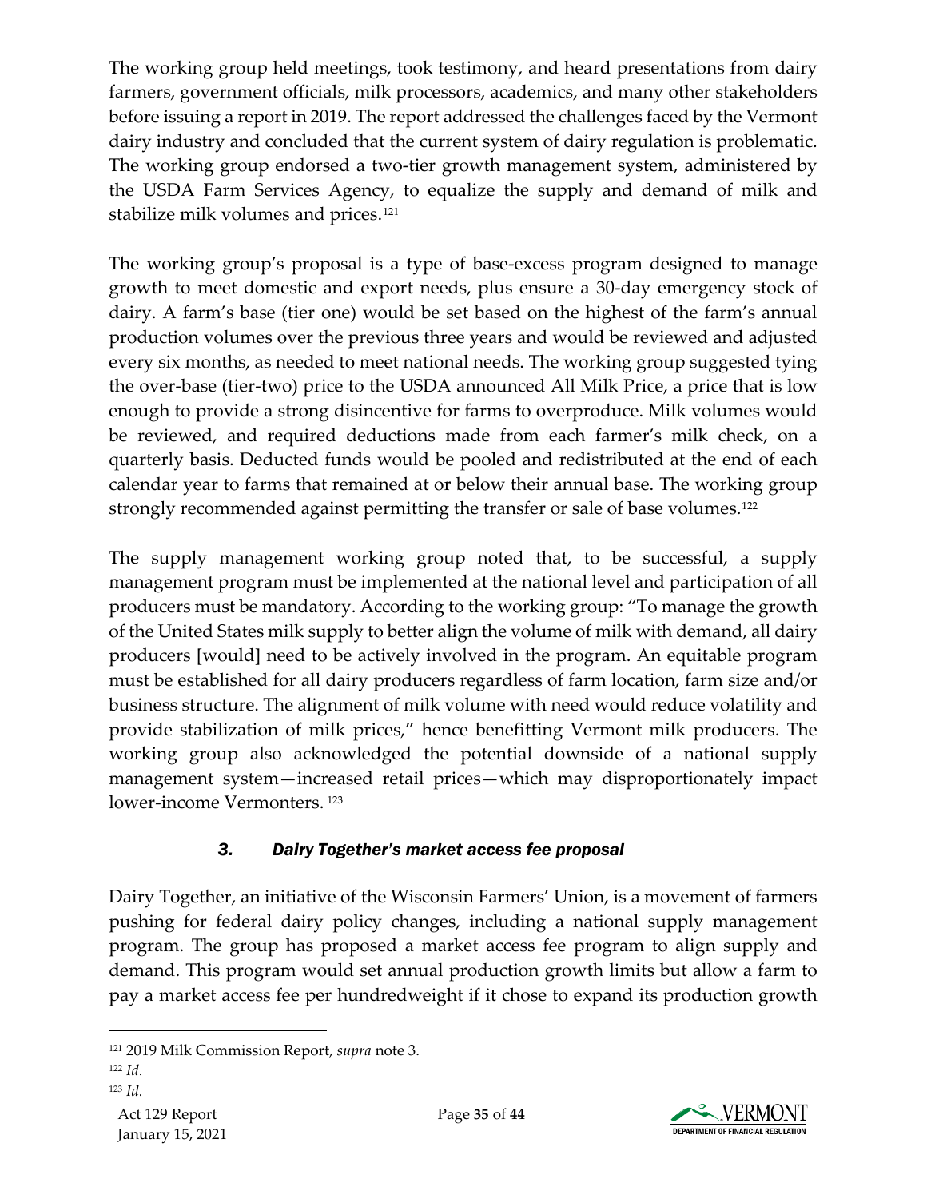The working group held meetings, took testimony, and heard presentations from dairy farmers, government officials, milk processors, academics, and many other stakeholders before issuing a report in 2019. The report addressed the challenges faced by the Vermont dairy industry and concluded that the current system of dairy regulation is problematic. The working group endorsed a two-tier growth management system, administered by the USDA Farm Services Agency, to equalize the supply and demand of milk and stabilize milk volumes and prices.[121]

The working group's proposal is a type of base-excess program designed to manage growth to meet domestic and export needs, plus ensure a 30-day emergency stock of dairy. A farm's base (tier one) would be set based on the highest of the farm's annual production volumes over the previous three years and would be reviewed and adjusted every six months, as needed to meet national needs. The working group suggested tying the over-base (tier-two) price to the USDA announced All Milk Price, a price that is low enough to provide a strong disincentive for farms to overproduce. Milk volumes would be reviewed, and required deductions made from each farmer's milk check, on a quarterly basis. Deducted funds would be pooled and redistributed at the end of each calendar year to farms that remained at or below their annual base. The working group strongly recommended against permitting the transfer or sale of base volumes.[122]

The supply management working group noted that, to be successful, a supply management program must be implemented at the national level and participation of all producers must be mandatory. According to the working group: "To manage the growth of the United States milk supply to better align the volume of milk with demand, all dairy producers [would] need to be actively involved in the program. An equitable program must be established for all dairy producers regardless of farm location, farm size and/or business structure. The alignment of milk volume with need would reduce volatility and provide stabilization of milk prices," hence benefitting Vermont milk producers. The working group also acknowledged the potential downside of a national supply management system—increased retail prices—which may disproportionately impact lower-income Vermonters.[123]

### *3. Dairy Together's market access fee proposal*

Dairy Together, an initiative of the Wisconsin Farmers' Union, is a movement of farmers pushing for federal dairy policy changes, including a national supply management program. The group has proposed a market access fee program to align supply and demand. This program would set annual production growth limits but allow a farm to pay a market access fee per hundredweight if it chose to expand its production growth

---

[121] 2019 Milk Commission Report, *supra* note 3.

[122] *Id.*

[123] *Id.*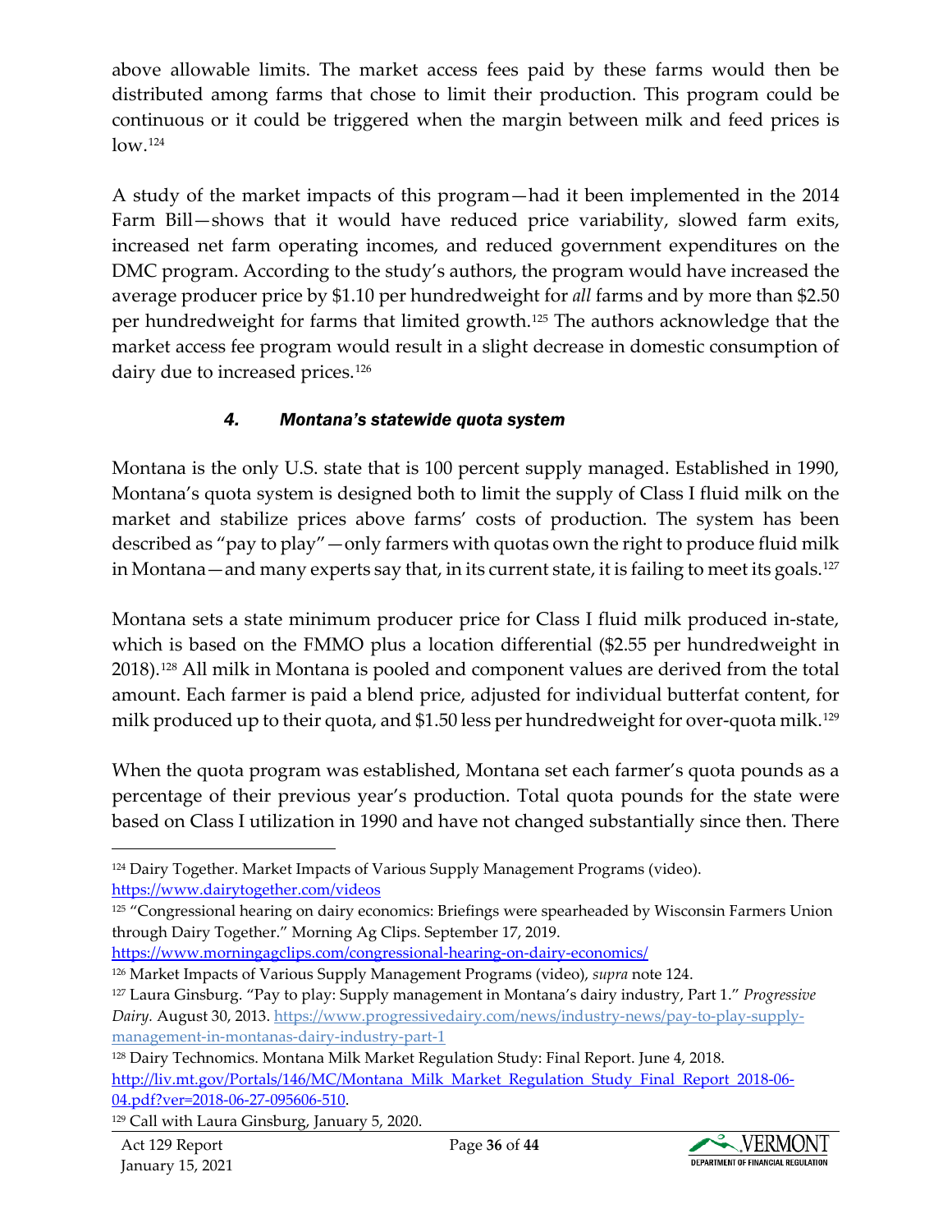above allowable limits. The market access fees paid by these farms would then be distributed among farms that chose to limit their production. This program could be continuous or it could be triggered when the margin between milk and feed prices is low.[124]

A study of the market impacts of this program—had it been implemented in the 2014 Farm Bill—shows that it would have reduced price variability, slowed farm exits, increased net farm operating incomes, and reduced government expenditures on the DMC program. According to the study's authors, the program would have increased the average producer price by $1.10 per hundredweight for *all* farms and by more than $2.50 per hundredweight for farms that limited growth.[125] The authors acknowledge that the market access fee program would result in a slight decrease in domestic consumption of dairy due to increased prices.[126]

#### *4. Montana's statewide quota system*

Montana is the only U.S. state that is 100 percent supply managed. Established in 1990, Montana's quota system is designed both to limit the supply of Class I fluid milk on the market and stabilize prices above farms' costs of production. The system has been described as "pay to play"—only farmers with quotas own the right to produce fluid milk in Montana—and many experts say that, in its current state, it is failing to meet its goals.[127]

Montana sets a state minimum producer price for Class I fluid milk produced in-state, which is based on the FMMO plus a location differential ($2.55 per hundredweight in 2018).[128] All milk in Montana is pooled and component values are derived from the total amount. Each farmer is paid a blend price, adjusted for individual butterfat content, for milk produced up to their quota, and $1.50 less per hundredweight for over-quota milk.[129]

When the quota program was established, Montana set each farmer's quota pounds as a percentage of their previous year's production. Total quota pounds for the state were based on Class I utilization in 1990 and have not changed substantially since then. There

---

[124] Dairy Together. Market Impacts of Various Supply Management Programs (video). https://www.dairytogether.com/videos

[125] "Congressional hearing on dairy economics: Briefings were spearheaded by Wisconsin Farmers Union through Dairy Together." Morning Ag Clips. September 17, 2019. https://www.morningagclips.com/congressional-hearing-on-dairy-economics/

[126] Market Impacts of Various Supply Management Programs (video), *supra* note 124.

[127] Laura Ginsburg. "Pay to play: Supply management in Montana's dairy industry, Part 1." *Progressive Dairy.* August 30, 2013. https://www.progressivedairy.com/news/industry-news/pay-to-play-supply-management-in-montanas-dairy-industry-part-1

[128] Dairy Technomics. Montana Milk Market Regulation Study: Final Report. June 4, 2018. http://liv.mt.gov/Portals/146/MC/Montana_Milk_Market_Regulation_Study_Final_Report_2018-06-04.pdf?ver=2018-06-27-095606-510.

[129] Call with Laura Ginsburg, January 5, 2020.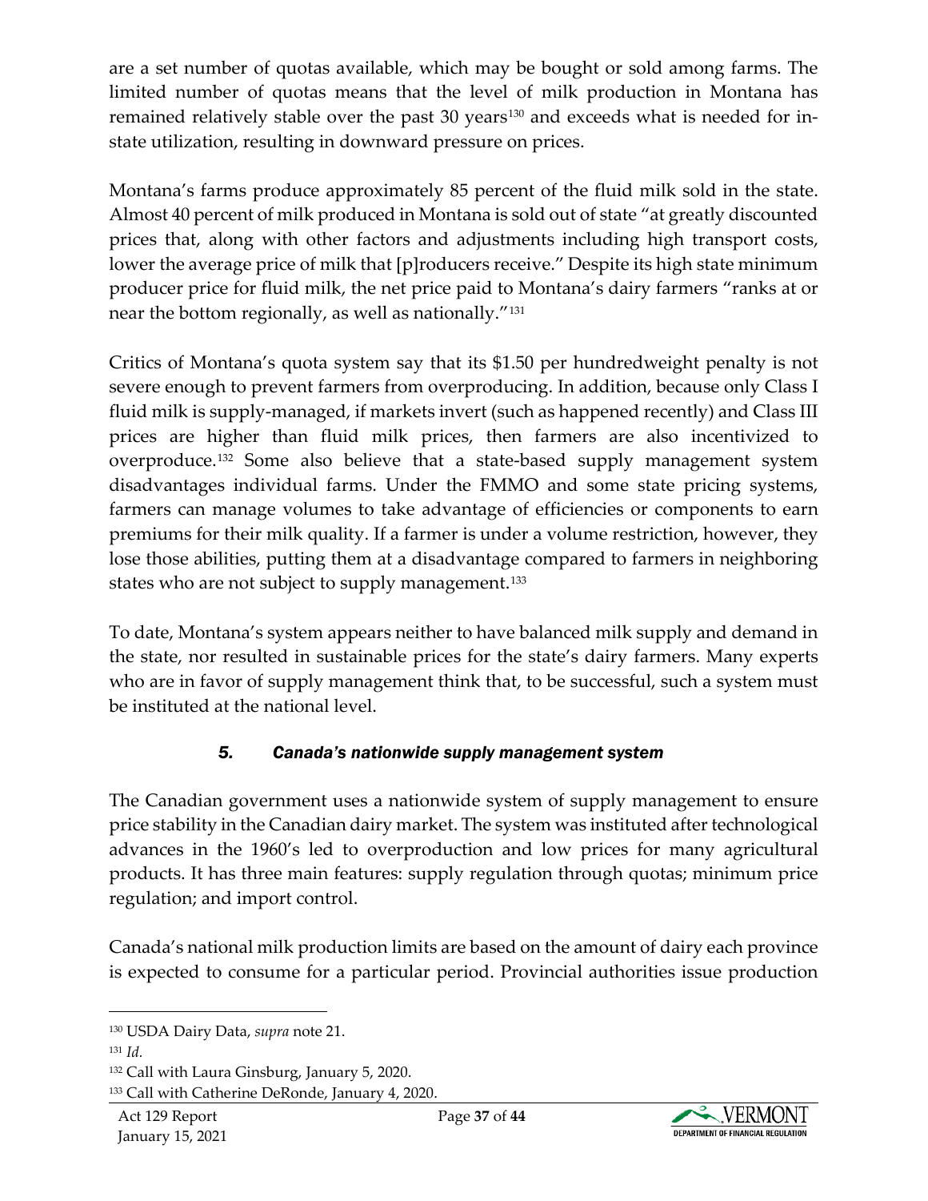are a set number of quotas available, which may be bought or sold among farms. The limited number of quotas means that the level of milk production in Montana has remained relatively stable over the past 30 years[130] and exceeds what is needed for in-state utilization, resulting in downward pressure on prices.

Montana's farms produce approximately 85 percent of the fluid milk sold in the state. Almost 40 percent of milk produced in Montana is sold out of state "at greatly discounted prices that, along with other factors and adjustments including high transport costs, lower the average price of milk that [p]roducers receive." Despite its high state minimum producer price for fluid milk, the net price paid to Montana's dairy farmers "ranks at or near the bottom regionally, as well as nationally."[131]

Critics of Montana's quota system say that its $1.50 per hundredweight penalty is not severe enough to prevent farmers from overproducing. In addition, because only Class I fluid milk is supply-managed, if markets invert (such as happened recently) and Class III prices are higher than fluid milk prices, then farmers are also incentivized to overproduce.[132] Some also believe that a state-based supply management system disadvantages individual farms. Under the FMMO and some state pricing systems, farmers can manage volumes to take advantage of efficiencies or components to earn premiums for their milk quality. If a farmer is under a volume restriction, however, they lose those abilities, putting them at a disadvantage compared to farmers in neighboring states who are not subject to supply management.[133]

To date, Montana's system appears neither to have balanced milk supply and demand in the state, nor resulted in sustainable prices for the state's dairy farmers. Many experts who are in favor of supply management think that, to be successful, such a system must be instituted at the national level.

### *5. Canada's nationwide supply management system*

The Canadian government uses a nationwide system of supply management to ensure price stability in the Canadian dairy market. The system was instituted after technological advances in the 1960's led to overproduction and low prices for many agricultural products. It has three main features: supply regulation through quotas; minimum price regulation; and import control.

Canada's national milk production limits are based on the amount of dairy each province is expected to consume for a particular period. Provincial authorities issue production

---

[130] USDA Dairy Data, *supra* note 21.

[131] *Id.*

[132] Call with Laura Ginsburg, January 5, 2020.

[133] Call with Catherine DeRonde, January 4, 2020.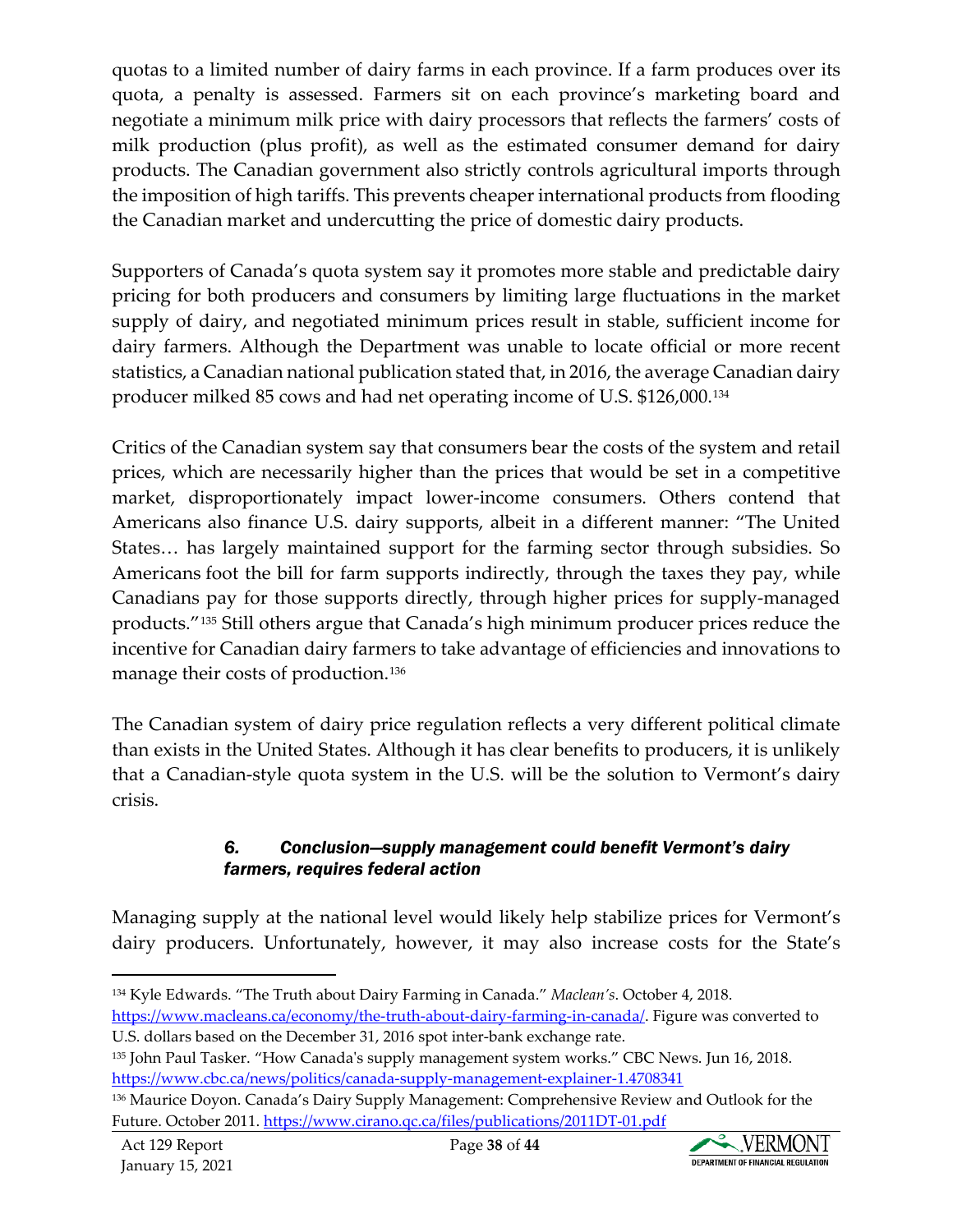quotas to a limited number of dairy farms in each province. If a farm produces over its quota, a penalty is assessed. Farmers sit on each province's marketing board and negotiate a minimum milk price with dairy processors that reflects the farmers' costs of milk production (plus profit), as well as the estimated consumer demand for dairy products. The Canadian government also strictly controls agricultural imports through the imposition of high tariffs. This prevents cheaper international products from flooding the Canadian market and undercutting the price of domestic dairy products.

Supporters of Canada's quota system say it promotes more stable and predictable dairy pricing for both producers and consumers by limiting large fluctuations in the market supply of dairy, and negotiated minimum prices result in stable, sufficient income for dairy farmers. Although the Department was unable to locate official or more recent statistics, a Canadian national publication stated that, in 2016, the average Canadian dairy producer milked 85 cows and had net operating income of U.S. $126,000.[134]

Critics of the Canadian system say that consumers bear the costs of the system and retail prices, which are necessarily higher than the prices that would be set in a competitive market, disproportionately impact lower-income consumers. Others contend that Americans also finance U.S. dairy supports, albeit in a different manner: "The United States… has largely maintained support for the farming sector through subsidies. So Americans foot the bill for farm supports indirectly, through the taxes they pay, while Canadians pay for those supports directly, through higher prices for supply-managed products."[135] Still others argue that Canada's high minimum producer prices reduce the incentive for Canadian dairy farmers to take advantage of efficiencies and innovations to manage their costs of production.[136]

The Canadian system of dairy price regulation reflects a very different political climate than exists in the United States. Although it has clear benefits to producers, it is unlikely that a Canadian-style quota system in the U.S. will be the solution to Vermont's dairy crisis.

#### *6. Conclusion—supply management could benefit Vermont's dairy farmers, requires federal action*

Managing supply at the national level would likely help stabilize prices for Vermont's dairy producers. Unfortunately, however, it may also increase costs for the State's

---

[134] Kyle Edwards. "The Truth about Dairy Farming in Canada." *Maclean's*. October 4, 2018. https://www.macleans.ca/economy/the-truth-about-dairy-farming-in-canada/. Figure was converted to U.S. dollars based on the December 31, 2016 spot inter-bank exchange rate.

[135] John Paul Tasker. "How Canada's supply management system works." CBC News. Jun 16, 2018. https://www.cbc.ca/news/politics/canada-supply-management-explainer-1.4708341

[136] Maurice Doyon. Canada's Dairy Supply Management: Comprehensive Review and Outlook for the Future. October 2011. https://www.cirano.qc.ca/files/publications/2011DT-01.pdf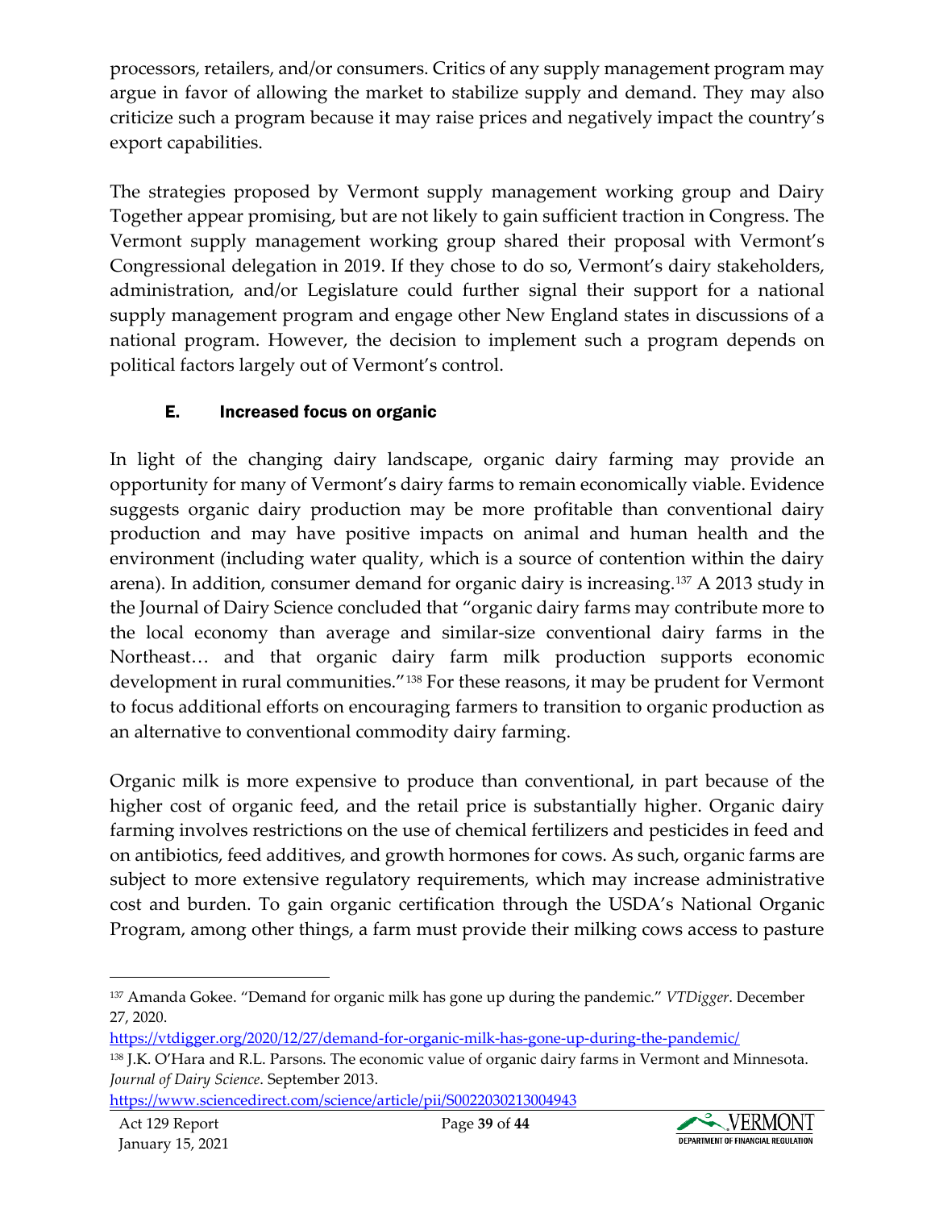processors, retailers, and/or consumers. Critics of any supply management program may argue in favor of allowing the market to stabilize supply and demand. They may also criticize such a program because it may raise prices and negatively impact the country's export capabilities.

The strategies proposed by Vermont supply management working group and Dairy Together appear promising, but are not likely to gain sufficient traction in Congress. The Vermont supply management working group shared their proposal with Vermont's Congressional delegation in 2019. If they chose to do so, Vermont's dairy stakeholders, administration, and/or Legislature could further signal their support for a national supply management program and engage other New England states in discussions of a national program. However, the decision to implement such a program depends on political factors largely out of Vermont's control.

### E. Increased focus on organic

In light of the changing dairy landscape, organic dairy farming may provide an opportunity for many of Vermont's dairy farms to remain economically viable. Evidence suggests organic dairy production may be more profitable than conventional dairy production and may have positive impacts on animal and human health and the environment (including water quality, which is a source of contention within the dairy arena). In addition, consumer demand for organic dairy is increasing.[137] A 2013 study in the Journal of Dairy Science concluded that "organic dairy farms may contribute more to the local economy than average and similar-size conventional dairy farms in the Northeast… and that organic dairy farm milk production supports economic development in rural communities."[138] For these reasons, it may be prudent for Vermont to focus additional efforts on encouraging farmers to transition to organic production as an alternative to conventional commodity dairy farming.

Organic milk is more expensive to produce than conventional, in part because of the higher cost of organic feed, and the retail price is substantially higher. Organic dairy farming involves restrictions on the use of chemical fertilizers and pesticides in feed and on antibiotics, feed additives, and growth hormones for cows. As such, organic farms are subject to more extensive regulatory requirements, which may increase administrative cost and burden. To gain organic certification through the USDA's National Organic Program, among other things, a farm must provide their milking cows access to pasture

---

[137] Amanda Gokee. "Demand for organic milk has gone up during the pandemic." *VTDigger*. December 27, 2020. https://vtdigger.org/2020/12/27/demand-for-organic-milk-has-gone-up-during-the-pandemic/

[138] J.K. O'Hara and R.L. Parsons. The economic value of organic dairy farms in Vermont and Minnesota. *Journal of Dairy Science*. September 2013. https://www.sciencedirect.com/science/article/pii/S0022030213004943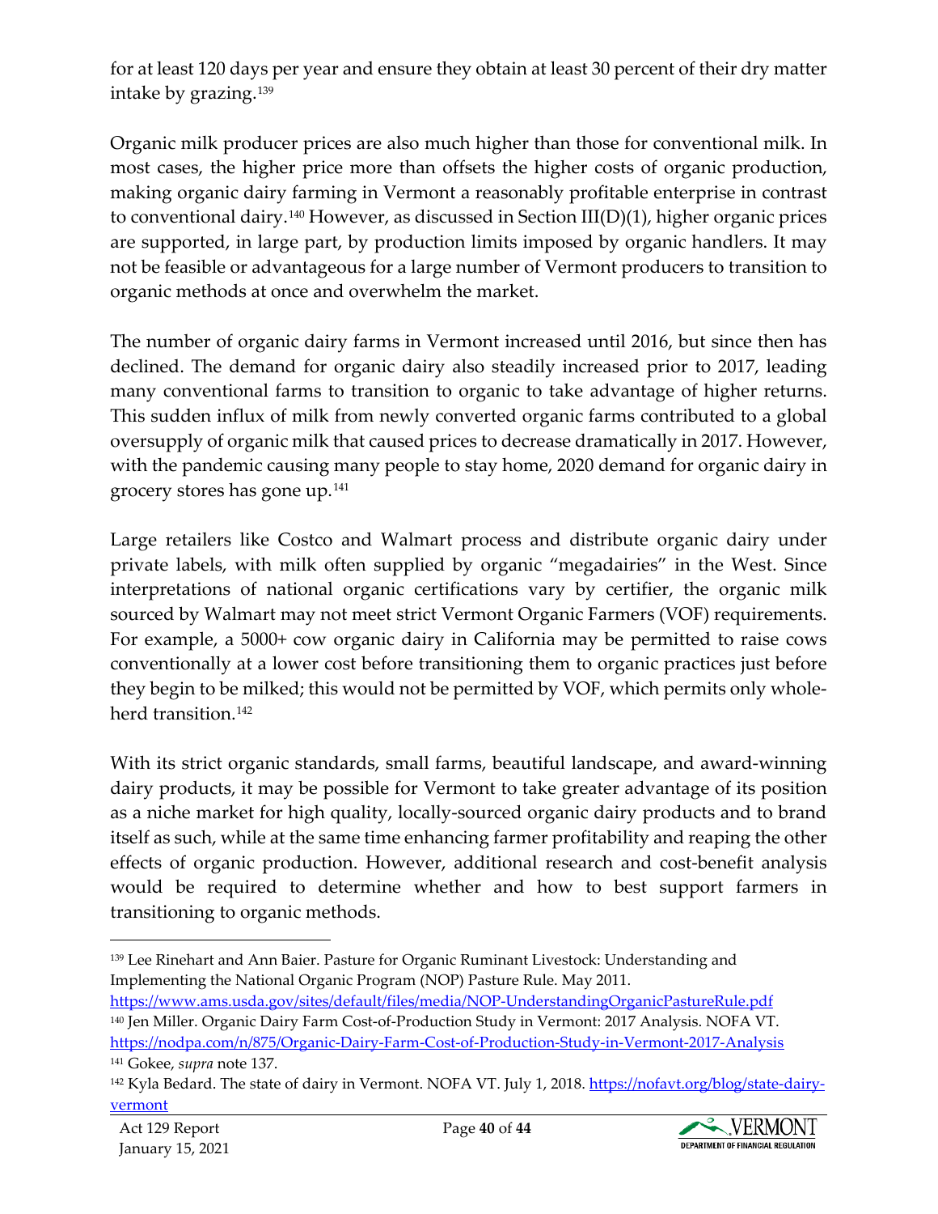for at least 120 days per year and ensure they obtain at least 30 percent of their dry matter intake by grazing.[139]

Organic milk producer prices are also much higher than those for conventional milk. In most cases, the higher price more than offsets the higher costs of organic production, making organic dairy farming in Vermont a reasonably profitable enterprise in contrast to conventional dairy.[140] However, as discussed in Section III(D)(1), higher organic prices are supported, in large part, by production limits imposed by organic handlers. It may not be feasible or advantageous for a large number of Vermont producers to transition to organic methods at once and overwhelm the market.

The number of organic dairy farms in Vermont increased until 2016, but since then has declined. The demand for organic dairy also steadily increased prior to 2017, leading many conventional farms to transition to organic to take advantage of higher returns. This sudden influx of milk from newly converted organic farms contributed to a global oversupply of organic milk that caused prices to decrease dramatically in 2017. However, with the pandemic causing many people to stay home, 2020 demand for organic dairy in grocery stores has gone up.[141]

Large retailers like Costco and Walmart process and distribute organic dairy under private labels, with milk often supplied by organic "megadairies" in the West. Since interpretations of national organic certifications vary by certifier, the organic milk sourced by Walmart may not meet strict Vermont Organic Farmers (VOF) requirements. For example, a 5000+ cow organic dairy in California may be permitted to raise cows conventionally at a lower cost before transitioning them to organic practices just before they begin to be milked; this would not be permitted by VOF, which permits only whole-herd transition.[142]

With its strict organic standards, small farms, beautiful landscape, and award-winning dairy products, it may be possible for Vermont to take greater advantage of its position as a niche market for high quality, locally-sourced organic dairy products and to brand itself as such, while at the same time enhancing farmer profitability and reaping the other effects of organic production. However, additional research and cost-benefit analysis would be required to determine whether and how to best support farmers in transitioning to organic methods.

---

[139] Lee Rinehart and Ann Baier. Pasture for Organic Ruminant Livestock: Understanding and Implementing the National Organic Program (NOP) Pasture Rule. May 2011. https://www.ams.usda.gov/sites/default/files/media/NOP-UnderstandingOrganicPastureRule.pdf

[140] Jen Miller. Organic Dairy Farm Cost-of-Production Study in Vermont: 2017 Analysis. NOFA VT. https://nodpa.com/n/875/Organic-Dairy-Farm-Cost-of-Production-Study-in-Vermont-2017-Analysis

[141] Gokee, *supra* note 137.

[142] Kyla Bedard. The state of dairy in Vermont. NOFA VT. July 1, 2018. https://nofavt.org/blog/state-dairy-vermont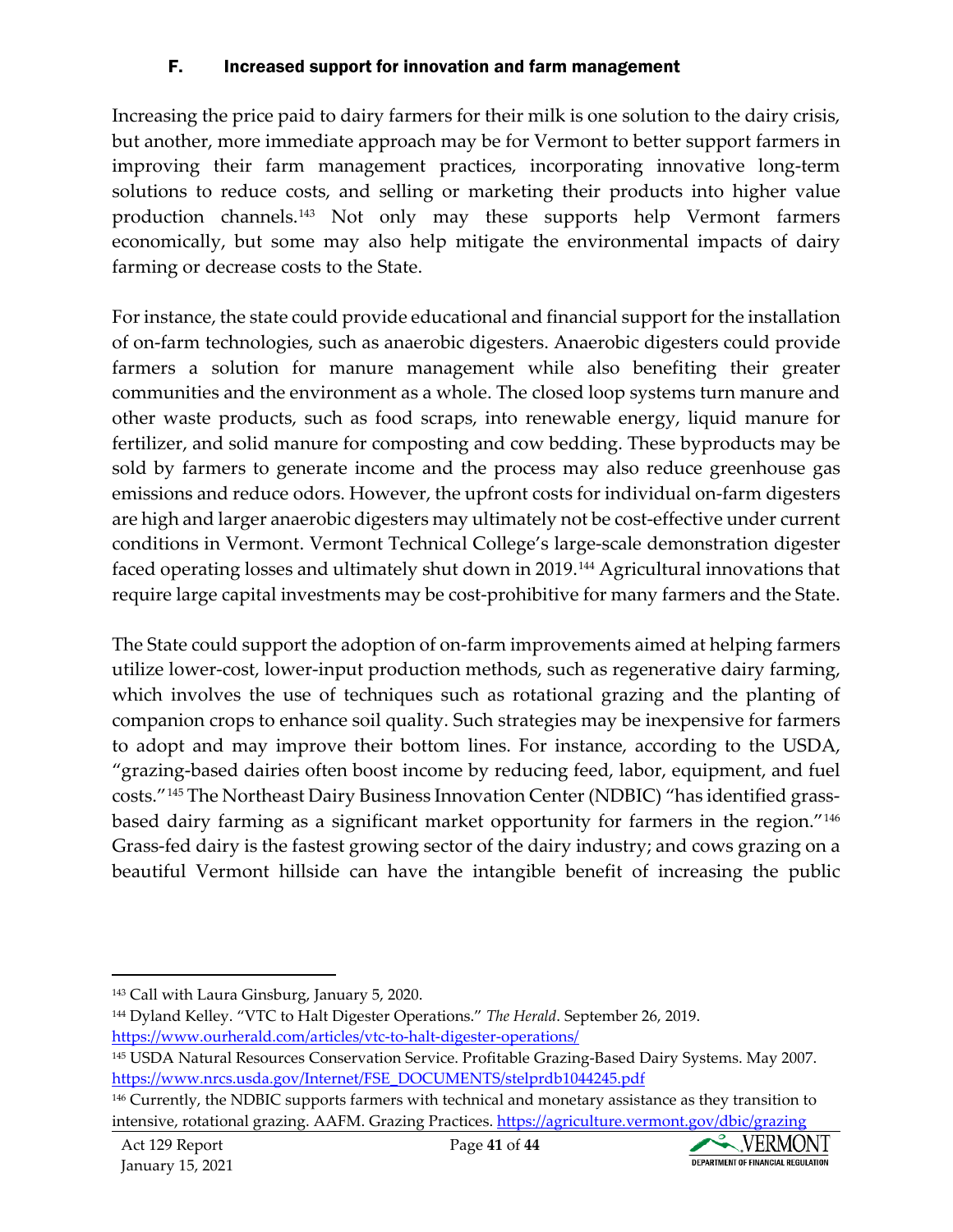### F. Increased support for innovation and farm management

Increasing the price paid to dairy farmers for their milk is one solution to the dairy crisis, but another, more immediate approach may be for Vermont to better support farmers in improving their farm management practices, incorporating innovative long-term solutions to reduce costs, and selling or marketing their products into higher value production channels.[143] Not only may these supports help Vermont farmers economically, but some may also help mitigate the environmental impacts of dairy farming or decrease costs to the State.

For instance, the state could provide educational and financial support for the installation of on-farm technologies, such as anaerobic digesters. Anaerobic digesters could provide farmers a solution for manure management while also benefiting their greater communities and the environment as a whole. The closed loop systems turn manure and other waste products, such as food scraps, into renewable energy, liquid manure for fertilizer, and solid manure for composting and cow bedding. These byproducts may be sold by farmers to generate income and the process may also reduce greenhouse gas emissions and reduce odors. However, the upfront costs for individual on-farm digesters are high and larger anaerobic digesters may ultimately not be cost-effective under current conditions in Vermont. Vermont Technical College's large-scale demonstration digester faced operating losses and ultimately shut down in 2019.[144] Agricultural innovations that require large capital investments may be cost-prohibitive for many farmers and the State.

The State could support the adoption of on-farm improvements aimed at helping farmers utilize lower-cost, lower-input production methods, such as regenerative dairy farming, which involves the use of techniques such as rotational grazing and the planting of companion crops to enhance soil quality. Such strategies may be inexpensive for farmers to adopt and may improve their bottom lines. For instance, according to the USDA, "grazing-based dairies often boost income by reducing feed, labor, equipment, and fuel costs."[145] The Northeast Dairy Business Innovation Center (NDBIC) "has identified grass-based dairy farming as a significant market opportunity for farmers in the region."[146] Grass-fed dairy is the fastest growing sector of the dairy industry; and cows grazing on a beautiful Vermont hillside can have the intangible benefit of increasing the public

---

[143] Call with Laura Ginsburg, January 5, 2020.

[144] Dyland Kelley. "VTC to Halt Digester Operations." *The Herald*. September 26, 2019. https://www.ourherald.com/articles/vtc-to-halt-digester-operations/

[145] USDA Natural Resources Conservation Service. Profitable Grazing-Based Dairy Systems. May 2007. https://www.nrcs.usda.gov/Internet/FSE_DOCUMENTS/stelprdb1044245.pdf

[146] Currently, the NDBIC supports farmers with technical and monetary assistance as they transition to intensive, rotational grazing. AAFM. Grazing Practices. https://agriculture.vermont.gov/dbic/grazing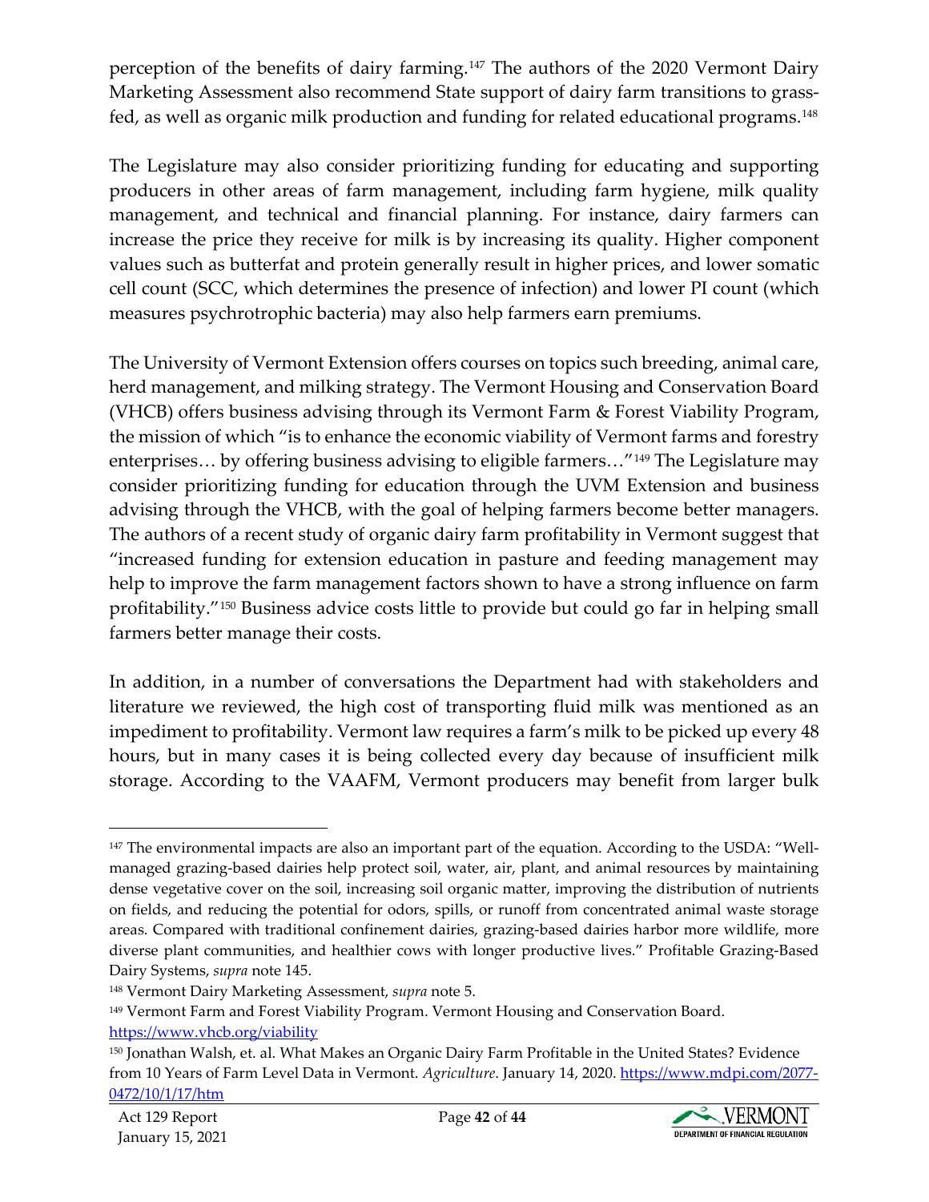perception of the benefits of dairy farming.[147] The authors of the 2020 Vermont Dairy Marketing Assessment also recommend State support of dairy farm transitions to grass-fed, as well as organic milk production and funding for related educational programs.[148]

The Legislature may also consider prioritizing funding for educating and supporting producers in other areas of farm management, including farm hygiene, milk quality management, and technical and financial planning. For instance, dairy farmers can increase the price they receive for milk is by increasing its quality. Higher component values such as butterfat and protein generally result in higher prices, and lower somatic cell count (SCC, which determines the presence of infection) and lower PI count (which measures psychrotrophic bacteria) may also help farmers earn premiums.

The University of Vermont Extension offers courses on topics such breeding, animal care, herd management, and milking strategy. The Vermont Housing and Conservation Board (VHCB) offers business advising through its Vermont Farm & Forest Viability Program, the mission of which "is to enhance the economic viability of Vermont farms and forestry enterprises… by offering business advising to eligible farmers…"[149] The Legislature may consider prioritizing funding for education through the UVM Extension and business advising through the VHCB, with the goal of helping farmers become better managers. The authors of a recent study of organic dairy farm profitability in Vermont suggest that "increased funding for extension education in pasture and feeding management may help to improve the farm management factors shown to have a strong influence on farm profitability."[150] Business advice costs little to provide but could go far in helping small farmers better manage their costs.

In addition, in a number of conversations the Department had with stakeholders and literature we reviewed, the high cost of transporting fluid milk was mentioned as an impediment to profitability. Vermont law requires a farm's milk to be picked up every 48 hours, but in many cases it is being collected every day because of insufficient milk storage. According to the VAAFM, Vermont producers may benefit from larger bulk

---

[147] The environmental impacts are also an important part of the equation. According to the USDA: "Well-managed grazing-based dairies help protect soil, water, air, plant, and animal resources by maintaining dense vegetative cover on the soil, increasing soil organic matter, improving the distribution of nutrients on fields, and reducing the potential for odors, spills, or runoff from concentrated animal waste storage areas. Compared with traditional confinement dairies, grazing-based dairies harbor more wildlife, more diverse plant communities, and healthier cows with longer productive lives." Profitable Grazing-Based Dairy Systems, *supra* note 145.

[148] Vermont Dairy Marketing Assessment, *supra* note 5.

[149] Vermont Farm and Forest Viability Program. Vermont Housing and Conservation Board. https://www.vhcb.org/viability

[150] Jonathan Walsh, et. al. What Makes an Organic Dairy Farm Profitable in the United States? Evidence from 10 Years of Farm Level Data in Vermont. *Agriculture*. January 14, 2020. https://www.mdpi.com/2077-0472/10/1/17/htm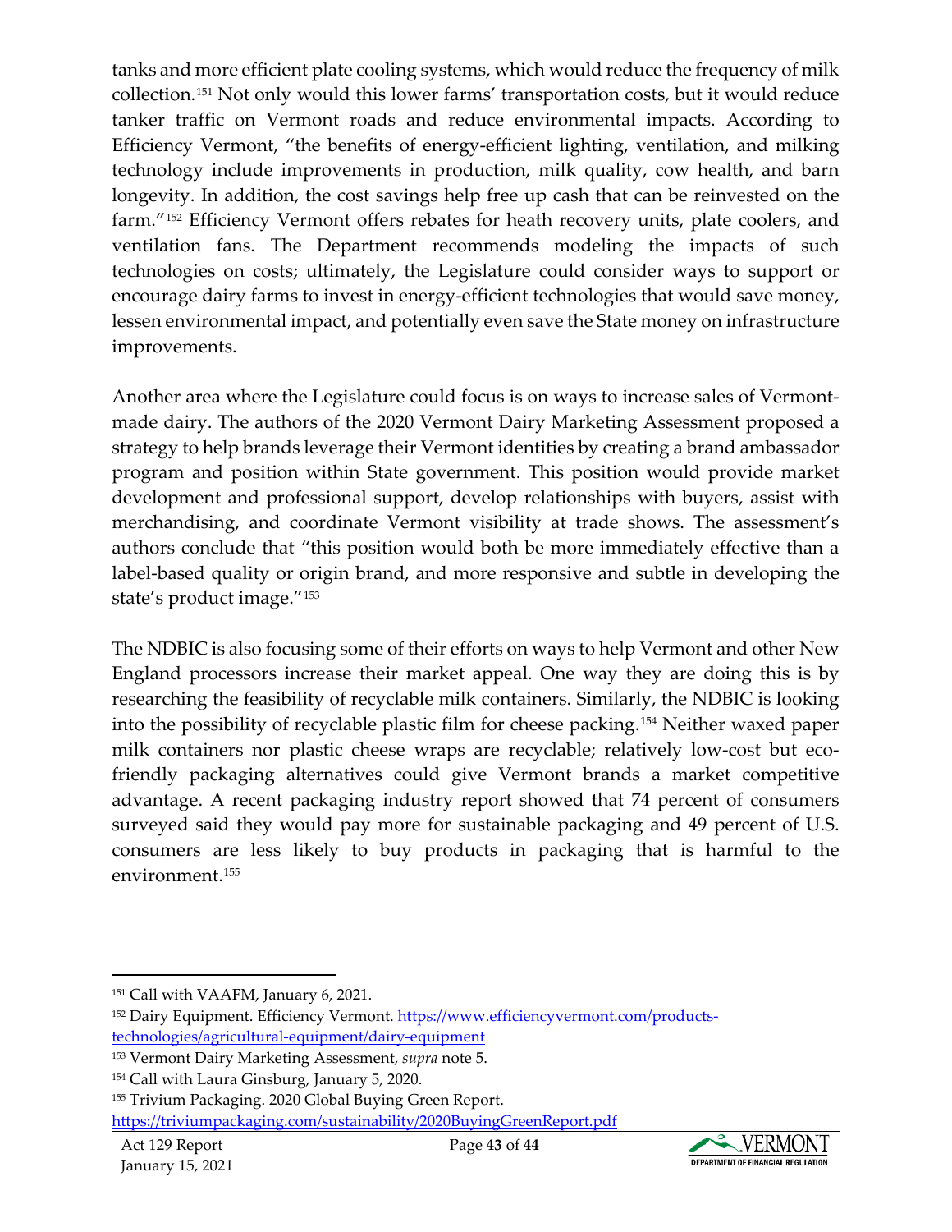tanks and more efficient plate cooling systems, which would reduce the frequency of milk collection.[151] Not only would this lower farms' transportation costs, but it would reduce tanker traffic on Vermont roads and reduce environmental impacts. According to Efficiency Vermont, "the benefits of energy-efficient lighting, ventilation, and milking technology include improvements in production, milk quality, cow health, and barn longevity. In addition, the cost savings help free up cash that can be reinvested on the farm."[152] Efficiency Vermont offers rebates for heath recovery units, plate coolers, and ventilation fans. The Department recommends modeling the impacts of such technologies on costs; ultimately, the Legislature could consider ways to support or encourage dairy farms to invest in energy-efficient technologies that would save money, lessen environmental impact, and potentially even save the State money on infrastructure improvements.

Another area where the Legislature could focus is on ways to increase sales of Vermont-made dairy. The authors of the 2020 Vermont Dairy Marketing Assessment proposed a strategy to help brands leverage their Vermont identities by creating a brand ambassador program and position within State government. This position would provide market development and professional support, develop relationships with buyers, assist with merchandising, and coordinate Vermont visibility at trade shows. The assessment's authors conclude that "this position would both be more immediately effective than a label-based quality or origin brand, and more responsive and subtle in developing the state's product image."[153]

The NDBIC is also focusing some of their efforts on ways to help Vermont and other New England processors increase their market appeal. One way they are doing this is by researching the feasibility of recyclable milk containers. Similarly, the NDBIC is looking into the possibility of recyclable plastic film for cheese packing.[154] Neither waxed paper milk containers nor plastic cheese wraps are recyclable; relatively low-cost but eco-friendly packaging alternatives could give Vermont brands a market competitive advantage. A recent packaging industry report showed that 74 percent of consumers surveyed said they would pay more for sustainable packaging and 49 percent of U.S. consumers are less likely to buy products in packaging that is harmful to the environment.[155]

---

[151] Call with VAAFM, January 6, 2021.

[152] Dairy Equipment. Efficiency Vermont. https://www.efficiencyvermont.com/products-technologies/agricultural-equipment/dairy-equipment

[153] Vermont Dairy Marketing Assessment, *supra* note 5.

[154] Call with Laura Ginsburg, January 5, 2020.

[155] Trivium Packaging. 2020 Global Buying Green Report. https://triviumpackaging.com/sustainability/2020BuyingGreenReport.pdf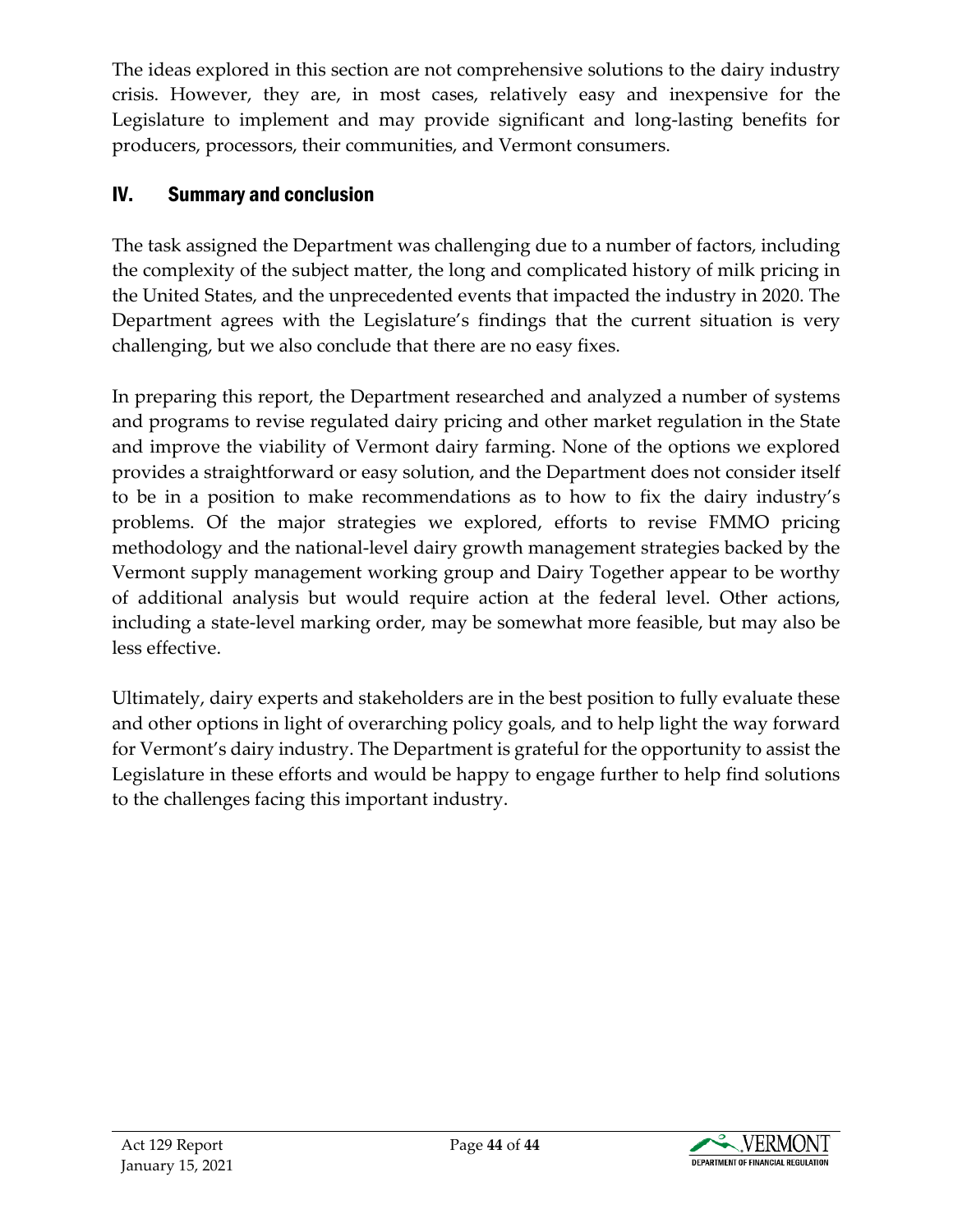The ideas explored in this section are not comprehensive solutions to the dairy industry crisis. However, they are, in most cases, relatively easy and inexpensive for the Legislature to implement and may provide significant and long-lasting benefits for producers, processors, their communities, and Vermont consumers.

## IV. Summary and conclusion

The task assigned the Department was challenging due to a number of factors, including the complexity of the subject matter, the long and complicated history of milk pricing in the United States, and the unprecedented events that impacted the industry in 2020. The Department agrees with the Legislature's findings that the current situation is very challenging, but we also conclude that there are no easy fixes.

In preparing this report, the Department researched and analyzed a number of systems and programs to revise regulated dairy pricing and other market regulation in the State and improve the viability of Vermont dairy farming. None of the options we explored provides a straightforward or easy solution, and the Department does not consider itself to be in a position to make recommendations as to how to fix the dairy industry's problems. Of the major strategies we explored, efforts to revise FMMO pricing methodology and the national-level dairy growth management strategies backed by the Vermont supply management working group and Dairy Together appear to be worthy of additional analysis but would require action at the federal level. Other actions, including a state-level marking order, may be somewhat more feasible, but may also be less effective.

Ultimately, dairy experts and stakeholders are in the best position to fully evaluate these and other options in light of overarching policy goals, and to help light the way forward for Vermont's dairy industry. The Department is grateful for the opportunity to assist the Legislature in these efforts and would be happy to engage further to help find solutions to the challenges facing this important industry.